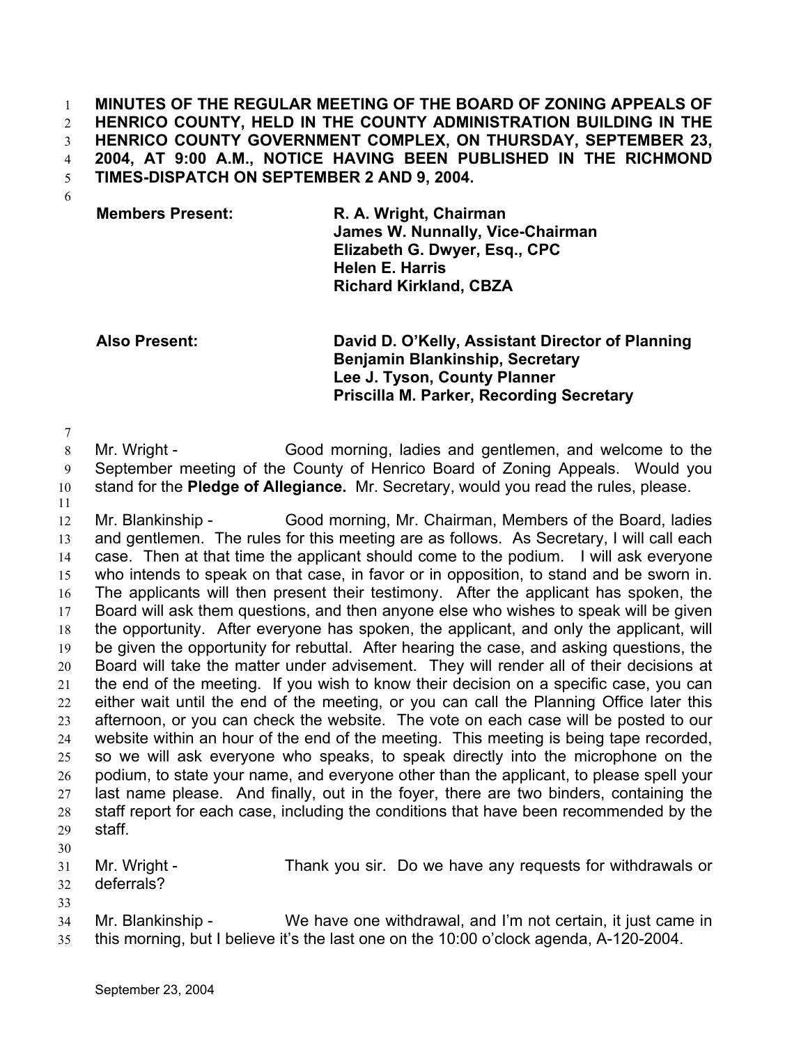**MINUTES OF THE REGULAR MEETING OF THE BOARD OF ZONING APPEALS OF HENRICO COUNTY, HELD IN THE COUNTY ADMINISTRATION BUILDING IN THE HENRICO COUNTY GOVERNMENT COMPLEX, ON THURSDAY, SEPTEMBER 23, 2004, AT 9:00 A.M., NOTICE HAVING BEEN PUBLISHED IN THE RICHMOND TIMES-DISPATCH ON SEPTEMBER 2 AND 9, 2004.**

| **Members Present:** | **R. A. Wright, Chairman** |
|---|---|
| | **James W. Nunnally, Vice-Chairman** |
| | **Elizabeth G. Dwyer, Esq., CPC** |
| | **Helen E. Harris** |
| | **Richard Kirkland, CBZA** |

| **Also Present:** | **David D. O'Kelly, Assistant Director of Planning** |
|---|---|
| | **Benjamin Blankinship, Secretary** |
| | **Lee J. Tyson, County Planner** |
| | **Priscilla M. Parker, Recording Secretary** |

Mr. Wright - Good morning, ladies and gentlemen, and welcome to the September meeting of the County of Henrico Board of Zoning Appeals. Would you stand for the **Pledge of Allegiance.** Mr. Secretary, would you read the rules, please.

Mr. Blankinship - Good morning, Mr. Chairman, Members of the Board, ladies and gentlemen. The rules for this meeting are as follows. As Secretary, I will call each case. Then at that time the applicant should come to the podium. I will ask everyone who intends to speak on that case, in favor or in opposition, to stand and be sworn in. The applicants will then present their testimony. After the applicant has spoken, the Board will ask them questions, and then anyone else who wishes to speak will be given the opportunity. After everyone has spoken, the applicant, and only the applicant, will be given the opportunity for rebuttal. After hearing the case, and asking questions, the Board will take the matter under advisement. They will render all of their decisions at the end of the meeting. If you wish to know their decision on a specific case, you can either wait until the end of the meeting, or you can call the Planning Office later this afternoon, or you can check the website. The vote on each case will be posted to our website within an hour of the end of the meeting. This meeting is being tape recorded, so we will ask everyone who speaks, to speak directly into the microphone on the podium, to state your name, and everyone other than the applicant, to please spell your last name please. And finally, out in the foyer, there are two binders, containing the staff report for each case, including the conditions that have been recommended by the staff.

Mr. Wright - Thank you sir. Do we have any requests for withdrawals or deferrals?

Mr. Blankinship - We have one withdrawal, and I'm not certain, it just came in this morning, but I believe it's the last one on the 10:00 o'clock agenda, A-120-2004.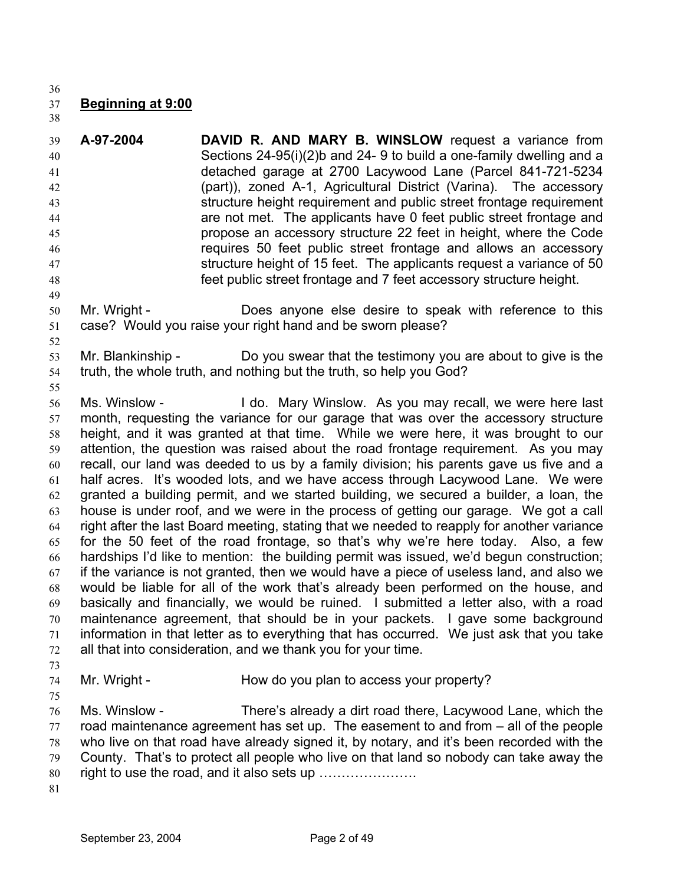**Beginning at 9:00**

**A-97-2004** **DAVID R. AND MARY B. WINSLOW** request a variance from Sections 24-95(i)(2)b and 24- 9 to build a one-family dwelling and a detached garage at 2700 Lacywood Lane (Parcel 841-721-5234 (part)), zoned A-1, Agricultural District (Varina). The accessory structure height requirement and public street frontage requirement are not met. The applicants have 0 feet public street frontage and propose an accessory structure 22 feet in height, where the Code requires 50 feet public street frontage and allows an accessory structure height of 15 feet. The applicants request a variance of 50 feet public street frontage and 7 feet accessory structure height.

Mr. Wright - Does anyone else desire to speak with reference to this case? Would you raise your right hand and be sworn please?

Mr. Blankinship - Do you swear that the testimony you are about to give is the truth, the whole truth, and nothing but the truth, so help you God?

Ms. Winslow - I do. Mary Winslow. As you may recall, we were here last month, requesting the variance for our garage that was over the accessory structure height, and it was granted at that time. While we were here, it was brought to our attention, the question was raised about the road frontage requirement. As you may recall, our land was deeded to us by a family division; his parents gave us five and a half acres. It's wooded lots, and we have access through Lacywood Lane. We were granted a building permit, and we started building, we secured a builder, a loan, the house is under roof, and we were in the process of getting our garage. We got a call right after the last Board meeting, stating that we needed to reapply for another variance for the 50 feet of the road frontage, so that's why we're here today. Also, a few hardships I'd like to mention: the building permit was issued, we'd begun construction; if the variance is not granted, then we would have a piece of useless land, and also we would be liable for all of the work that's already been performed on the house, and basically and financially, we would be ruined. I submitted a letter also, with a road maintenance agreement, that should be in your packets. I gave some background information in that letter as to everything that has occurred. We just ask that you take all that into consideration, and we thank you for your time.

Mr. Wright - How do you plan to access your property?

Ms. Winslow - There's already a dirt road there, Lacywood Lane, which the road maintenance agreement has set up. The easement to and from – all of the people who live on that road have already signed it, by notary, and it's been recorded with the County. That's to protect all people who live on that land so nobody can take away the right to use the road, and it also sets up ………………….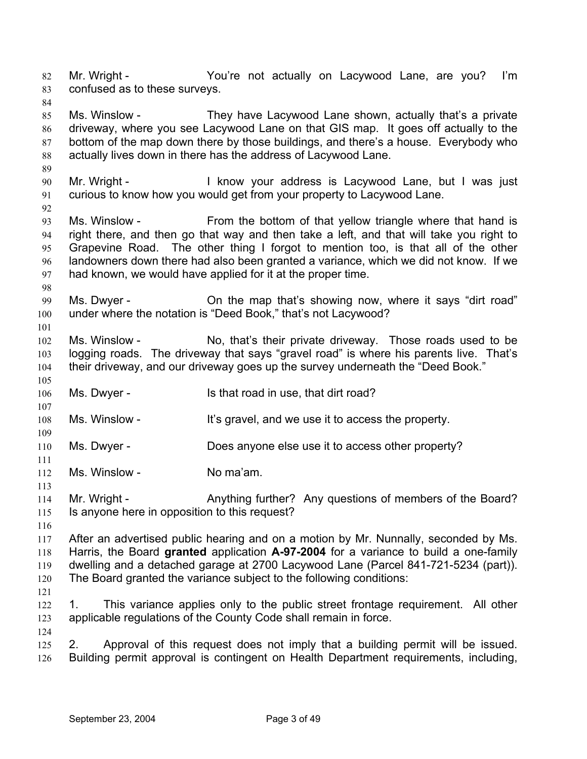Mr. Wright - You're not actually on Lacywood Lane, are you? I'm confused as to these surveys.

Ms. Winslow - They have Lacywood Lane shown, actually that's a private driveway, where you see Lacywood Lane on that GIS map. It goes off actually to the bottom of the map down there by those buildings, and there's a house. Everybody who actually lives down in there has the address of Lacywood Lane.

Mr. Wright - I know your address is Lacywood Lane, but I was just curious to know how you would get from your property to Lacywood Lane.

Ms. Winslow - From the bottom of that yellow triangle where that hand is right there, and then go that way and then take a left, and that will take you right to Grapevine Road. The other thing I forgot to mention too, is that all of the other landowners down there had also been granted a variance, which we did not know. If we had known, we would have applied for it at the proper time.

Ms. Dwyer - On the map that's showing now, where it says "dirt road" under where the notation is "Deed Book," that's not Lacywood?

Ms. Winslow - No, that's their private driveway. Those roads used to be logging roads. The driveway that says "gravel road" is where his parents live. That's their driveway, and our driveway goes up the survey underneath the "Deed Book."

Ms. Dwyer - Is that road in use, that dirt road?

Ms. Winslow - It's gravel, and we use it to access the property.

Ms. Dwyer - Does anyone else use it to access other property?

Ms. Winslow - No ma'am.

Mr. Wright - Anything further? Any questions of members of the Board? Is anyone here in opposition to this request?

After an advertised public hearing and on a motion by Mr. Nunnally, seconded by Ms. Harris, the Board **granted** application **A-97-2004** for a variance to build a one-family dwelling and a detached garage at 2700 Lacywood Lane (Parcel 841-721-5234 (part)). The Board granted the variance subject to the following conditions:

1. This variance applies only to the public street frontage requirement. All other applicable regulations of the County Code shall remain in force.

2. Approval of this request does not imply that a building permit will be issued. Building permit approval is contingent on Health Department requirements, including,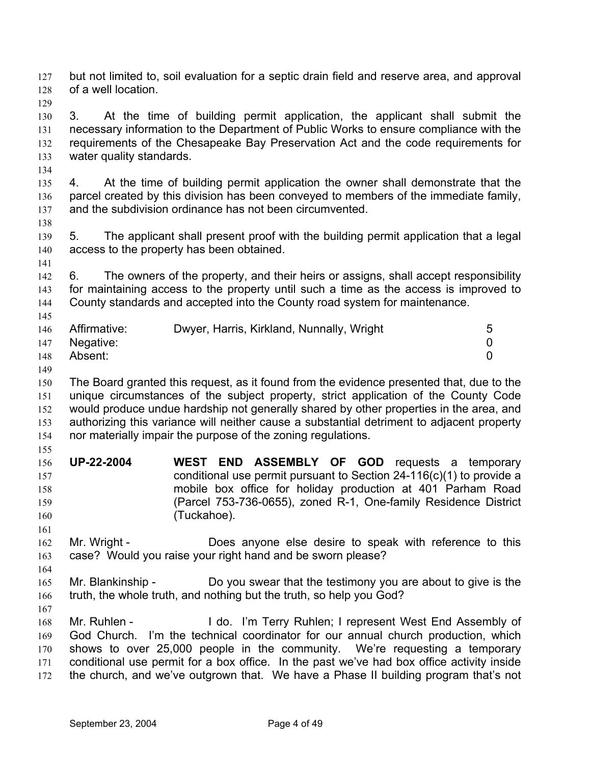but not limited to, soil evaluation for a septic drain field and reserve area, and approval of a well location.

3. At the time of building permit application, the applicant shall submit the necessary information to the Department of Public Works to ensure compliance with the requirements of the Chesapeake Bay Preservation Act and the code requirements for water quality standards.

4. At the time of building permit application the owner shall demonstrate that the parcel created by this division has been conveyed to members of the immediate family, and the subdivision ordinance has not been circumvented.

5. The applicant shall present proof with the building permit application that a legal access to the property has been obtained.

6. The owners of the property, and their heirs or assigns, shall accept responsibility for maintaining access to the property until such a time as the access is improved to County standards and accepted into the County road system for maintenance.

| | | |
|---|---|---|
| Affirmative: | Dwyer, Harris, Kirkland, Nunnally, Wright | 5 |
| Negative: | | 0 |
| Absent: | | 0 |

The Board granted this request, as it found from the evidence presented that, due to the unique circumstances of the subject property, strict application of the County Code would produce undue hardship not generally shared by other properties in the area, and authorizing this variance will neither cause a substantial detriment to adjacent property nor materially impair the purpose of the zoning regulations.

**UP-22-2004** **WEST END ASSEMBLY OF GOD** requests a temporary conditional use permit pursuant to Section 24-116(c)(1) to provide a mobile box office for holiday production at 401 Parham Road (Parcel 753-736-0655), zoned R-1, One-family Residence District (Tuckahoe).

Mr. Wright - Does anyone else desire to speak with reference to this case? Would you raise your right hand and be sworn please?

Mr. Blankinship - Do you swear that the testimony you are about to give is the truth, the whole truth, and nothing but the truth, so help you God?

Mr. Ruhlen - I do. I'm Terry Ruhlen; I represent West End Assembly of God Church. I'm the technical coordinator for our annual church production, which shows to over 25,000 people in the community. We're requesting a temporary conditional use permit for a box office. In the past we've had box office activity inside the church, and we've outgrown that. We have a Phase II building program that's not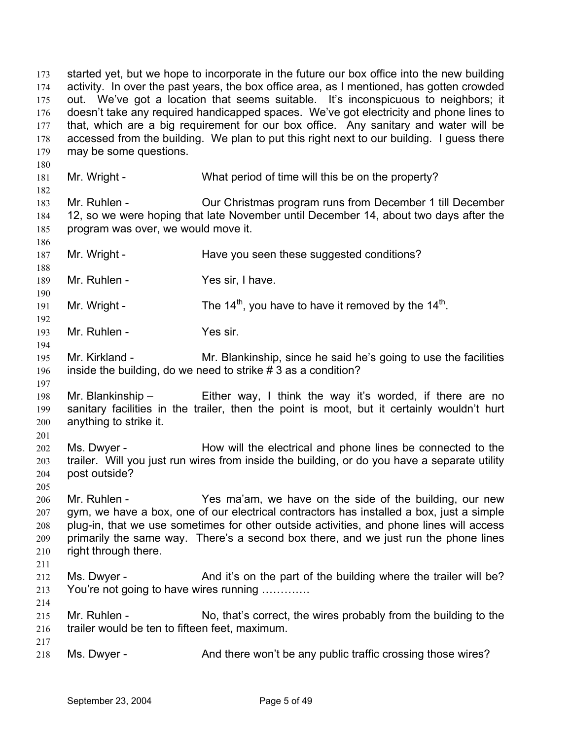started yet, but we hope to incorporate in the future our box office into the new building activity. In over the past years, the box office area, as I mentioned, has gotten crowded out. We've got a location that seems suitable. It's inconspicuous to neighbors; it doesn't take any required handicapped spaces. We've got electricity and phone lines to that, which are a big requirement for our box office. Any sanitary and water will be accessed from the building. We plan to put this right next to our building. I guess there may be some questions.

Mr. Wright - What period of time will this be on the property?

Mr. Ruhlen - Our Christmas program runs from December 1 till December 12, so we were hoping that late November until December 14, about two days after the program was over, we would move it.

Mr. Wright - Have you seen these suggested conditions?

Mr. Ruhlen - Yes sir, I have.

Mr. Wright - The 14th, you have to have it removed by the 14th.

Mr. Ruhlen - Yes sir.

Mr. Kirkland - Mr. Blankinship, since he said he's going to use the facilities inside the building, do we need to strike # 3 as a condition?

Mr. Blankinship – Either way, I think the way it's worded, if there are no sanitary facilities in the trailer, then the point is moot, but it certainly wouldn't hurt anything to strike it.

Ms. Dwyer - How will the electrical and phone lines be connected to the trailer. Will you just run wires from inside the building, or do you have a separate utility post outside?

Mr. Ruhlen - Yes ma'am, we have on the side of the building, our new gym, we have a box, one of our electrical contractors has installed a box, just a simple plug-in, that we use sometimes for other outside activities, and phone lines will access primarily the same way. There's a second box there, and we just run the phone lines right through there.

Ms. Dwyer - And it's on the part of the building where the trailer will be? You're not going to have wires running ………….

Mr. Ruhlen - No, that's correct, the wires probably from the building to the trailer would be ten to fifteen feet, maximum.

Ms. Dwyer - And there won't be any public traffic crossing those wires?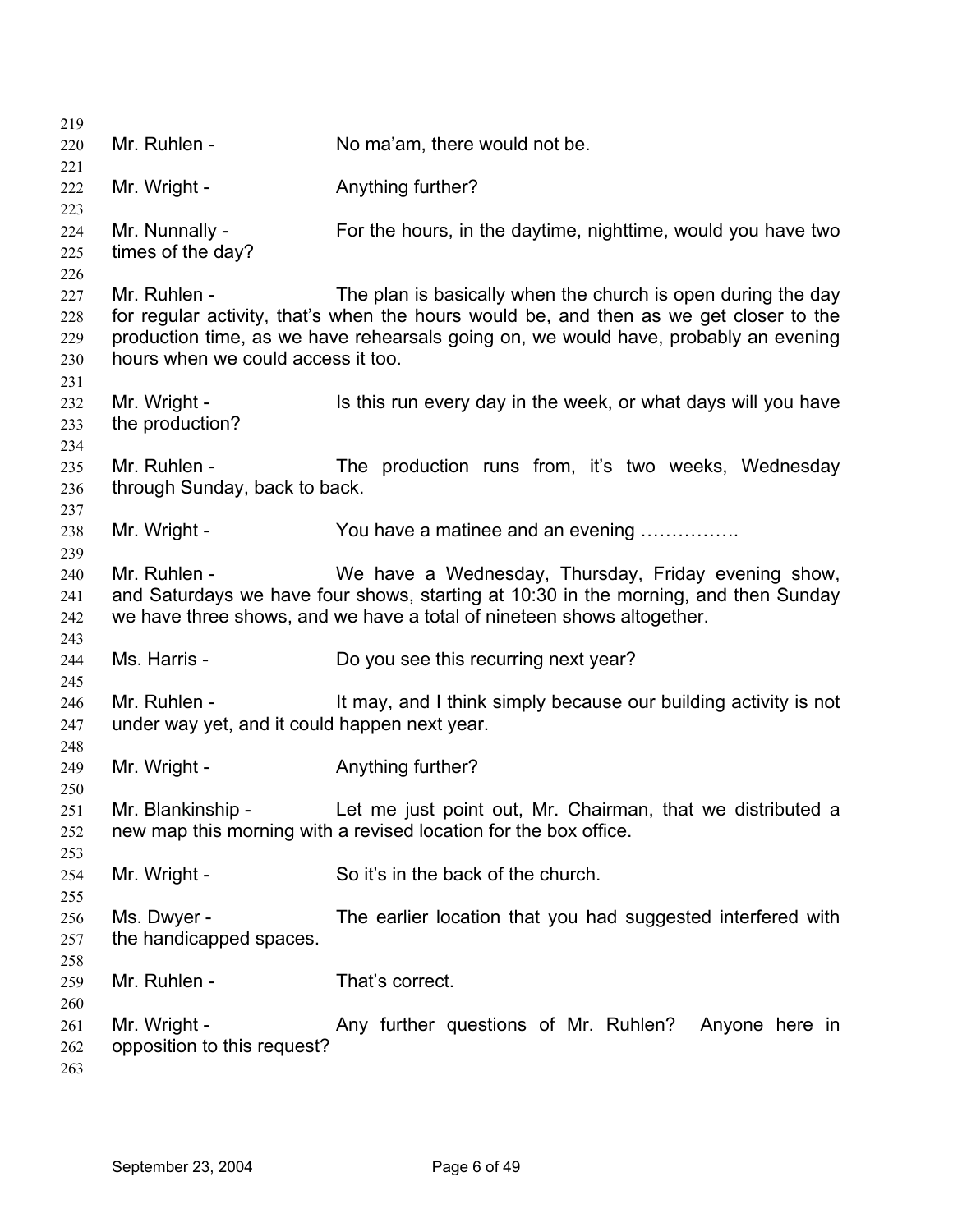Mr. Ruhlen - No ma'am, there would not be.

Mr. Wright - Anything further?

Mr. Nunnally - For the hours, in the daytime, nighttime, would you have two times of the day?

Mr. Ruhlen - The plan is basically when the church is open during the day for regular activity, that's when the hours would be, and then as we get closer to the production time, as we have rehearsals going on, we would have, probably an evening hours when we could access it too.

Mr. Wright - Is this run every day in the week, or what days will you have the production?

Mr. Ruhlen - The production runs from, it's two weeks, Wednesday through Sunday, back to back.

Mr. Wright - You have a matinee and an evening …………….

Mr. Ruhlen - We have a Wednesday, Thursday, Friday evening show, and Saturdays we have four shows, starting at 10:30 in the morning, and then Sunday we have three shows, and we have a total of nineteen shows altogether.

Ms. Harris - Do you see this recurring next year?

Mr. Ruhlen - It may, and I think simply because our building activity is not under way yet, and it could happen next year.

Mr. Wright - Anything further?

Mr. Blankinship - Let me just point out, Mr. Chairman, that we distributed a new map this morning with a revised location for the box office.

Mr. Wright - So it's in the back of the church.

Ms. Dwyer - The earlier location that you had suggested interfered with the handicapped spaces.

Mr. Ruhlen - That's correct.

Mr. Wright - Any further questions of Mr. Ruhlen? Anyone here in opposition to this request?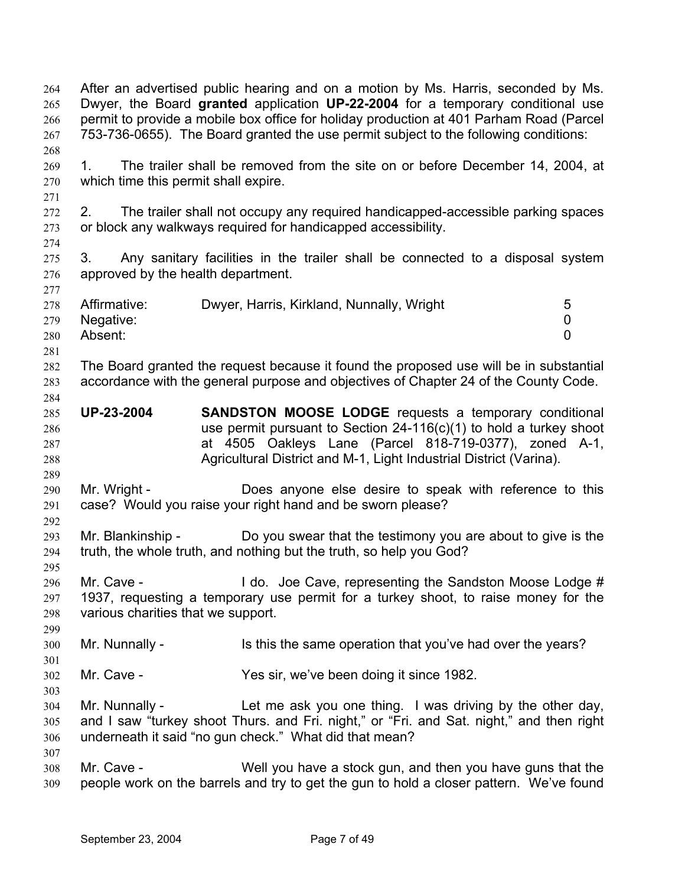After an advertised public hearing and on a motion by Ms. Harris, seconded by Ms. Dwyer, the Board **granted** application **UP-22-2004** for a temporary conditional use permit to provide a mobile box office for holiday production at 401 Parham Road (Parcel 753-736-0655). The Board granted the use permit subject to the following conditions:

1. The trailer shall be removed from the site on or before December 14, 2004, at which time this permit shall expire.

2. The trailer shall not occupy any required handicapped-accessible parking spaces or block any walkways required for handicapped accessibility.

3. Any sanitary facilities in the trailer shall be connected to a disposal system approved by the health department.

| | | |
|---|---|---|
| Affirmative: | Dwyer, Harris, Kirkland, Nunnally, Wright | 5 |
| Negative: | | 0 |
| Absent: | | 0 |

The Board granted the request because it found the proposed use will be in substantial accordance with the general purpose and objectives of Chapter 24 of the County Code.

**UP-23-2004** **SANDSTON MOOSE LODGE** requests a temporary conditional use permit pursuant to Section 24-116(c)(1) to hold a turkey shoot at 4505 Oakleys Lane (Parcel 818-719-0377), zoned A-1, Agricultural District and M-1, Light Industrial District (Varina).

Mr. Wright - Does anyone else desire to speak with reference to this case? Would you raise your right hand and be sworn please?

Mr. Blankinship - Do you swear that the testimony you are about to give is the truth, the whole truth, and nothing but the truth, so help you God?

Mr. Cave - I do. Joe Cave, representing the Sandston Moose Lodge # 1937, requesting a temporary use permit for a turkey shoot, to raise money for the various charities that we support.

Mr. Nunnally - Is this the same operation that you've had over the years?

Mr. Cave - Yes sir, we've been doing it since 1982.

Mr. Nunnally - Let me ask you one thing. I was driving by the other day, and I saw "turkey shoot Thurs. and Fri. night," or "Fri. and Sat. night," and then right underneath it said "no gun check." What did that mean?

Mr. Cave - Well you have a stock gun, and then you have guns that the people work on the barrels and try to get the gun to hold a closer pattern. We've found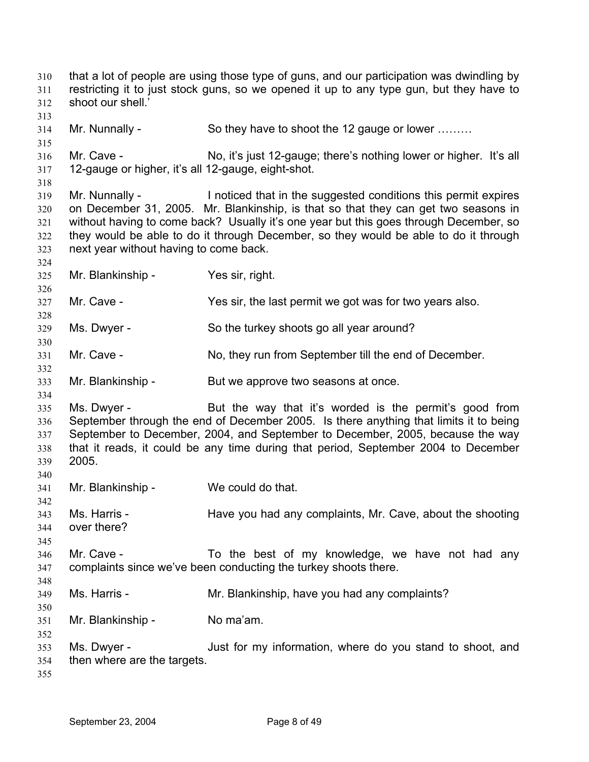that a lot of people are using those type of guns, and our participation was dwindling by restricting it to just stock guns, so we opened it up to any type gun, but they have to shoot our shell.'

Mr. Nunnally - So they have to shoot the 12 gauge or lower ………

Mr. Cave - No, it's just 12-gauge; there's nothing lower or higher. It's all 12-gauge or higher, it's all 12-gauge, eight-shot.

Mr. Nunnally - I noticed that in the suggested conditions this permit expires on December 31, 2005. Mr. Blankinship, is that so that they can get two seasons in without having to come back? Usually it's one year but this goes through December, so they would be able to do it through December, so they would be able to do it through next year without having to come back.

Mr. Blankinship - Yes sir, right.

Mr. Cave - Yes sir, the last permit we got was for two years also.

Ms. Dwyer - So the turkey shoots go all year around?

Mr. Cave - No, they run from September till the end of December.

Mr. Blankinship - But we approve two seasons at once.

Ms. Dwyer - But the way that it's worded is the permit's good from September through the end of December 2005. Is there anything that limits it to being September to December, 2004, and September to December, 2005, because the way that it reads, it could be any time during that period, September 2004 to December 2005.

Mr. Blankinship - We could do that.

Ms. Harris - Have you had any complaints, Mr. Cave, about the shooting over there?

Mr. Cave - To the best of my knowledge, we have not had any complaints since we've been conducting the turkey shoots there.

Ms. Harris - Mr. Blankinship, have you had any complaints?

Mr. Blankinship - No ma'am.

Ms. Dwyer - Just for my information, where do you stand to shoot, and then where are the targets.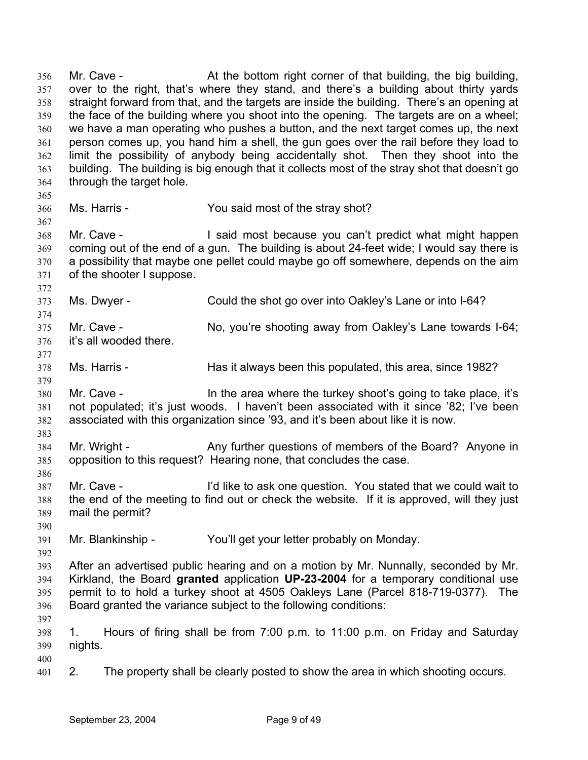Mr. Cave - At the bottom right corner of that building, the big building, over to the right, that's where they stand, and there's a building about thirty yards straight forward from that, and the targets are inside the building. There's an opening at the face of the building where you shoot into the opening. The targets are on a wheel; we have a man operating who pushes a button, and the next target comes up, the next person comes up, you hand him a shell, the gun goes over the rail before they load to limit the possibility of anybody being accidentally shot. Then they shoot into the building. The building is big enough that it collects most of the stray shot that doesn't go through the target hole.

Ms. Harris - You said most of the stray shot?

Mr. Cave - I said most because you can't predict what might happen coming out of the end of a gun. The building is about 24-feet wide; I would say there is a possibility that maybe one pellet could maybe go off somewhere, depends on the aim of the shooter I suppose.

Ms. Dwyer - Could the shot go over into Oakley's Lane or into I-64?

Mr. Cave - No, you're shooting away from Oakley's Lane towards I-64; it's all wooded there.

Ms. Harris - Has it always been this populated, this area, since 1982?

Mr. Cave - In the area where the turkey shoot's going to take place, it's not populated; it's just woods. I haven't been associated with it since '82; I've been associated with this organization since '93, and it's been about like it is now.

Mr. Wright - Any further questions of members of the Board? Anyone in opposition to this request? Hearing none, that concludes the case.

Mr. Cave - I'd like to ask one question. You stated that we could wait to the end of the meeting to find out or check the website. If it is approved, will they just mail the permit?

Mr. Blankinship - You'll get your letter probably on Monday.

After an advertised public hearing and on a motion by Mr. Nunnally, seconded by Mr. Kirkland, the Board **granted** application **UP-23-2004** for a temporary conditional use permit to to hold a turkey shoot at 4505 Oakleys Lane (Parcel 818-719-0377). The Board granted the variance subject to the following conditions:

1. Hours of firing shall be from 7:00 p.m. to 11:00 p.m. on Friday and Saturday nights.

2. The property shall be clearly posted to show the area in which shooting occurs.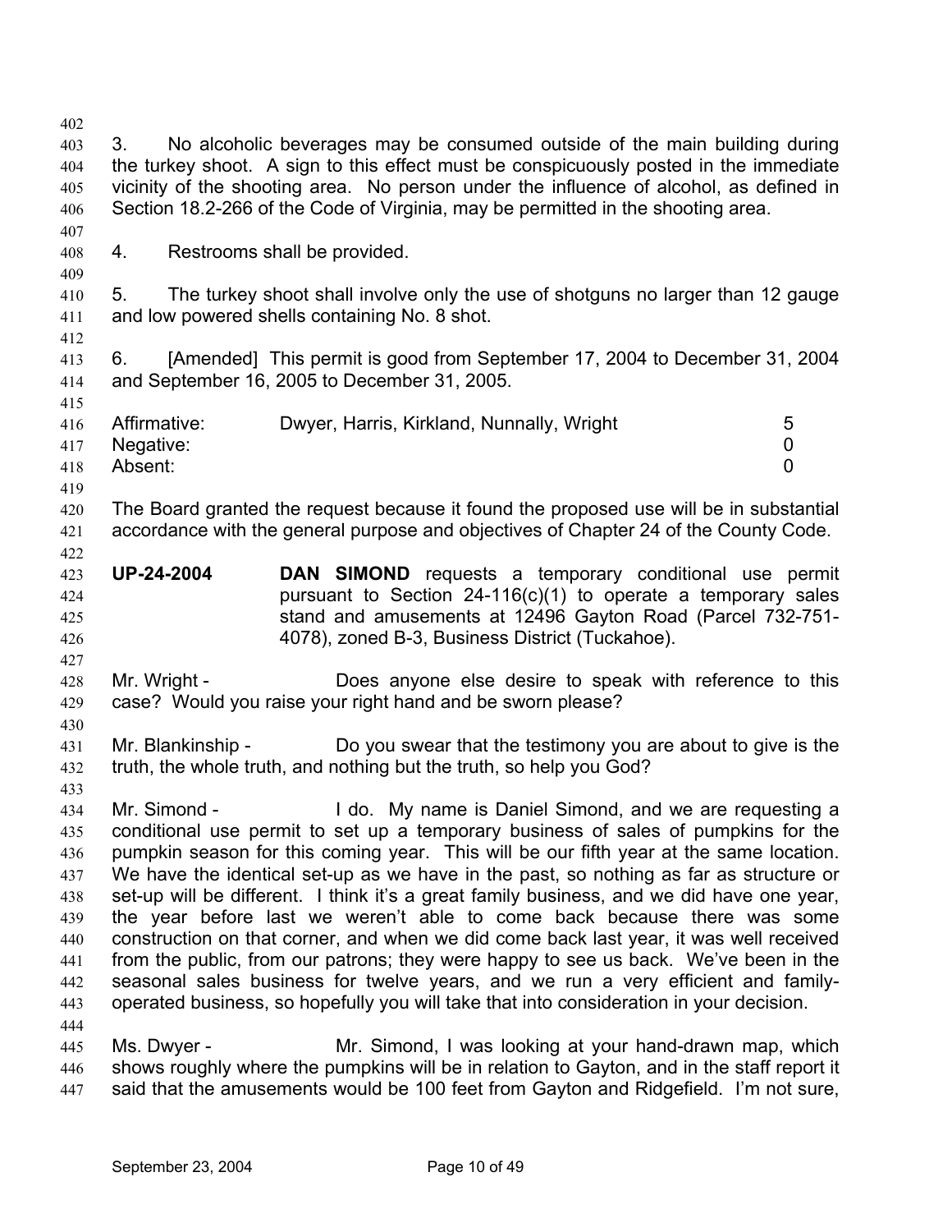3. No alcoholic beverages may be consumed outside of the main building during the turkey shoot. A sign to this effect must be conspicuously posted in the immediate vicinity of the shooting area. No person under the influence of alcohol, as defined in Section 18.2-266 of the Code of Virginia, may be permitted in the shooting area.

4. Restrooms shall be provided.

5. The turkey shoot shall involve only the use of shotguns no larger than 12 gauge and low powered shells containing No. 8 shot.

6. [Amended] This permit is good from September 17, 2004 to December 31, 2004 and September 16, 2005 to December 31, 2005.

| | | |
|---|---|---|
| Affirmative: | Dwyer, Harris, Kirkland, Nunnally, Wright | 5 |
| Negative: | | 0 |
| Absent: | | 0 |

The Board granted the request because it found the proposed use will be in substantial accordance with the general purpose and objectives of Chapter 24 of the County Code.

**UP-24-2004** **DAN SIMOND** requests a temporary conditional use permit pursuant to Section 24-116(c)(1) to operate a temporary sales stand and amusements at 12496 Gayton Road (Parcel 732-751-4078), zoned B-3, Business District (Tuckahoe).

Mr. Wright - Does anyone else desire to speak with reference to this case? Would you raise your right hand and be sworn please?

Mr. Blankinship - Do you swear that the testimony you are about to give is the truth, the whole truth, and nothing but the truth, so help you God?

Mr. Simond - I do. My name is Daniel Simond, and we are requesting a conditional use permit to set up a temporary business of sales of pumpkins for the pumpkin season for this coming year. This will be our fifth year at the same location. We have the identical set-up as we have in the past, so nothing as far as structure or set-up will be different. I think it's a great family business, and we did have one year, the year before last we weren't able to come back because there was some construction on that corner, and when we did come back last year, it was well received from the public, from our patrons; they were happy to see us back. We've been in the seasonal sales business for twelve years, and we run a very efficient and family-operated business, so hopefully you will take that into consideration in your decision.

Ms. Dwyer - Mr. Simond, I was looking at your hand-drawn map, which shows roughly where the pumpkins will be in relation to Gayton, and in the staff report it said that the amusements would be 100 feet from Gayton and Ridgefield. I'm not sure,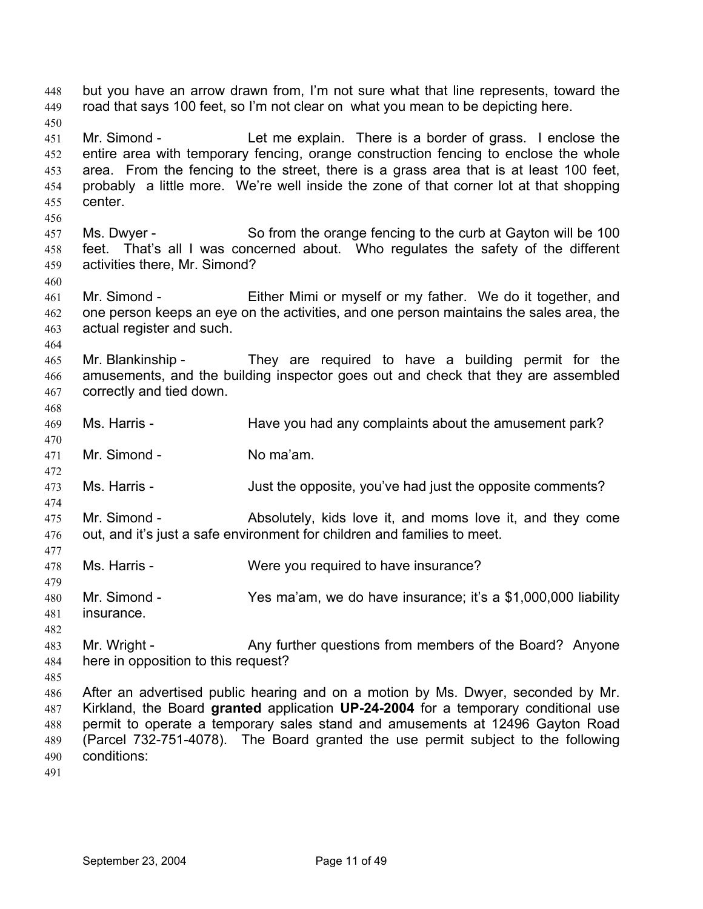but you have an arrow drawn from, I'm not sure what that line represents, toward the road that says 100 feet, so I'm not clear on what you mean to be depicting here.

Mr. Simond - Let me explain. There is a border of grass. I enclose the entire area with temporary fencing, orange construction fencing to enclose the whole area. From the fencing to the street, there is a grass area that is at least 100 feet, probably a little more. We're well inside the zone of that corner lot at that shopping center.

Ms. Dwyer - So from the orange fencing to the curb at Gayton will be 100 feet. That's all I was concerned about. Who regulates the safety of the different activities there, Mr. Simond?

Mr. Simond - Either Mimi or myself or my father. We do it together, and one person keeps an eye on the activities, and one person maintains the sales area, the actual register and such.

Mr. Blankinship - They are required to have a building permit for the amusements, and the building inspector goes out and check that they are assembled correctly and tied down.

Ms. Harris - Have you had any complaints about the amusement park?

Mr. Simond - No ma'am.

Ms. Harris - Just the opposite, you've had just the opposite comments?

Mr. Simond - Absolutely, kids love it, and moms love it, and they come out, and it's just a safe environment for children and families to meet.

Ms. Harris - Were you required to have insurance?

Mr. Simond - Yes ma'am, we do have insurance; it's a $1,000,000 liability insurance.

Mr. Wright - Any further questions from members of the Board? Anyone here in opposition to this request?

After an advertised public hearing and on a motion by Ms. Dwyer, seconded by Mr. Kirkland, the Board **granted** application **UP-24-2004** for a temporary conditional use permit to operate a temporary sales stand and amusements at 12496 Gayton Road (Parcel 732-751-4078). The Board granted the use permit subject to the following conditions: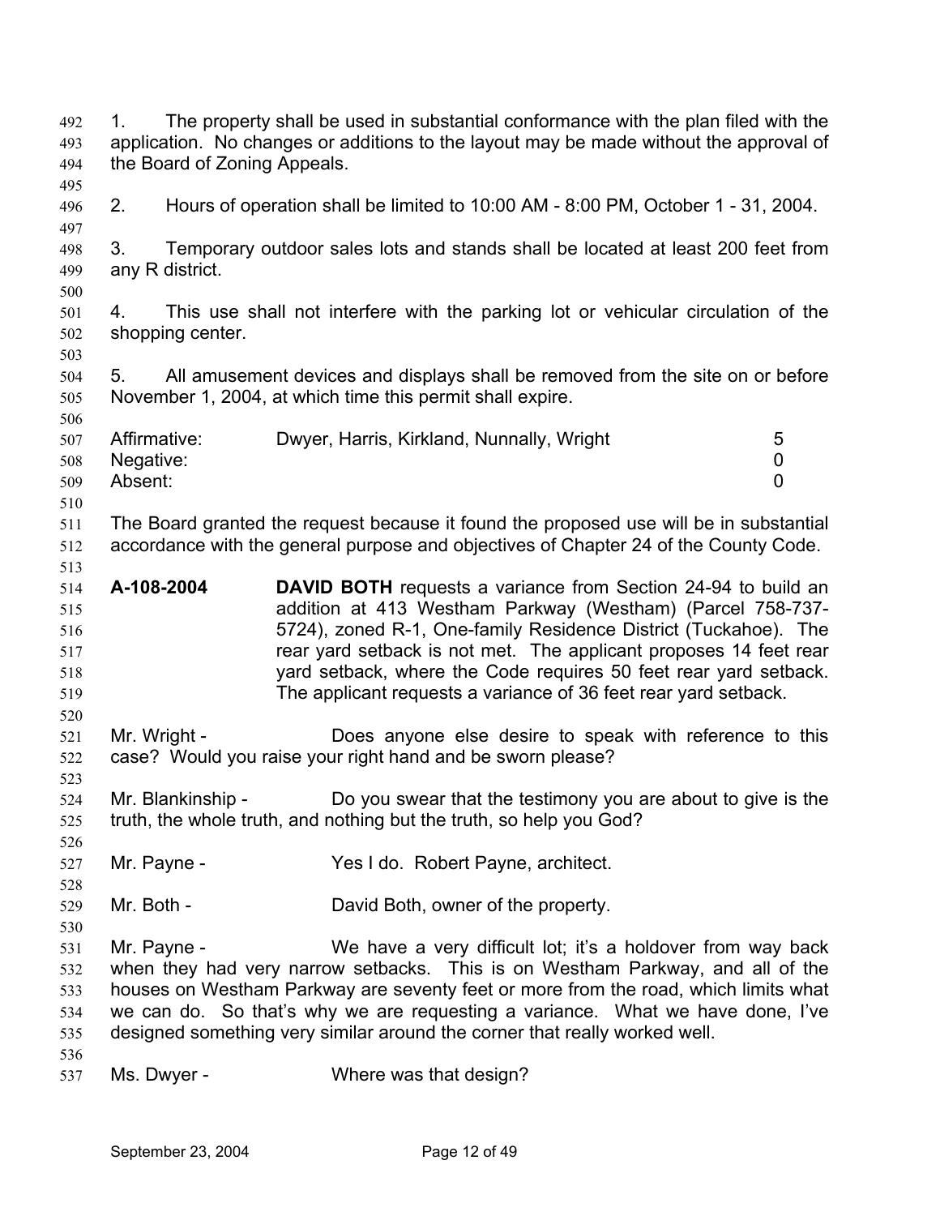1. The property shall be used in substantial conformance with the plan filed with the application. No changes or additions to the layout may be made without the approval of the Board of Zoning Appeals.

2. Hours of operation shall be limited to 10:00 AM - 8:00 PM, October 1 - 31, 2004.

3. Temporary outdoor sales lots and stands shall be located at least 200 feet from any R district.

4. This use shall not interfere with the parking lot or vehicular circulation of the shopping center.

5. All amusement devices and displays shall be removed from the site on or before November 1, 2004, at which time this permit shall expire.

| | | |
|---|---|---|
| Affirmative: | Dwyer, Harris, Kirkland, Nunnally, Wright | 5 |
| Negative: | | 0 |
| Absent: | | 0 |

The Board granted the request because it found the proposed use will be in substantial accordance with the general purpose and objectives of Chapter 24 of the County Code.

**A-108-2004** **DAVID BOTH** requests a variance from Section 24-94 to build an addition at 413 Westham Parkway (Westham) (Parcel 758-737-5724), zoned R-1, One-family Residence District (Tuckahoe). The rear yard setback is not met. The applicant proposes 14 feet rear yard setback, where the Code requires 50 feet rear yard setback. The applicant requests a variance of 36 feet rear yard setback.

Mr. Wright - Does anyone else desire to speak with reference to this case? Would you raise your right hand and be sworn please?

Mr. Blankinship - Do you swear that the testimony you are about to give is the truth, the whole truth, and nothing but the truth, so help you God?

Mr. Payne - Yes I do. Robert Payne, architect.

Mr. Both - David Both, owner of the property.

Mr. Payne - We have a very difficult lot; it's a holdover from way back when they had very narrow setbacks. This is on Westham Parkway, and all of the houses on Westham Parkway are seventy feet or more from the road, which limits what we can do. So that's why we are requesting a variance. What we have done, I've designed something very similar around the corner that really worked well.

Ms. Dwyer - Where was that design?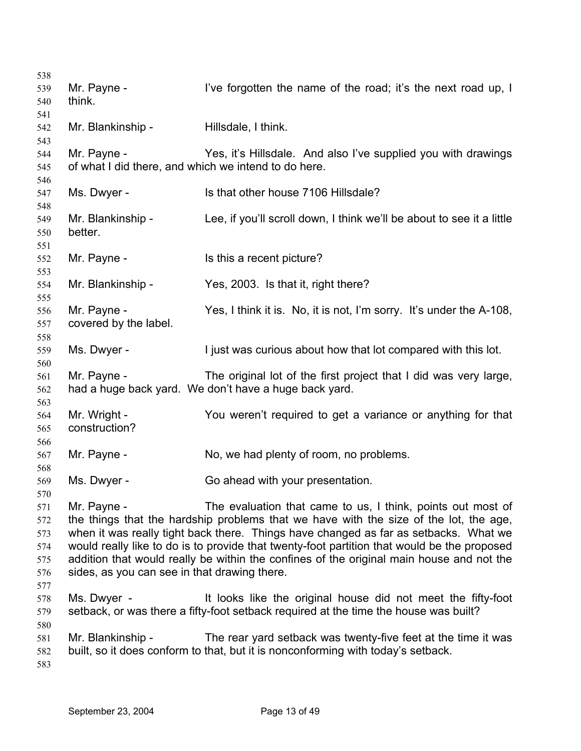Mr. Payne - I've forgotten the name of the road; it's the next road up, I think.

Mr. Blankinship - Hillsdale, I think.

Mr. Payne - Yes, it's Hillsdale. And also I've supplied you with drawings of what I did there, and which we intend to do here.

Ms. Dwyer - Is that other house 7106 Hillsdale?

Mr. Blankinship - Lee, if you'll scroll down, I think we'll be about to see it a little better.

Mr. Payne - Is this a recent picture?

Mr. Blankinship - Yes, 2003. Is that it, right there?

Mr. Payne - Yes, I think it is. No, it is not, I'm sorry. It's under the A-108, covered by the label.

Ms. Dwyer - I just was curious about how that lot compared with this lot.

Mr. Payne - The original lot of the first project that I did was very large, had a huge back yard. We don't have a huge back yard.

Mr. Wright - You weren't required to get a variance or anything for that construction?

Mr. Payne - No, we had plenty of room, no problems.

Ms. Dwyer - Go ahead with your presentation.

Mr. Payne - The evaluation that came to us, I think, points out most of the things that the hardship problems that we have with the size of the lot, the age, when it was really tight back there. Things have changed as far as setbacks. What we would really like to do is to provide that twenty-foot partition that would be the proposed addition that would really be within the confines of the original main house and not the sides, as you can see in that drawing there.

Ms. Dwyer - It looks like the original house did not meet the fifty-foot setback, or was there a fifty-foot setback required at the time the house was built?

Mr. Blankinship - The rear yard setback was twenty-five feet at the time it was built, so it does conform to that, but it is nonconforming with today's setback.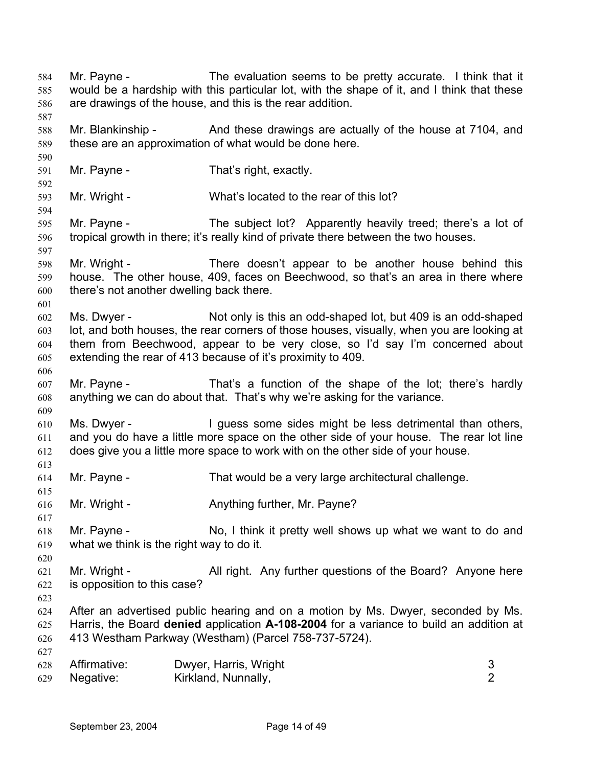Mr. Payne - The evaluation seems to be pretty accurate. I think that it would be a hardship with this particular lot, with the shape of it, and I think that these are drawings of the house, and this is the rear addition.

Mr. Blankinship - And these drawings are actually of the house at 7104, and these are an approximation of what would be done here.

Mr. Payne - That's right, exactly.

Mr. Wright - What's located to the rear of this lot?

Mr. Payne - The subject lot? Apparently heavily treed; there's a lot of tropical growth in there; it's really kind of private there between the two houses.

Mr. Wright - There doesn't appear to be another house behind this house. The other house, 409, faces on Beechwood, so that's an area in there where there's not another dwelling back there.

Ms. Dwyer - Not only is this an odd-shaped lot, but 409 is an odd-shaped lot, and both houses, the rear corners of those houses, visually, when you are looking at them from Beechwood, appear to be very close, so I'd say I'm concerned about extending the rear of 413 because of it's proximity to 409.

Mr. Payne - That's a function of the shape of the lot; there's hardly anything we can do about that. That's why we're asking for the variance.

Ms. Dwyer - I guess some sides might be less detrimental than others, and you do have a little more space on the other side of your house. The rear lot line does give you a little more space to work with on the other side of your house.

Mr. Payne - That would be a very large architectural challenge.

Mr. Wright - Anything further, Mr. Payne?

Mr. Payne - No, I think it pretty well shows up what we want to do and what we think is the right way to do it.

Mr. Wright - All right. Any further questions of the Board? Anyone here is opposition to this case?

After an advertised public hearing and on a motion by Ms. Dwyer, seconded by Ms. Harris, the Board **denied** application **A-108-2004** for a variance to build an addition at 413 Westham Parkway (Westham) (Parcel 758-737-5724).

| | | |
|---|---|---|
| Affirmative: | Dwyer, Harris, Wright | 3 |
| Negative: | Kirkland, Nunnally, | 2 |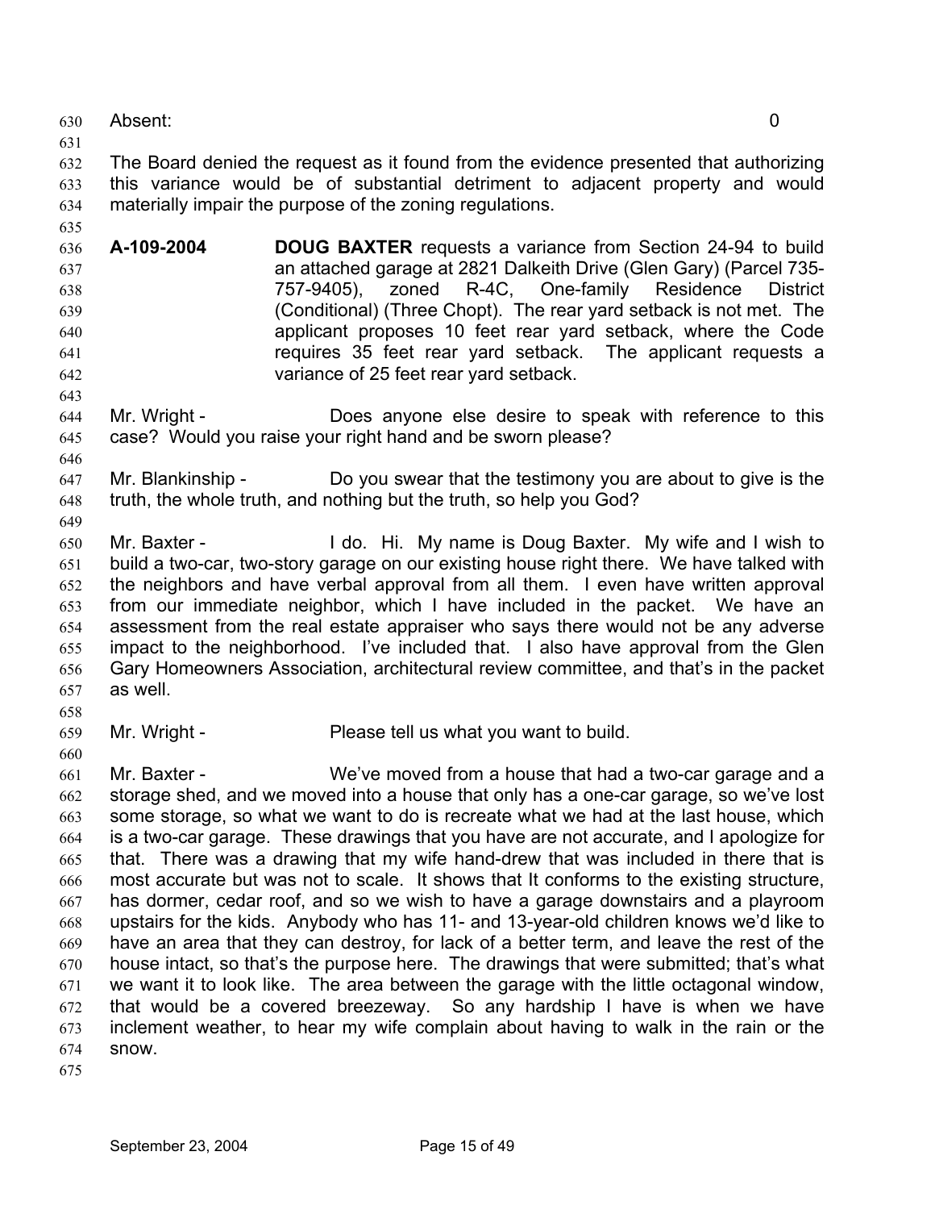Absent: 0

The Board denied the request as it found from the evidence presented that authorizing this variance would be of substantial detriment to adjacent property and would materially impair the purpose of the zoning regulations.

**A-109-2004** **DOUG BAXTER** requests a variance from Section 24-94 to build an attached garage at 2821 Dalkeith Drive (Glen Gary) (Parcel 735-757-9405), zoned R-4C, One-family Residence District (Conditional) (Three Chopt). The rear yard setback is not met. The applicant proposes 10 feet rear yard setback, where the Code requires 35 feet rear yard setback. The applicant requests a variance of 25 feet rear yard setback.

Mr. Wright - Does anyone else desire to speak with reference to this case? Would you raise your right hand and be sworn please?

Mr. Blankinship - Do you swear that the testimony you are about to give is the truth, the whole truth, and nothing but the truth, so help you God?

Mr. Baxter - I do. Hi. My name is Doug Baxter. My wife and I wish to build a two-car, two-story garage on our existing house right there. We have talked with the neighbors and have verbal approval from all them. I even have written approval from our immediate neighbor, which I have included in the packet. We have an assessment from the real estate appraiser who says there would not be any adverse impact to the neighborhood. I've included that. I also have approval from the Glen Gary Homeowners Association, architectural review committee, and that's in the packet as well.

Mr. Wright - Please tell us what you want to build.

Mr. Baxter - We've moved from a house that had a two-car garage and a storage shed, and we moved into a house that only has a one-car garage, so we've lost some storage, so what we want to do is recreate what we had at the last house, which is a two-car garage. These drawings that you have are not accurate, and I apologize for that. There was a drawing that my wife hand-drew that was included in there that is most accurate but was not to scale. It shows that It conforms to the existing structure, has dormer, cedar roof, and so we wish to have a garage downstairs and a playroom upstairs for the kids. Anybody who has 11- and 13-year-old children knows we'd like to have an area that they can destroy, for lack of a better term, and leave the rest of the house intact, so that's the purpose here. The drawings that were submitted; that's what we want it to look like. The area between the garage with the little octagonal window, that would be a covered breezeway. So any hardship I have is when we have inclement weather, to hear my wife complain about having to walk in the rain or the snow.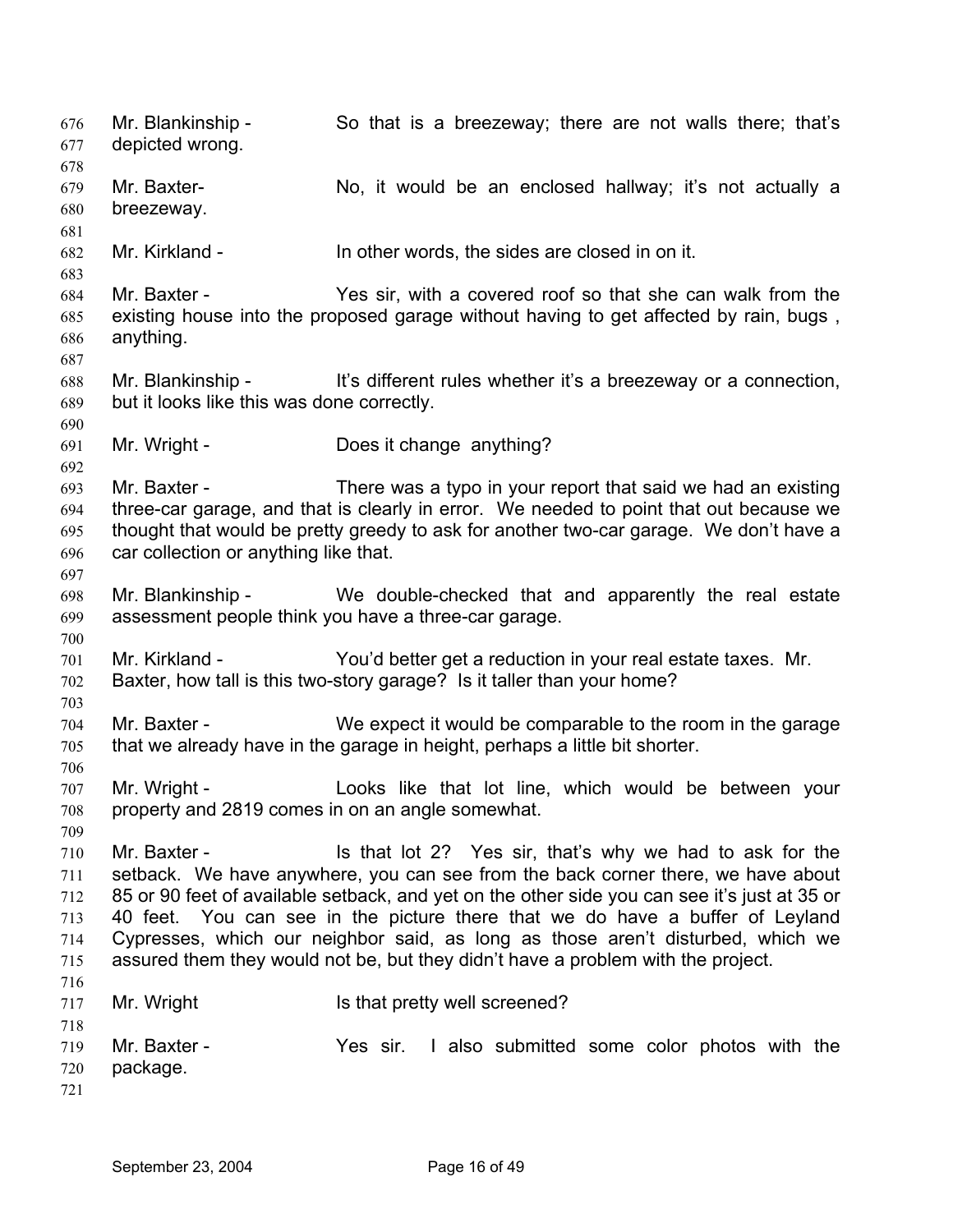Mr. Blankinship - So that is a breezeway; there are not walls there; that's depicted wrong.

Mr. Baxter- No, it would be an enclosed hallway; it's not actually a breezeway.

Mr. Kirkland - In other words, the sides are closed in on it.

Mr. Baxter - Yes sir, with a covered roof so that she can walk from the existing house into the proposed garage without having to get affected by rain, bugs , anything.

Mr. Blankinship - It's different rules whether it's a breezeway or a connection, but it looks like this was done correctly.

Mr. Wright - Does it change anything?

Mr. Baxter - There was a typo in your report that said we had an existing three-car garage, and that is clearly in error. We needed to point that out because we thought that would be pretty greedy to ask for another two-car garage. We don't have a car collection or anything like that.

Mr. Blankinship - We double-checked that and apparently the real estate assessment people think you have a three-car garage.

Mr. Kirkland - You'd better get a reduction in your real estate taxes. Mr. Baxter, how tall is this two-story garage? Is it taller than your home?

Mr. Baxter - We expect it would be comparable to the room in the garage that we already have in the garage in height, perhaps a little bit shorter.

Mr. Wright - Looks like that lot line, which would be between your property and 2819 comes in on an angle somewhat.

Mr. Baxter - Is that lot 2? Yes sir, that's why we had to ask for the setback. We have anywhere, you can see from the back corner there, we have about 85 or 90 feet of available setback, and yet on the other side you can see it's just at 35 or 40 feet. You can see in the picture there that we do have a buffer of Leyland Cypresses, which our neighbor said, as long as those aren't disturbed, which we assured them they would not be, but they didn't have a problem with the project.

Mr. Wright Is that pretty well screened?

Mr. Baxter - Yes sir. I also submitted some color photos with the package.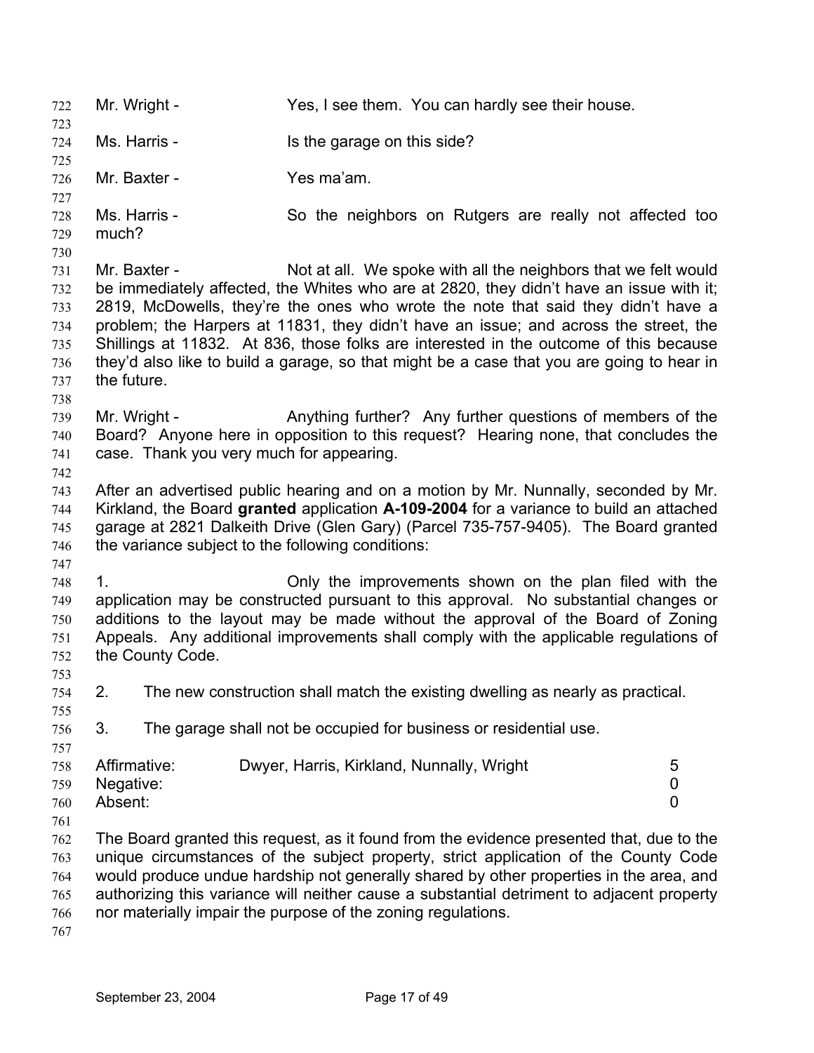Mr. Wright - Yes, I see them. You can hardly see their house.

Ms. Harris - Is the garage on this side?

Mr. Baxter - Yes ma'am.

Ms. Harris - So the neighbors on Rutgers are really not affected too much?

Mr. Baxter - Not at all. We spoke with all the neighbors that we felt would be immediately affected, the Whites who are at 2820, they didn't have an issue with it; 2819, McDowells, they're the ones who wrote the note that said they didn't have a problem; the Harpers at 11831, they didn't have an issue; and across the street, the Shillings at 11832. At 836, those folks are interested in the outcome of this because they'd also like to build a garage, so that might be a case that you are going to hear in the future.

Mr. Wright - Anything further? Any further questions of members of the Board? Anyone here in opposition to this request? Hearing none, that concludes the case. Thank you very much for appearing.

After an advertised public hearing and on a motion by Mr. Nunnally, seconded by Mr. Kirkland, the Board **granted** application **A-109-2004** for a variance to build an attached garage at 2821 Dalkeith Drive (Glen Gary) (Parcel 735-757-9405). The Board granted the variance subject to the following conditions:

1. Only the improvements shown on the plan filed with the application may be constructed pursuant to this approval. No substantial changes or additions to the layout may be made without the approval of the Board of Zoning Appeals. Any additional improvements shall comply with the applicable regulations of the County Code.

2. The new construction shall match the existing dwelling as nearly as practical.

3. The garage shall not be occupied for business or residential use.

| | | |
|---|---|---|
| Affirmative: | Dwyer, Harris, Kirkland, Nunnally, Wright | 5 |
| Negative: | | 0 |
| Absent: | | 0 |

The Board granted this request, as it found from the evidence presented that, due to the unique circumstances of the subject property, strict application of the County Code would produce undue hardship not generally shared by other properties in the area, and authorizing this variance will neither cause a substantial detriment to adjacent property nor materially impair the purpose of the zoning regulations.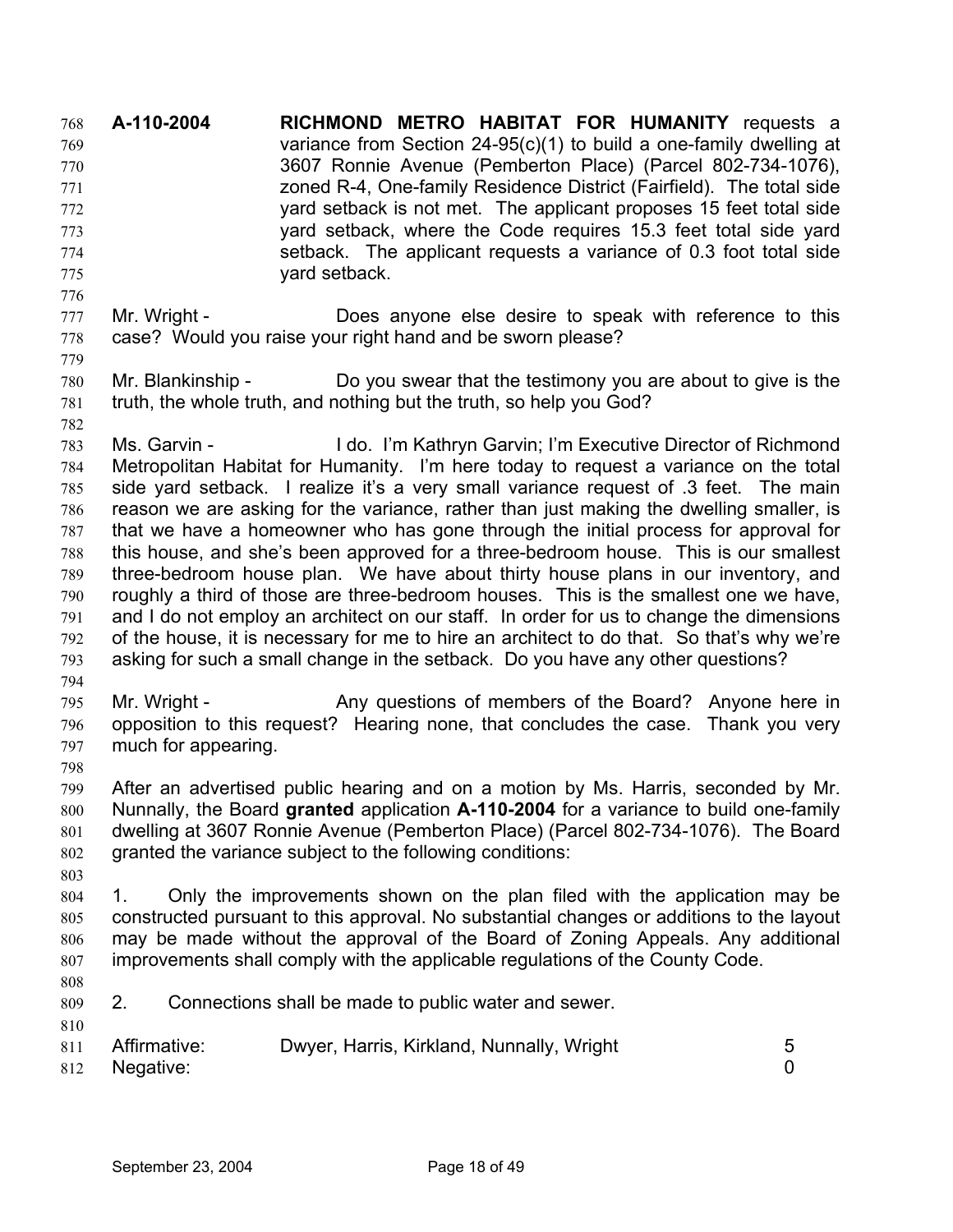**A-110-2004** **RICHMOND METRO HABITAT FOR HUMANITY** requests a variance from Section 24-95(c)(1) to build a one-family dwelling at 3607 Ronnie Avenue (Pemberton Place) (Parcel 802-734-1076), zoned R-4, One-family Residence District (Fairfield). The total side yard setback is not met. The applicant proposes 15 feet total side yard setback, where the Code requires 15.3 feet total side yard setback. The applicant requests a variance of 0.3 foot total side yard setback.

Mr. Wright - Does anyone else desire to speak with reference to this case? Would you raise your right hand and be sworn please?

Mr. Blankinship - Do you swear that the testimony you are about to give is the truth, the whole truth, and nothing but the truth, so help you God?

Ms. Garvin - I do. I'm Kathryn Garvin; I'm Executive Director of Richmond Metropolitan Habitat for Humanity. I'm here today to request a variance on the total side yard setback. I realize it's a very small variance request of .3 feet. The main reason we are asking for the variance, rather than just making the dwelling smaller, is that we have a homeowner who has gone through the initial process for approval for this house, and she's been approved for a three-bedroom house. This is our smallest three-bedroom house plan. We have about thirty house plans in our inventory, and roughly a third of those are three-bedroom houses. This is the smallest one we have, and I do not employ an architect on our staff. In order for us to change the dimensions of the house, it is necessary for me to hire an architect to do that. So that's why we're asking for such a small change in the setback. Do you have any other questions?

Mr. Wright - Any questions of members of the Board? Anyone here in opposition to this request? Hearing none, that concludes the case. Thank you very much for appearing.

After an advertised public hearing and on a motion by Ms. Harris, seconded by Mr. Nunnally, the Board **granted** application **A-110-2004** for a variance to build one-family dwelling at 3607 Ronnie Avenue (Pemberton Place) (Parcel 802-734-1076). The Board granted the variance subject to the following conditions:

1. Only the improvements shown on the plan filed with the application may be constructed pursuant to this approval. No substantial changes or additions to the layout may be made without the approval of the Board of Zoning Appeals. Any additional improvements shall comply with the applicable regulations of the County Code.

2. Connections shall be made to public water and sewer.

| | | |
|---|---|---|
| Affirmative: | Dwyer, Harris, Kirkland, Nunnally, Wright | 5 |
| Negative: | | 0 |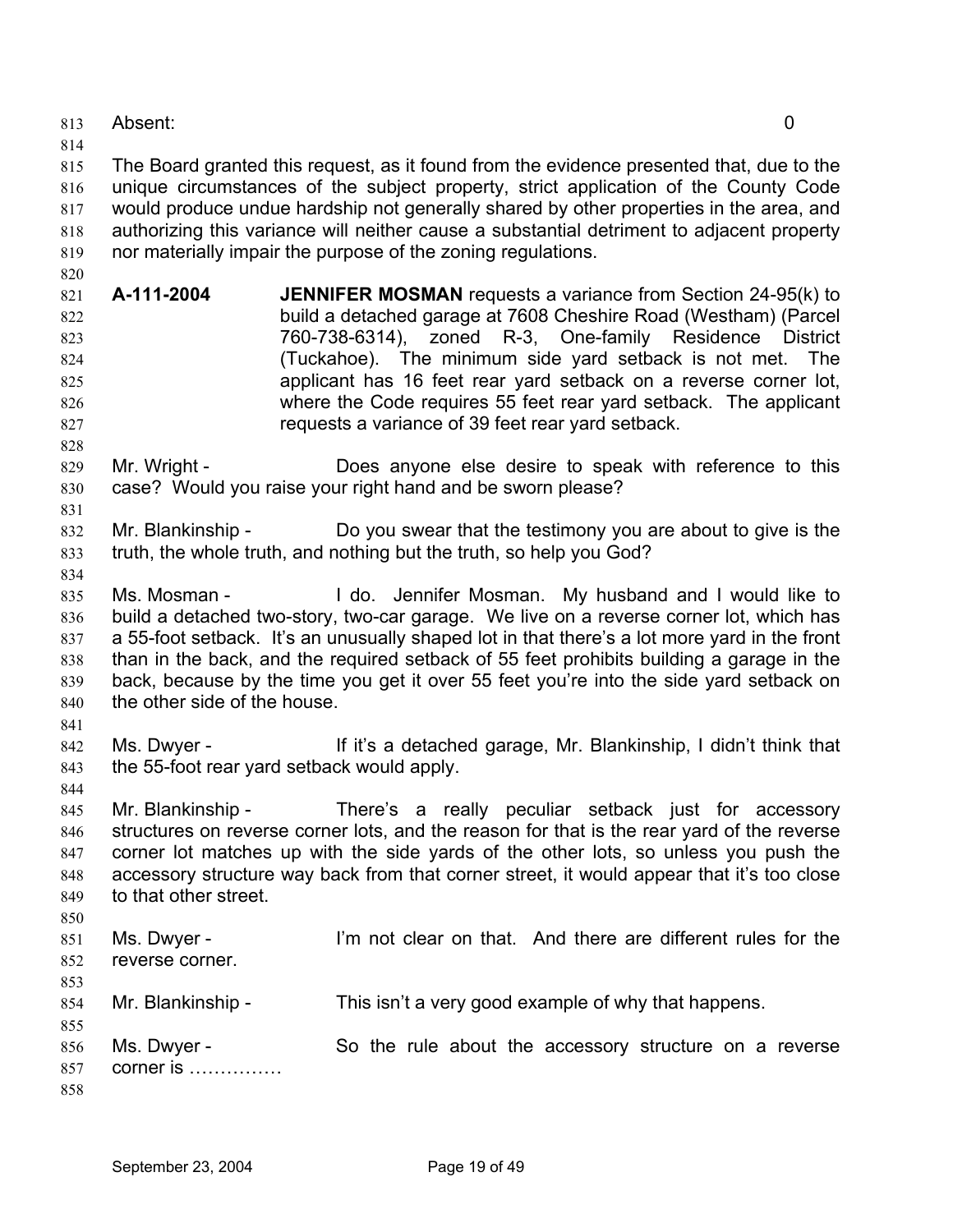Absent: 0

The Board granted this request, as it found from the evidence presented that, due to the unique circumstances of the subject property, strict application of the County Code would produce undue hardship not generally shared by other properties in the area, and authorizing this variance will neither cause a substantial detriment to adjacent property nor materially impair the purpose of the zoning regulations.

**A-111-2004** **JENNIFER MOSMAN** requests a variance from Section 24-95(k) to build a detached garage at 7608 Cheshire Road (Westham) (Parcel 760-738-6314), zoned R-3, One-family Residence District (Tuckahoe). The minimum side yard setback is not met. The applicant has 16 feet rear yard setback on a reverse corner lot, where the Code requires 55 feet rear yard setback. The applicant requests a variance of 39 feet rear yard setback.

Mr. Wright - Does anyone else desire to speak with reference to this case? Would you raise your right hand and be sworn please?

Mr. Blankinship - Do you swear that the testimony you are about to give is the truth, the whole truth, and nothing but the truth, so help you God?

Ms. Mosman - I do. Jennifer Mosman. My husband and I would like to build a detached two-story, two-car garage. We live on a reverse corner lot, which has a 55-foot setback. It's an unusually shaped lot in that there's a lot more yard in the front than in the back, and the required setback of 55 feet prohibits building a garage in the back, because by the time you get it over 55 feet you're into the side yard setback on the other side of the house.

Ms. Dwyer - If it's a detached garage, Mr. Blankinship, I didn't think that the 55-foot rear yard setback would apply.

Mr. Blankinship - There's a really peculiar setback just for accessory structures on reverse corner lots, and the reason for that is the rear yard of the reverse corner lot matches up with the side yards of the other lots, so unless you push the accessory structure way back from that corner street, it would appear that it's too close to that other street.

Ms. Dwyer - I'm not clear on that. And there are different rules for the reverse corner.

Mr. Blankinship - This isn't a very good example of why that happens.

Ms. Dwyer - So the rule about the accessory structure on a reverse corner is ……………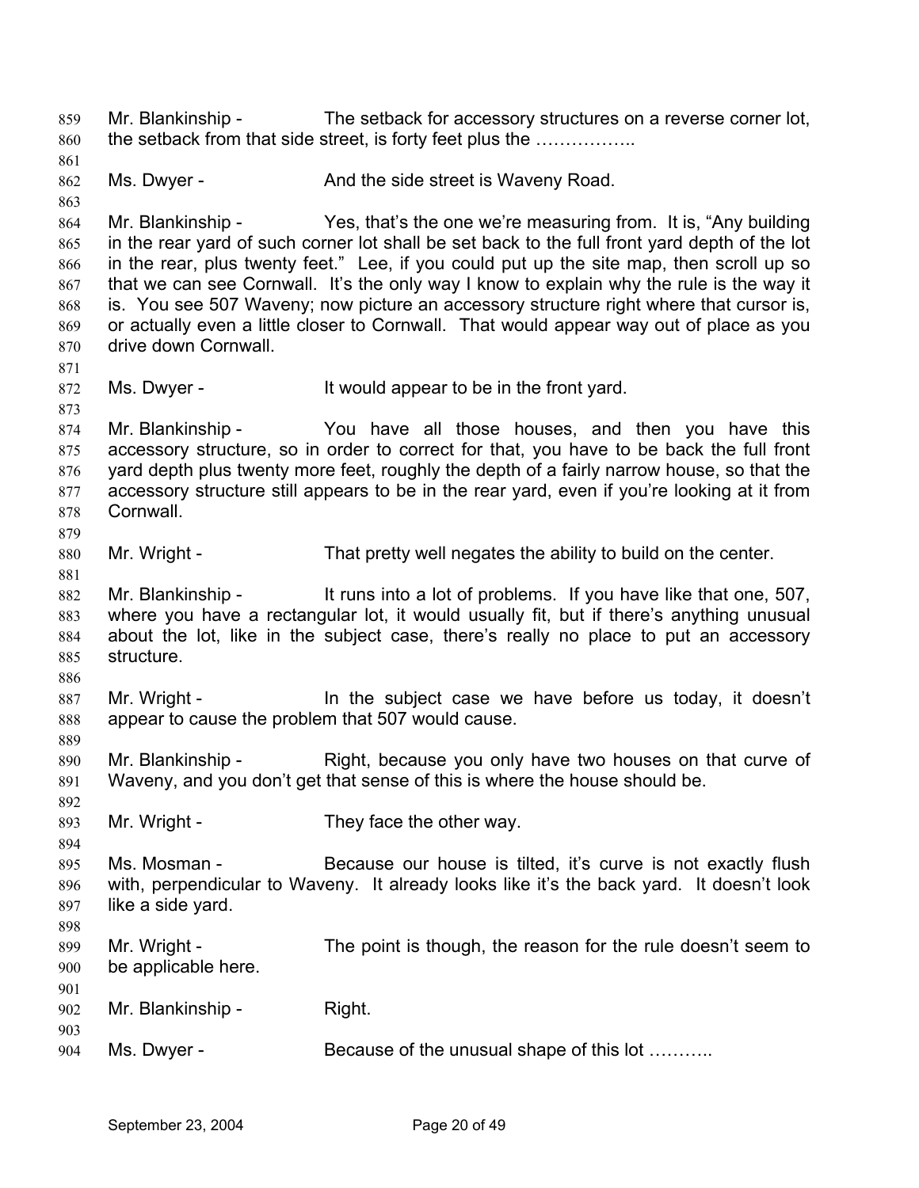Mr. Blankinship - The setback for accessory structures on a reverse corner lot, the setback from that side street, is forty feet plus the ……………..

Ms. Dwyer - And the side street is Waveny Road.

Mr. Blankinship - Yes, that's the one we're measuring from. It is, "Any building in the rear yard of such corner lot shall be set back to the full front yard depth of the lot in the rear, plus twenty feet." Lee, if you could put up the site map, then scroll up so that we can see Cornwall. It's the only way I know to explain why the rule is the way it is. You see 507 Waveny; now picture an accessory structure right where that cursor is, or actually even a little closer to Cornwall. That would appear way out of place as you drive down Cornwall.

Ms. Dwyer - It would appear to be in the front yard.

Mr. Blankinship - You have all those houses, and then you have this accessory structure, so in order to correct for that, you have to be back the full front yard depth plus twenty more feet, roughly the depth of a fairly narrow house, so that the accessory structure still appears to be in the rear yard, even if you're looking at it from Cornwall.

Mr. Wright - That pretty well negates the ability to build on the center.

Mr. Blankinship - It runs into a lot of problems. If you have like that one, 507, where you have a rectangular lot, it would usually fit, but if there's anything unusual about the lot, like in the subject case, there's really no place to put an accessory structure.

Mr. Wright - In the subject case we have before us today, it doesn't appear to cause the problem that 507 would cause.

Mr. Blankinship - Right, because you only have two houses on that curve of Waveny, and you don't get that sense of this is where the house should be.

Mr. Wright - They face the other way.

Ms. Mosman - Because our house is tilted, it's curve is not exactly flush with, perpendicular to Waveny. It already looks like it's the back yard. It doesn't look like a side yard.

Mr. Wright - The point is though, the reason for the rule doesn't seem to be applicable here.

Mr. Blankinship - Right.

Ms. Dwyer - Because of the unusual shape of this lot ………..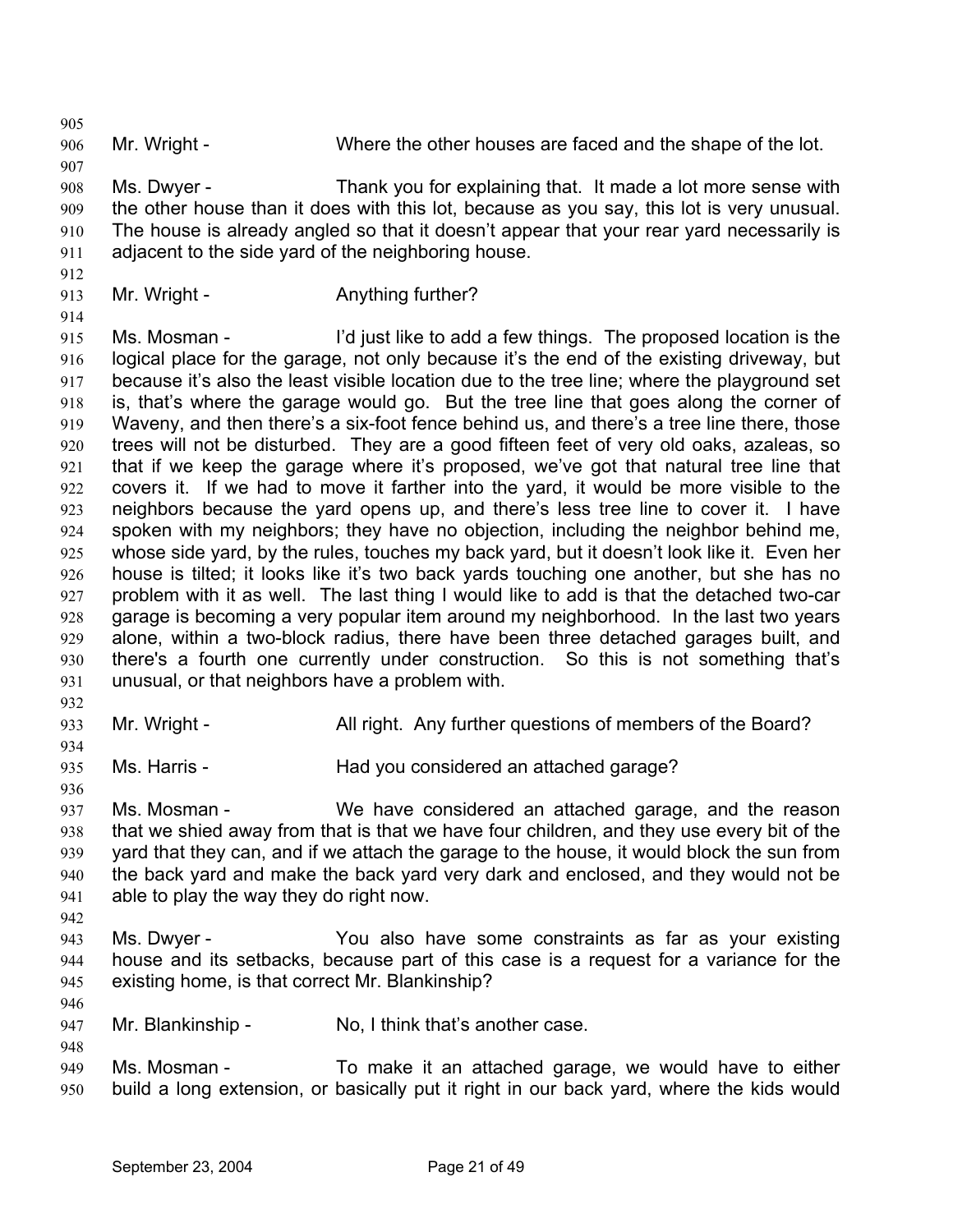Mr. Wright - Where the other houses are faced and the shape of the lot.

Ms. Dwyer - Thank you for explaining that. It made a lot more sense with the other house than it does with this lot, because as you say, this lot is very unusual. The house is already angled so that it doesn't appear that your rear yard necessarily is adjacent to the side yard of the neighboring house.

Mr. Wright - Anything further?

Ms. Mosman - I'd just like to add a few things. The proposed location is the logical place for the garage, not only because it's the end of the existing driveway, but because it's also the least visible location due to the tree line; where the playground set is, that's where the garage would go. But the tree line that goes along the corner of Waveny, and then there's a six-foot fence behind us, and there's a tree line there, those trees will not be disturbed. They are a good fifteen feet of very old oaks, azaleas, so that if we keep the garage where it's proposed, we've got that natural tree line that covers it. If we had to move it farther into the yard, it would be more visible to the neighbors because the yard opens up, and there's less tree line to cover it. I have spoken with my neighbors; they have no objection, including the neighbor behind me, whose side yard, by the rules, touches my back yard, but it doesn't look like it. Even her house is tilted; it looks like it's two back yards touching one another, but she has no problem with it as well. The last thing I would like to add is that the detached two-car garage is becoming a very popular item around my neighborhood. In the last two years alone, within a two-block radius, there have been three detached garages built, and there's a fourth one currently under construction. So this is not something that's unusual, or that neighbors have a problem with.

Mr. Wright - All right. Any further questions of members of the Board?

Ms. Harris - Had you considered an attached garage?

Ms. Mosman - We have considered an attached garage, and the reason that we shied away from that is that we have four children, and they use every bit of the yard that they can, and if we attach the garage to the house, it would block the sun from the back yard and make the back yard very dark and enclosed, and they would not be able to play the way they do right now.

Ms. Dwyer - You also have some constraints as far as your existing house and its setbacks, because part of this case is a request for a variance for the existing home, is that correct Mr. Blankinship?

Mr. Blankinship - No, I think that's another case.

Ms. Mosman - To make it an attached garage, we would have to either build a long extension, or basically put it right in our back yard, where the kids would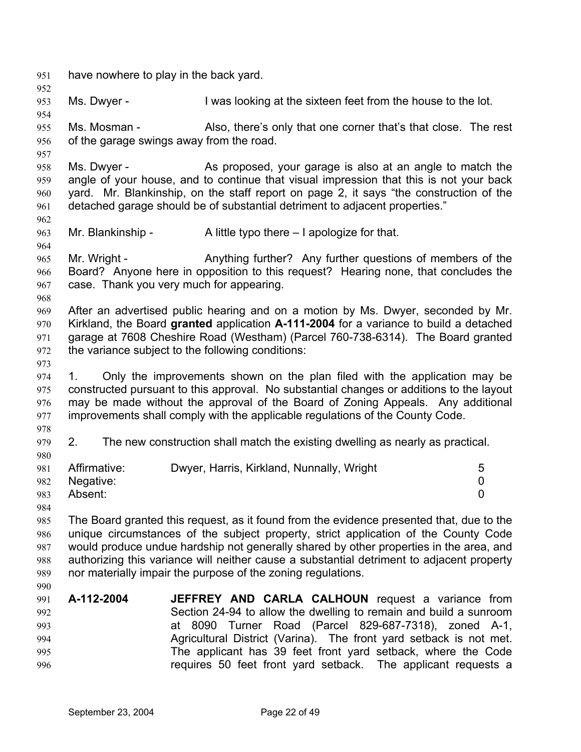have nowhere to play in the back yard.

Ms. Dwyer - I was looking at the sixteen feet from the house to the lot.

Ms. Mosman - Also, there's only that one corner that's that close. The rest of the garage swings away from the road.

Ms. Dwyer - As proposed, your garage is also at an angle to match the angle of your house, and to continue that visual impression that this is not your back yard. Mr. Blankinship, on the staff report on page 2, it says "the construction of the detached garage should be of substantial detriment to adjacent properties."

Mr. Blankinship - A little typo there – I apologize for that.

Mr. Wright - Anything further? Any further questions of members of the Board? Anyone here in opposition to this request? Hearing none, that concludes the case. Thank you very much for appearing.

After an advertised public hearing and on a motion by Ms. Dwyer, seconded by Mr. Kirkland, the Board **granted** application **A-111-2004** for a variance to build a detached garage at 7608 Cheshire Road (Westham) (Parcel 760-738-6314). The Board granted the variance subject to the following conditions:

1. Only the improvements shown on the plan filed with the application may be constructed pursuant to this approval. No substantial changes or additions to the layout may be made without the approval of the Board of Zoning Appeals. Any additional improvements shall comply with the applicable regulations of the County Code.

2. The new construction shall match the existing dwelling as nearly as practical.

| | | |
|---|---|---|
| Affirmative: | Dwyer, Harris, Kirkland, Nunnally, Wright | 5 |
| Negative: | | 0 |
| Absent: | | 0 |

The Board granted this request, as it found from the evidence presented that, due to the unique circumstances of the subject property, strict application of the County Code would produce undue hardship not generally shared by other properties in the area, and authorizing this variance will neither cause a substantial detriment to adjacent property nor materially impair the purpose of the zoning regulations.

**A-112-2004** **JEFFREY AND CARLA CALHOUN** request a variance from Section 24-94 to allow the dwelling to remain and build a sunroom at 8090 Turner Road (Parcel 829-687-7318), zoned A-1, Agricultural District (Varina). The front yard setback is not met. The applicant has 39 feet front yard setback, where the Code requires 50 feet front yard setback. The applicant requests a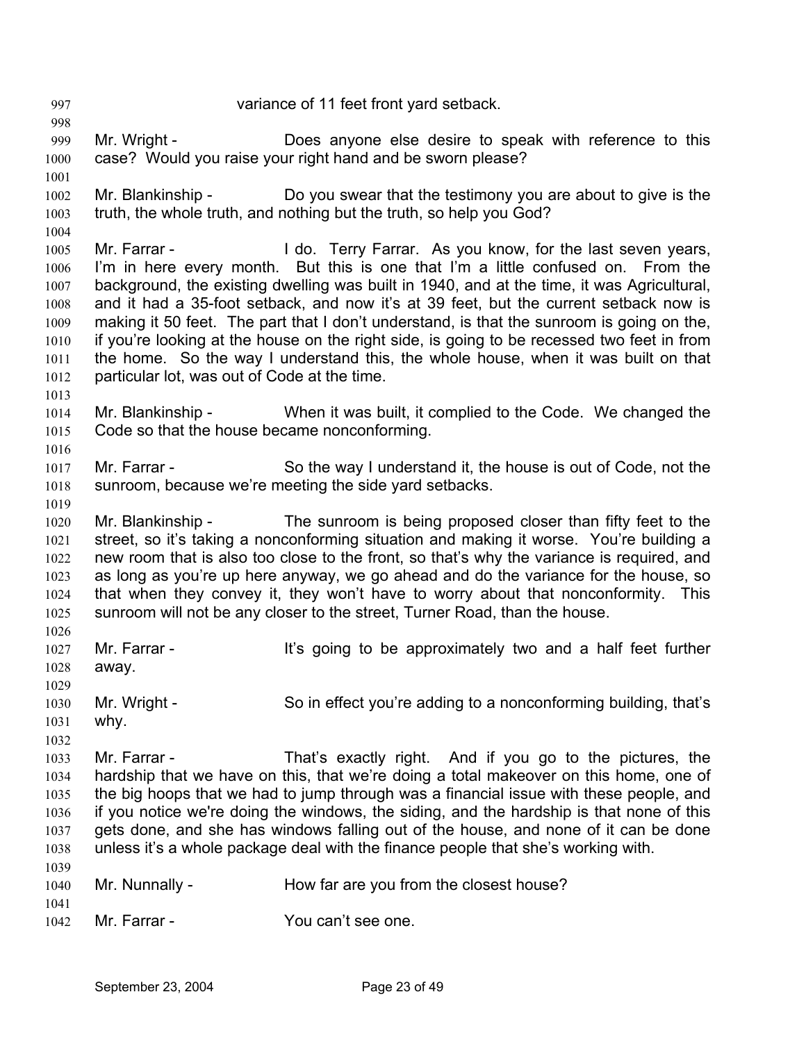variance of 11 feet front yard setback.

Mr. Wright - Does anyone else desire to speak with reference to this case? Would you raise your right hand and be sworn please?

Mr. Blankinship - Do you swear that the testimony you are about to give is the truth, the whole truth, and nothing but the truth, so help you God?

Mr. Farrar - I do. Terry Farrar. As you know, for the last seven years, I'm in here every month. But this is one that I'm a little confused on. From the background, the existing dwelling was built in 1940, and at the time, it was Agricultural, and it had a 35-foot setback, and now it's at 39 feet, but the current setback now is making it 50 feet. The part that I don't understand, is that the sunroom is going on the, if you're looking at the house on the right side, is going to be recessed two feet in from the home. So the way I understand this, the whole house, when it was built on that particular lot, was out of Code at the time.

Mr. Blankinship - When it was built, it complied to the Code. We changed the Code so that the house became nonconforming.

Mr. Farrar - So the way I understand it, the house is out of Code, not the sunroom, because we're meeting the side yard setbacks.

Mr. Blankinship - The sunroom is being proposed closer than fifty feet to the street, so it's taking a nonconforming situation and making it worse. You're building a new room that is also too close to the front, so that's why the variance is required, and as long as you're up here anyway, we go ahead and do the variance for the house, so that when they convey it, they won't have to worry about that nonconformity. This sunroom will not be any closer to the street, Turner Road, than the house.

Mr. Farrar - It's going to be approximately two and a half feet further away.

Mr. Wright - So in effect you're adding to a nonconforming building, that's why.

Mr. Farrar - That's exactly right. And if you go to the pictures, the hardship that we have on this, that we're doing a total makeover on this home, one of the big hoops that we had to jump through was a financial issue with these people, and if you notice we're doing the windows, the siding, and the hardship is that none of this gets done, and she has windows falling out of the house, and none of it can be done unless it's a whole package deal with the finance people that she's working with.

Mr. Nunnally - How far are you from the closest house?

Mr. Farrar - You can't see one.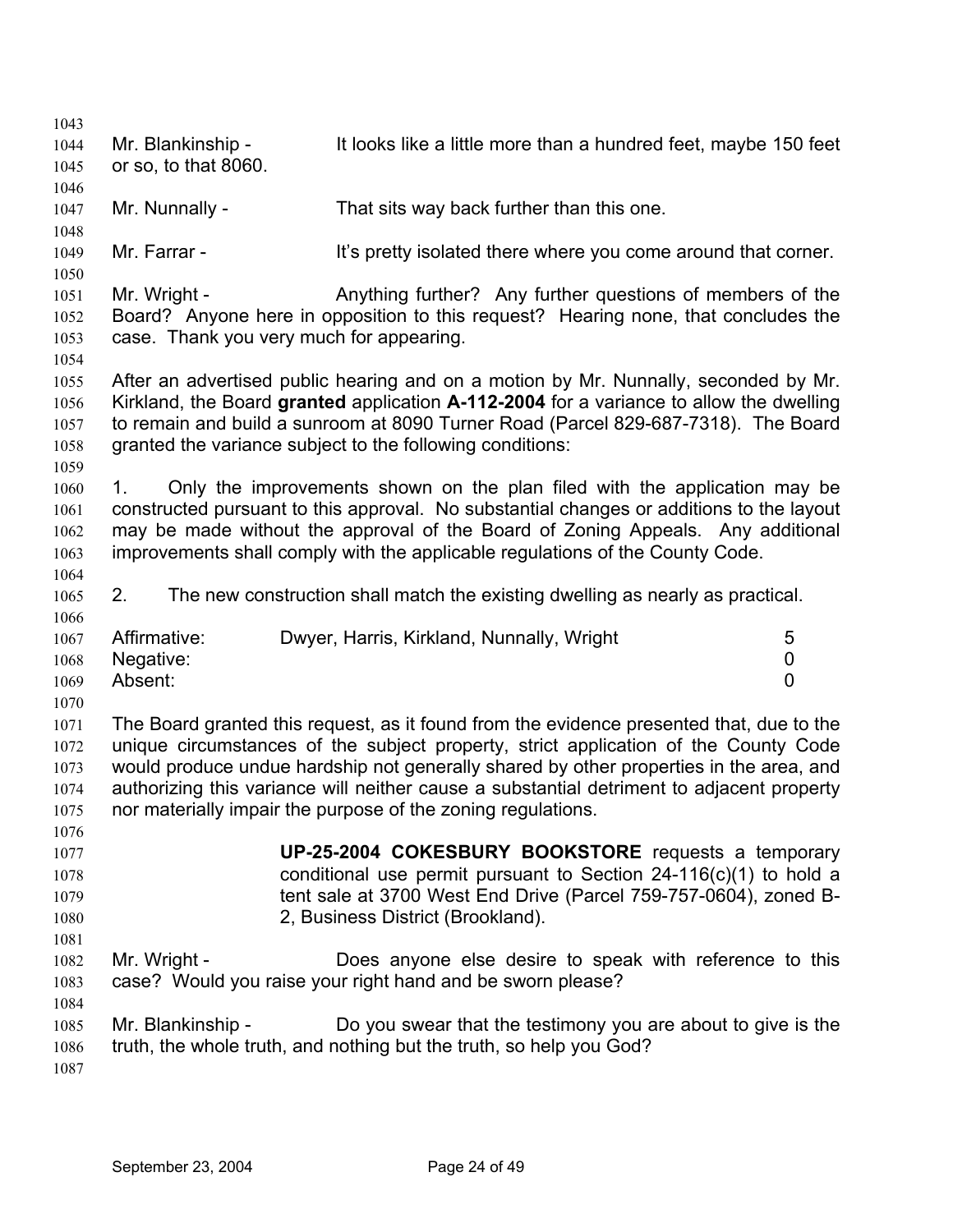Mr. Blankinship - It looks like a little more than a hundred feet, maybe 150 feet or so, to that 8060.

Mr. Nunnally - That sits way back further than this one.

Mr. Farrar - It's pretty isolated there where you come around that corner.

Mr. Wright - Anything further? Any further questions of members of the Board? Anyone here in opposition to this request? Hearing none, that concludes the case. Thank you very much for appearing.

After an advertised public hearing and on a motion by Mr. Nunnally, seconded by Mr. Kirkland, the Board **granted** application **A-112-2004** for a variance to allow the dwelling to remain and build a sunroom at 8090 Turner Road (Parcel 829-687-7318). The Board granted the variance subject to the following conditions:

1. Only the improvements shown on the plan filed with the application may be constructed pursuant to this approval. No substantial changes or additions to the layout may be made without the approval of the Board of Zoning Appeals. Any additional improvements shall comply with the applicable regulations of the County Code.

2. The new construction shall match the existing dwelling as nearly as practical.

| | | |
|---|---|---|
| Affirmative: | Dwyer, Harris, Kirkland, Nunnally, Wright | 5 |
| Negative: | | 0 |
| Absent: | | 0 |

The Board granted this request, as it found from the evidence presented that, due to the unique circumstances of the subject property, strict application of the County Code would produce undue hardship not generally shared by other properties in the area, and authorizing this variance will neither cause a substantial detriment to adjacent property nor materially impair the purpose of the zoning regulations.

**UP-25-2004 COKESBURY BOOKSTORE** requests a temporary conditional use permit pursuant to Section 24-116(c)(1) to hold a tent sale at 3700 West End Drive (Parcel 759-757-0604), zoned B-2, Business District (Brookland).

Mr. Wright - Does anyone else desire to speak with reference to this case? Would you raise your right hand and be sworn please?

Mr. Blankinship - Do you swear that the testimony you are about to give is the truth, the whole truth, and nothing but the truth, so help you God?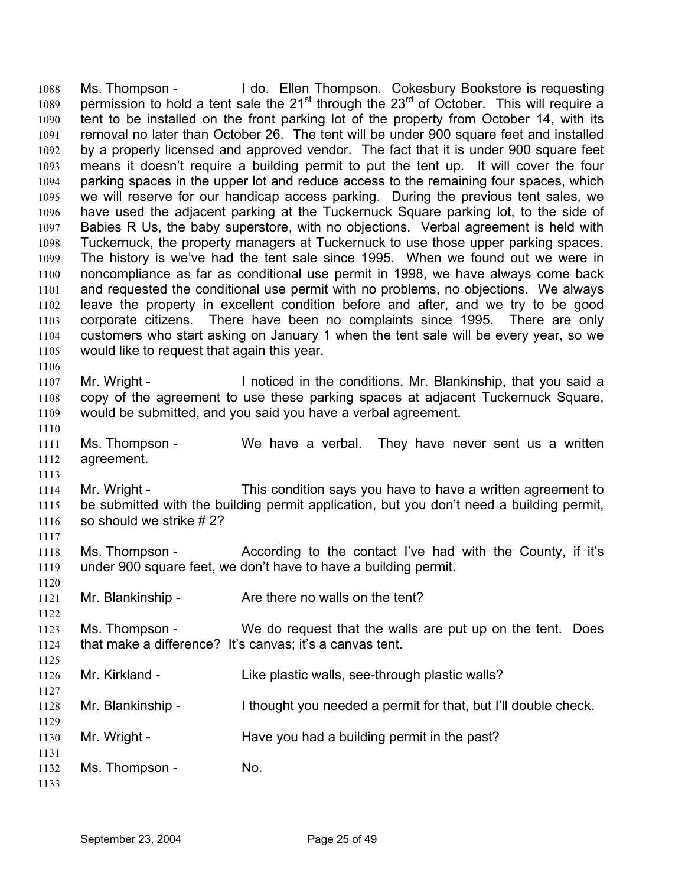Ms. Thompson - I do. Ellen Thompson. Cokesbury Bookstore is requesting permission to hold a tent sale the 21st through the 23rd of October. This will require a tent to be installed on the front parking lot of the property from October 14, with its removal no later than October 26. The tent will be under 900 square feet and installed by a properly licensed and approved vendor. The fact that it is under 900 square feet means it doesn't require a building permit to put the tent up. It will cover the four parking spaces in the upper lot and reduce access to the remaining four spaces, which we will reserve for our handicap access parking. During the previous tent sales, we have used the adjacent parking at the Tuckernuck Square parking lot, to the side of Babies R Us, the baby superstore, with no objections. Verbal agreement is held with Tuckernuck, the property managers at Tuckernuck to use those upper parking spaces. The history is we've had the tent sale since 1995. When we found out we were in noncompliance as far as conditional use permit in 1998, we have always come back and requested the conditional use permit with no problems, no objections. We always leave the property in excellent condition before and after, and we try to be good corporate citizens. There have been no complaints since 1995. There are only customers who start asking on January 1 when the tent sale will be every year, so we would like to request that again this year.

Mr. Wright - I noticed in the conditions, Mr. Blankinship, that you said a copy of the agreement to use these parking spaces at adjacent Tuckernuck Square, would be submitted, and you said you have a verbal agreement.

Ms. Thompson - We have a verbal. They have never sent us a written agreement.

Mr. Wright - This condition says you have to have a written agreement to be submitted with the building permit application, but you don't need a building permit, so should we strike # 2?

Ms. Thompson - According to the contact I've had with the County, if it's under 900 square feet, we don't have to have a building permit.

Mr. Blankinship - Are there no walls on the tent?

Ms. Thompson - We do request that the walls are put up on the tent. Does that make a difference? It's canvas; it's a canvas tent.

Mr. Kirkland - Like plastic walls, see-through plastic walls?

Mr. Blankinship - I thought you needed a permit for that, but I'll double check.

Mr. Wright - Have you had a building permit in the past?

Ms. Thompson - No.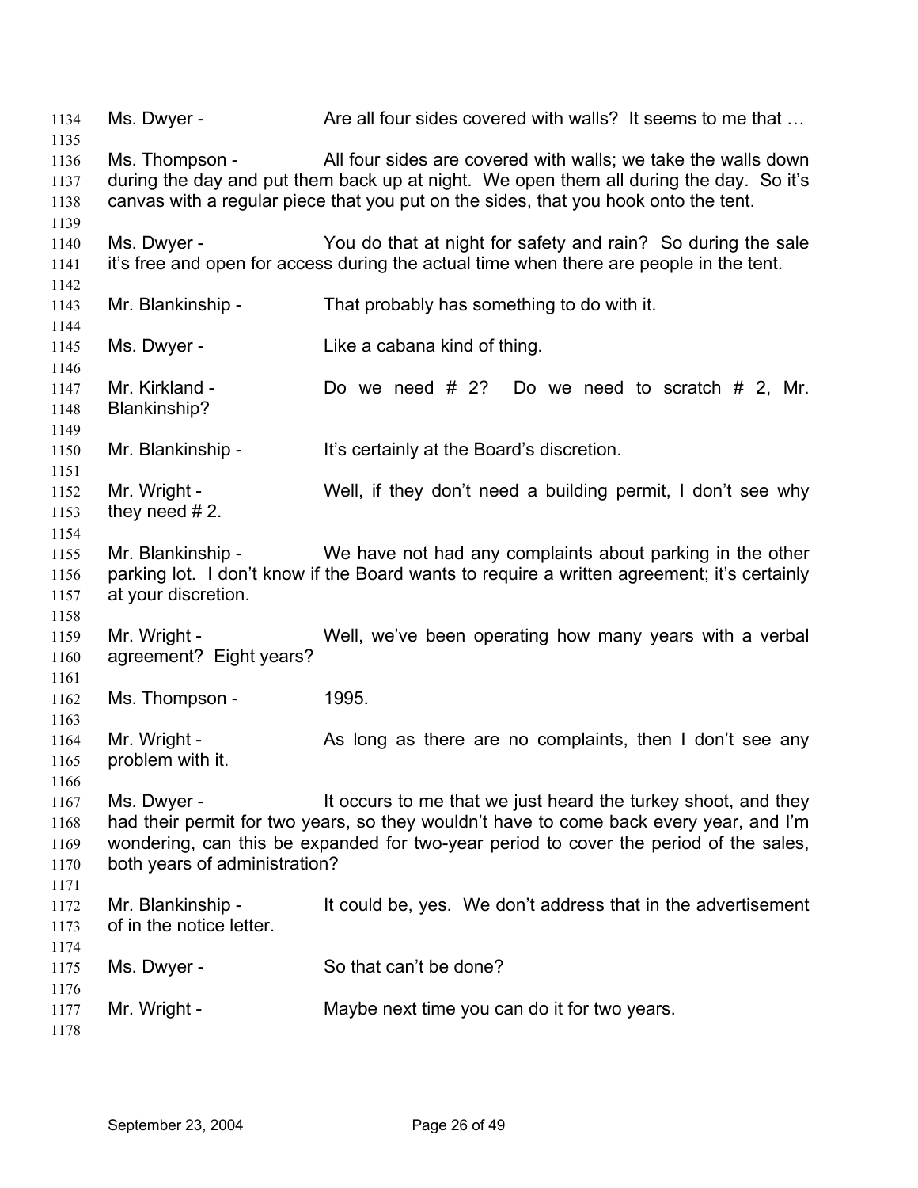Ms. Dwyer - Are all four sides covered with walls? It seems to me that …

Ms. Thompson - All four sides are covered with walls; we take the walls down during the day and put them back up at night. We open them all during the day. So it's canvas with a regular piece that you put on the sides, that you hook onto the tent.

Ms. Dwyer - You do that at night for safety and rain? So during the sale it's free and open for access during the actual time when there are people in the tent.

Mr. Blankinship - That probably has something to do with it.

Ms. Dwyer - Like a cabana kind of thing.

Mr. Kirkland - Do we need # 2? Do we need to scratch # 2, Mr. Blankinship?

Mr. Blankinship - It's certainly at the Board's discretion.

Mr. Wright - Well, if they don't need a building permit, I don't see why they need # 2.

Mr. Blankinship - We have not had any complaints about parking in the other parking lot. I don't know if the Board wants to require a written agreement; it's certainly at your discretion.

Mr. Wright - Well, we've been operating how many years with a verbal agreement? Eight years?

Ms. Thompson - 1995.

Mr. Wright - As long as there are no complaints, then I don't see any problem with it.

Ms. Dwyer - It occurs to me that we just heard the turkey shoot, and they had their permit for two years, so they wouldn't have to come back every year, and I'm wondering, can this be expanded for two-year period to cover the period of the sales, both years of administration?

Mr. Blankinship - It could be, yes. We don't address that in the advertisement of in the notice letter.

Ms. Dwyer - So that can't be done?

Mr. Wright - Maybe next time you can do it for two years.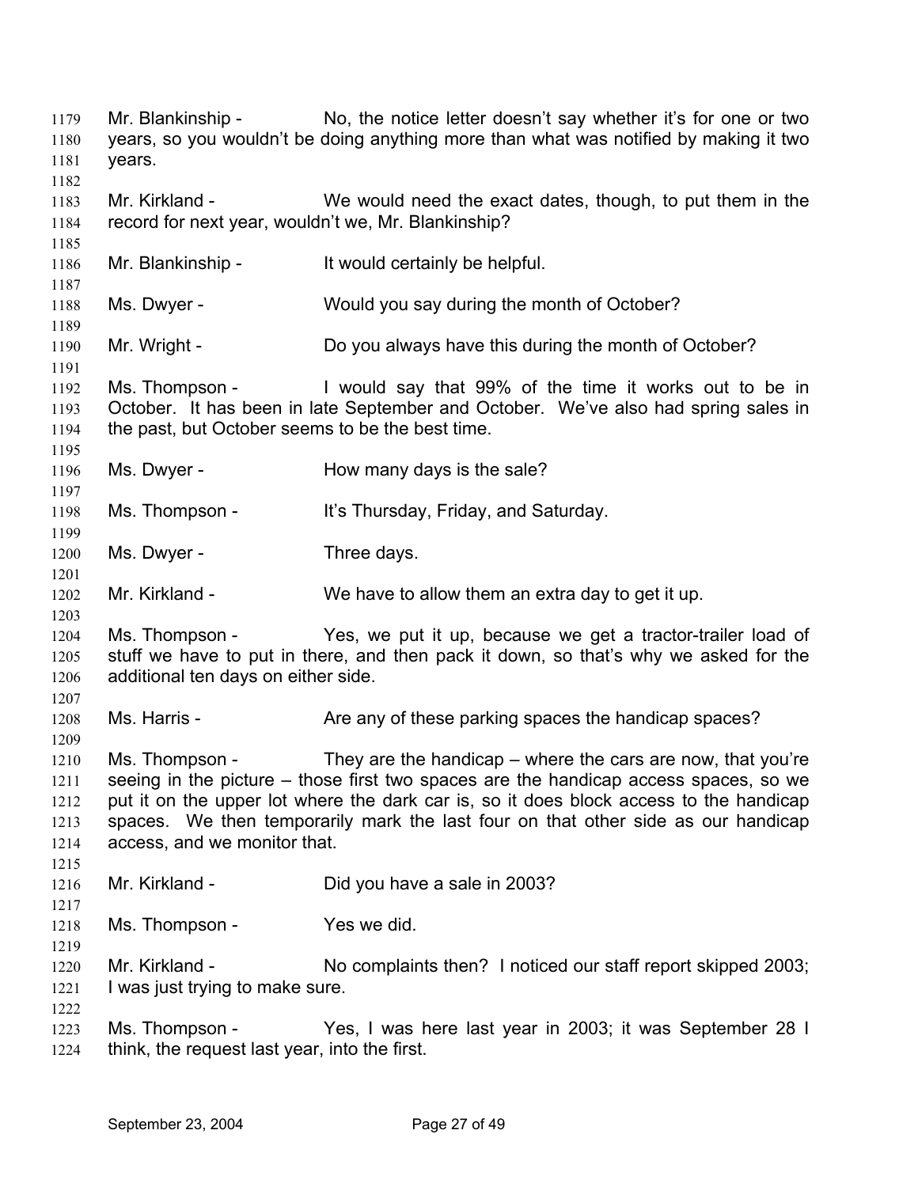Mr. Blankinship - No, the notice letter doesn't say whether it's for one or two years, so you wouldn't be doing anything more than what was notified by making it two years.

Mr. Kirkland - We would need the exact dates, though, to put them in the record for next year, wouldn't we, Mr. Blankinship?

Mr. Blankinship - It would certainly be helpful.

Ms. Dwyer - Would you say during the month of October?

Mr. Wright - Do you always have this during the month of October?

Ms. Thompson - I would say that 99% of the time it works out to be in October. It has been in late September and October. We've also had spring sales in the past, but October seems to be the best time.

Ms. Dwyer - How many days is the sale?

Ms. Thompson - It's Thursday, Friday, and Saturday.

Ms. Dwyer - Three days.

Mr. Kirkland - We have to allow them an extra day to get it up.

Ms. Thompson - Yes, we put it up, because we get a tractor-trailer load of stuff we have to put in there, and then pack it down, so that's why we asked for the additional ten days on either side.

Ms. Harris - Are any of these parking spaces the handicap spaces?

Ms. Thompson - They are the handicap – where the cars are now, that you're seeing in the picture – those first two spaces are the handicap access spaces, so we put it on the upper lot where the dark car is, so it does block access to the handicap spaces. We then temporarily mark the last four on that other side as our handicap access, and we monitor that.

Mr. Kirkland - Did you have a sale in 2003?

Ms. Thompson - Yes we did.

Mr. Kirkland - No complaints then? I noticed our staff report skipped 2003; I was just trying to make sure.

Ms. Thompson - Yes, I was here last year in 2003; it was September 28 I think, the request last year, into the first.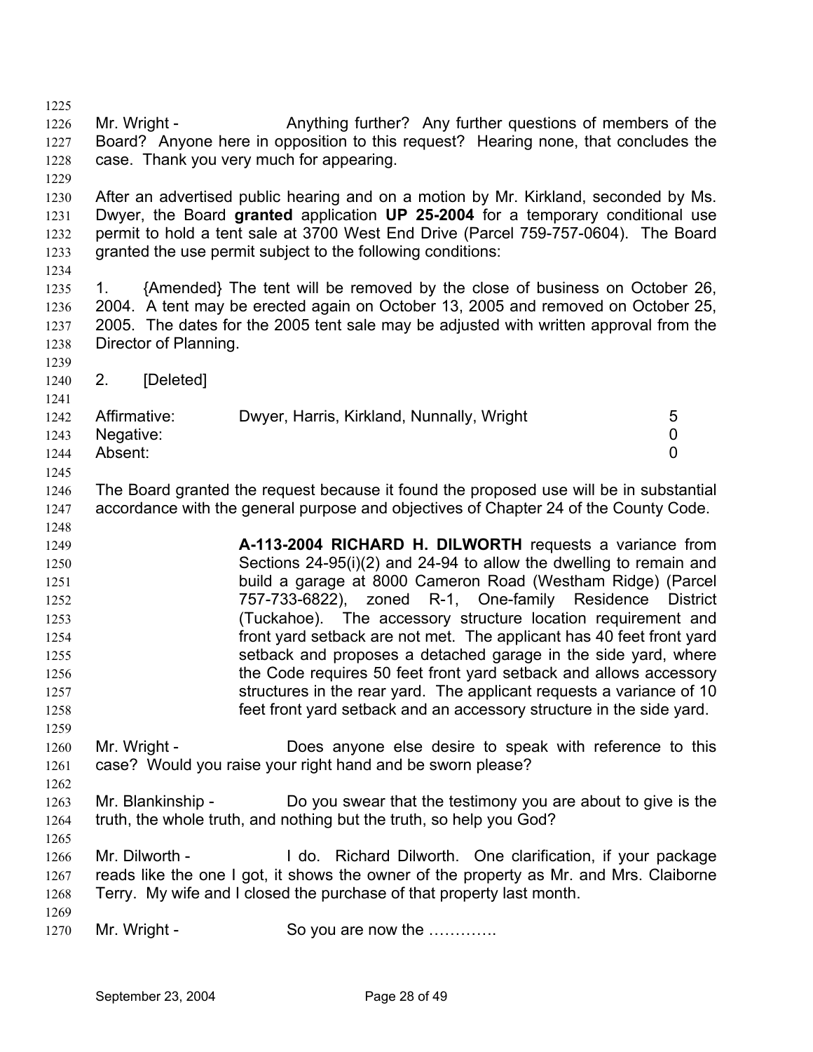Mr. Wright - Anything further? Any further questions of members of the Board? Anyone here in opposition to this request? Hearing none, that concludes the case. Thank you very much for appearing.

After an advertised public hearing and on a motion by Mr. Kirkland, seconded by Ms. Dwyer, the Board **granted** application **UP 25-2004** for a temporary conditional use permit to hold a tent sale at 3700 West End Drive (Parcel 759-757-0604). The Board granted the use permit subject to the following conditions:

1. {Amended} The tent will be removed by the close of business on October 26, 2004. A tent may be erected again on October 13, 2005 and removed on October 25, 2005. The dates for the 2005 tent sale may be adjusted with written approval from the Director of Planning.

2. [Deleted]

| | | |
|---|---|---|
| Affirmative: | Dwyer, Harris, Kirkland, Nunnally, Wright | 5 |
| Negative: | | 0 |
| Absent: | | 0 |

The Board granted the request because it found the proposed use will be in substantial accordance with the general purpose and objectives of Chapter 24 of the County Code.

**A-113-2004 RICHARD H. DILWORTH** requests a variance from Sections 24-95(i)(2) and 24-94 to allow the dwelling to remain and build a garage at 8000 Cameron Road (Westham Ridge) (Parcel 757-733-6822), zoned R-1, One-family Residence District (Tuckahoe). The accessory structure location requirement and front yard setback are not met. The applicant has 40 feet front yard setback and proposes a detached garage in the side yard, where the Code requires 50 feet front yard setback and allows accessory structures in the rear yard. The applicant requests a variance of 10 feet front yard setback and an accessory structure in the side yard.

Mr. Wright - Does anyone else desire to speak with reference to this case? Would you raise your right hand and be sworn please?

Mr. Blankinship - Do you swear that the testimony you are about to give is the truth, the whole truth, and nothing but the truth, so help you God?

Mr. Dilworth - I do. Richard Dilworth. One clarification, if your package reads like the one I got, it shows the owner of the property as Mr. and Mrs. Claiborne Terry. My wife and I closed the purchase of that property last month.

Mr. Wright - So you are now the ………….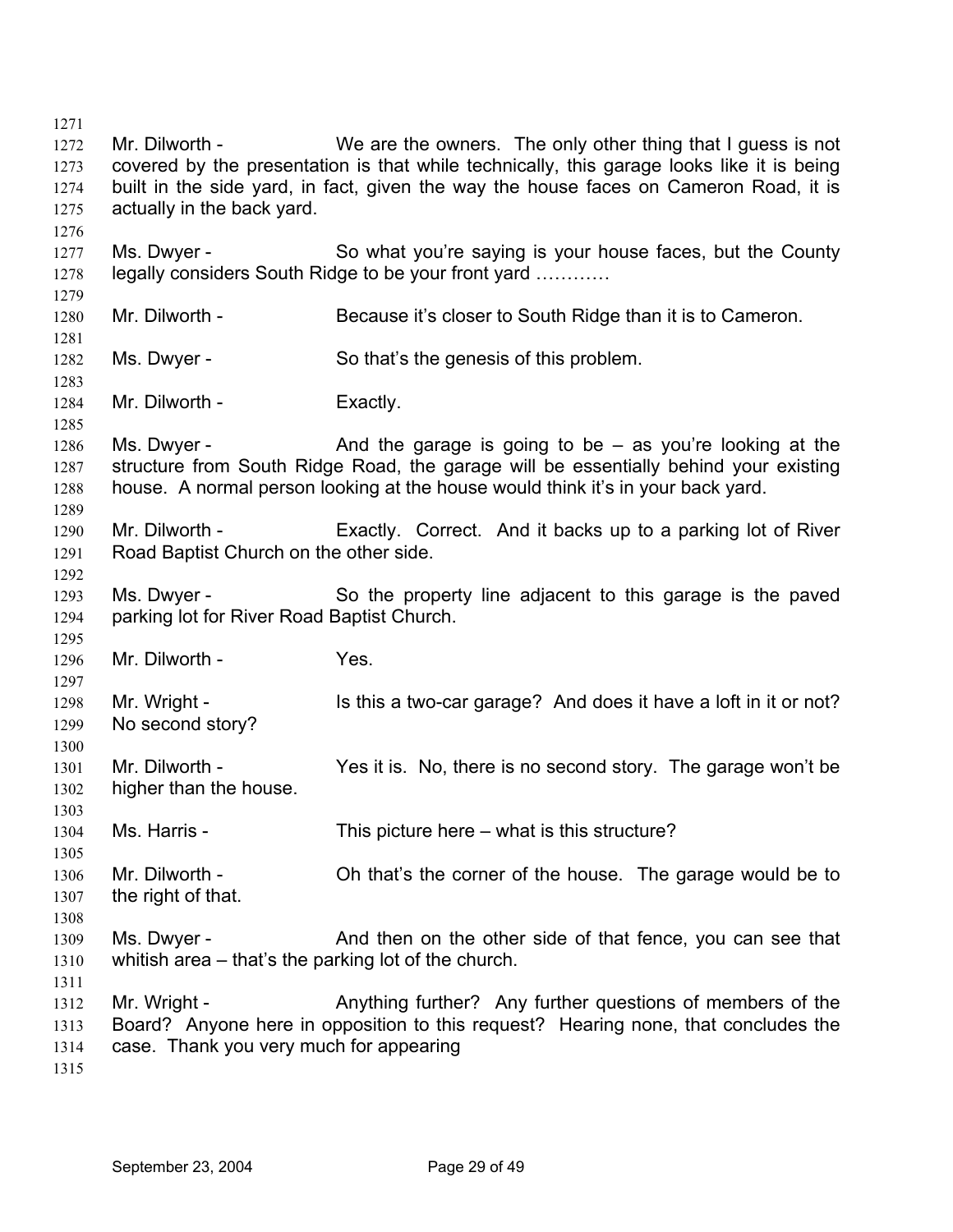Mr. Dilworth - We are the owners. The only other thing that I guess is not covered by the presentation is that while technically, this garage looks like it is being built in the side yard, in fact, given the way the house faces on Cameron Road, it is actually in the back yard.

Ms. Dwyer - So what you're saying is your house faces, but the County legally considers South Ridge to be your front yard …………

Mr. Dilworth - Because it's closer to South Ridge than it is to Cameron.

Ms. Dwyer - So that's the genesis of this problem.

Mr. Dilworth - Exactly.

Ms. Dwyer - And the garage is going to be – as you're looking at the structure from South Ridge Road, the garage will be essentially behind your existing house. A normal person looking at the house would think it's in your back yard.

Mr. Dilworth - Exactly. Correct. And it backs up to a parking lot of River Road Baptist Church on the other side.

Ms. Dwyer - So the property line adjacent to this garage is the paved parking lot for River Road Baptist Church.

Mr. Dilworth - Yes.

Mr. Wright - Is this a two-car garage? And does it have a loft in it or not? No second story?

Mr. Dilworth - Yes it is. No, there is no second story. The garage won't be higher than the house.

Ms. Harris - This picture here – what is this structure?

Mr. Dilworth - Oh that's the corner of the house. The garage would be to the right of that.

Ms. Dwyer - And then on the other side of that fence, you can see that whitish area – that's the parking lot of the church.

Mr. Wright - Anything further? Any further questions of members of the Board? Anyone here in opposition to this request? Hearing none, that concludes the case. Thank you very much for appearing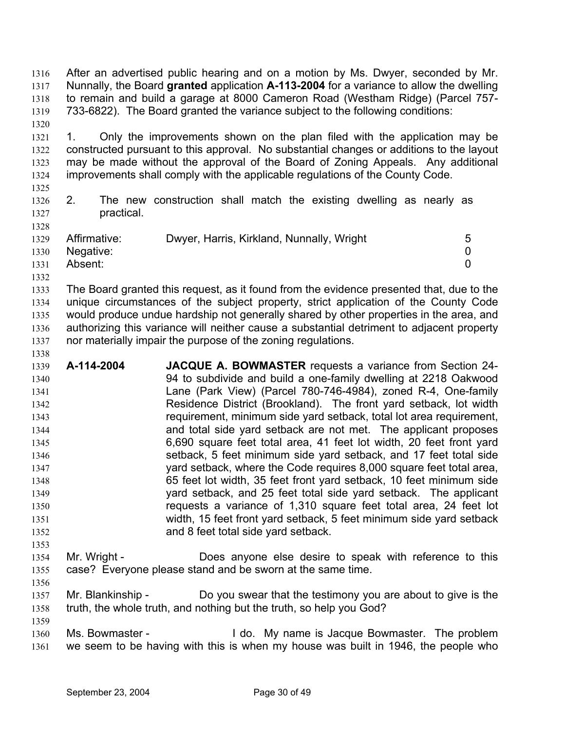After an advertised public hearing and on a motion by Ms. Dwyer, seconded by Mr. Nunnally, the Board **granted** application **A-113-2004** for a variance to allow the dwelling to remain and build a garage at 8000 Cameron Road (Westham Ridge) (Parcel 757-733-6822). The Board granted the variance subject to the following conditions:

1. Only the improvements shown on the plan filed with the application may be constructed pursuant to this approval. No substantial changes or additions to the layout may be made without the approval of the Board of Zoning Appeals. Any additional improvements shall comply with the applicable regulations of the County Code.

2. The new construction shall match the existing dwelling as nearly as practical.

| | | |
|---|---|---|
| Affirmative: | Dwyer, Harris, Kirkland, Nunnally, Wright | 5 |
| Negative: | | 0 |
| Absent: | | 0 |

The Board granted this request, as it found from the evidence presented that, due to the unique circumstances of the subject property, strict application of the County Code would produce undue hardship not generally shared by other properties in the area, and authorizing this variance will neither cause a substantial detriment to adjacent property nor materially impair the purpose of the zoning regulations.

**A-114-2004** **JACQUE A. BOWMASTER** requests a variance from Section 24-94 to subdivide and build a one-family dwelling at 2218 Oakwood Lane (Park View) (Parcel 780-746-4984), zoned R-4, One-family Residence District (Brookland). The front yard setback, lot width requirement, minimum side yard setback, total lot area requirement, and total side yard setback are not met. The applicant proposes 6,690 square feet total area, 41 feet lot width, 20 feet front yard setback, 5 feet minimum side yard setback, and 17 feet total side yard setback, where the Code requires 8,000 square feet total area, 65 feet lot width, 35 feet front yard setback, 10 feet minimum side yard setback, and 25 feet total side yard setback. The applicant requests a variance of 1,310 square feet total area, 24 feet lot width, 15 feet front yard setback, 5 feet minimum side yard setback and 8 feet total side yard setback.

Mr. Wright - Does anyone else desire to speak with reference to this case? Everyone please stand and be sworn at the same time.

Mr. Blankinship - Do you swear that the testimony you are about to give is the truth, the whole truth, and nothing but the truth, so help you God?

Ms. Bowmaster - I do. My name is Jacque Bowmaster. The problem we seem to be having with this is when my house was built in 1946, the people who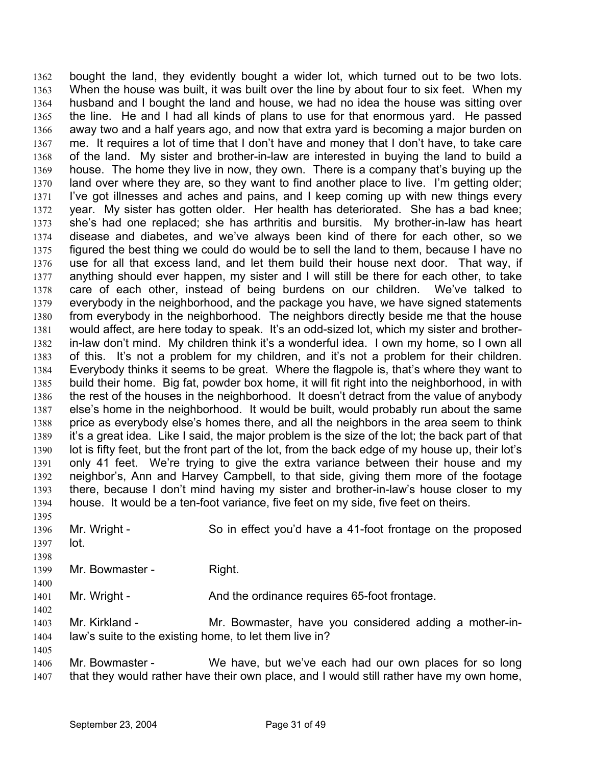bought the land, they evidently bought a wider lot, which turned out to be two lots. When the house was built, it was built over the line by about four to six feet. When my husband and I bought the land and house, we had no idea the house was sitting over the line. He and I had all kinds of plans to use for that enormous yard. He passed away two and a half years ago, and now that extra yard is becoming a major burden on me. It requires a lot of time that I don't have and money that I don't have, to take care of the land. My sister and brother-in-law are interested in buying the land to build a house. The home they live in now, they own. There is a company that's buying up the land over where they are, so they want to find another place to live. I'm getting older; I've got illnesses and aches and pains, and I keep coming up with new things every year. My sister has gotten older. Her health has deteriorated. She has a bad knee; she's had one replaced; she has arthritis and bursitis. My brother-in-law has heart disease and diabetes, and we've always been kind of there for each other, so we figured the best thing we could do would be to sell the land to them, because I have no use for all that excess land, and let them build their house next door. That way, if anything should ever happen, my sister and I will still be there for each other, to take care of each other, instead of being burdens on our children. We've talked to everybody in the neighborhood, and the package you have, we have signed statements from everybody in the neighborhood. The neighbors directly beside me that the house would affect, are here today to speak. It's an odd-sized lot, which my sister and brother-in-law don't mind. My children think it's a wonderful idea. I own my home, so I own all of this. It's not a problem for my children, and it's not a problem for their children. Everybody thinks it seems to be great. Where the flagpole is, that's where they want to build their home. Big fat, powder box home, it will fit right into the neighborhood, in with the rest of the houses in the neighborhood. It doesn't detract from the value of anybody else's home in the neighborhood. It would be built, would probably run about the same price as everybody else's homes there, and all the neighbors in the area seem to think it's a great idea. Like I said, the major problem is the size of the lot; the back part of that lot is fifty feet, but the front part of the lot, from the back edge of my house up, their lot's only 41 feet. We're trying to give the extra variance between their house and my neighbor's, Ann and Harvey Campbell, to that side, giving them more of the footage there, because I don't mind having my sister and brother-in-law's house closer to my house. It would be a ten-foot variance, five feet on my side, five feet on theirs.

Mr. Wright - So in effect you'd have a 41-foot frontage on the proposed lot.

Mr. Bowmaster - Right.

Mr. Wright - And the ordinance requires 65-foot frontage.

Mr. Kirkland - Mr. Bowmaster, have you considered adding a mother-in-law's suite to the existing home, to let them live in?

Mr. Bowmaster - We have, but we've each had our own places for so long that they would rather have their own place, and I would still rather have my own home,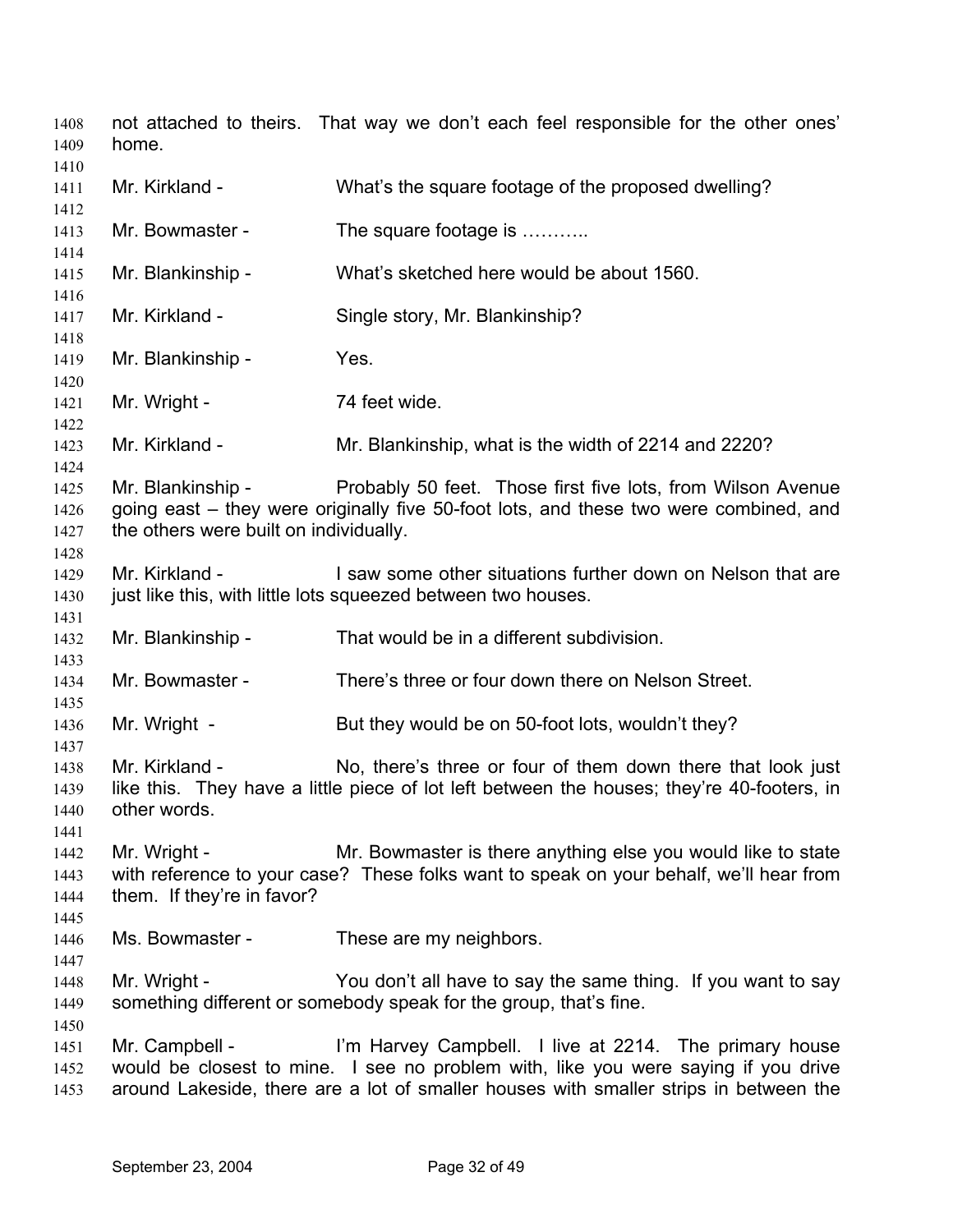not attached to theirs. That way we don't each feel responsible for the other ones' home.

Mr. Kirkland - What's the square footage of the proposed dwelling?

Mr. Bowmaster - The square footage is ………..

Mr. Blankinship - What's sketched here would be about 1560.

Mr. Kirkland - Single story, Mr. Blankinship?

Mr. Blankinship - Yes.

Mr. Wright - 74 feet wide.

Mr. Kirkland - Mr. Blankinship, what is the width of 2214 and 2220?

Mr. Blankinship - Probably 50 feet. Those first five lots, from Wilson Avenue going east – they were originally five 50-foot lots, and these two were combined, and the others were built on individually.

Mr. Kirkland - I saw some other situations further down on Nelson that are just like this, with little lots squeezed between two houses.

Mr. Blankinship - That would be in a different subdivision.

Mr. Bowmaster - There's three or four down there on Nelson Street.

Mr. Wright - But they would be on 50-foot lots, wouldn't they?

Mr. Kirkland - No, there's three or four of them down there that look just like this. They have a little piece of lot left between the houses; they're 40-footers, in other words.

Mr. Wright - Mr. Bowmaster is there anything else you would like to state with reference to your case? These folks want to speak on your behalf, we'll hear from them. If they're in favor?

Ms. Bowmaster - These are my neighbors.

Mr. Wright - You don't all have to say the same thing. If you want to say something different or somebody speak for the group, that's fine.

Mr. Campbell - I'm Harvey Campbell. I live at 2214. The primary house would be closest to mine. I see no problem with, like you were saying if you drive around Lakeside, there are a lot of smaller houses with smaller strips in between the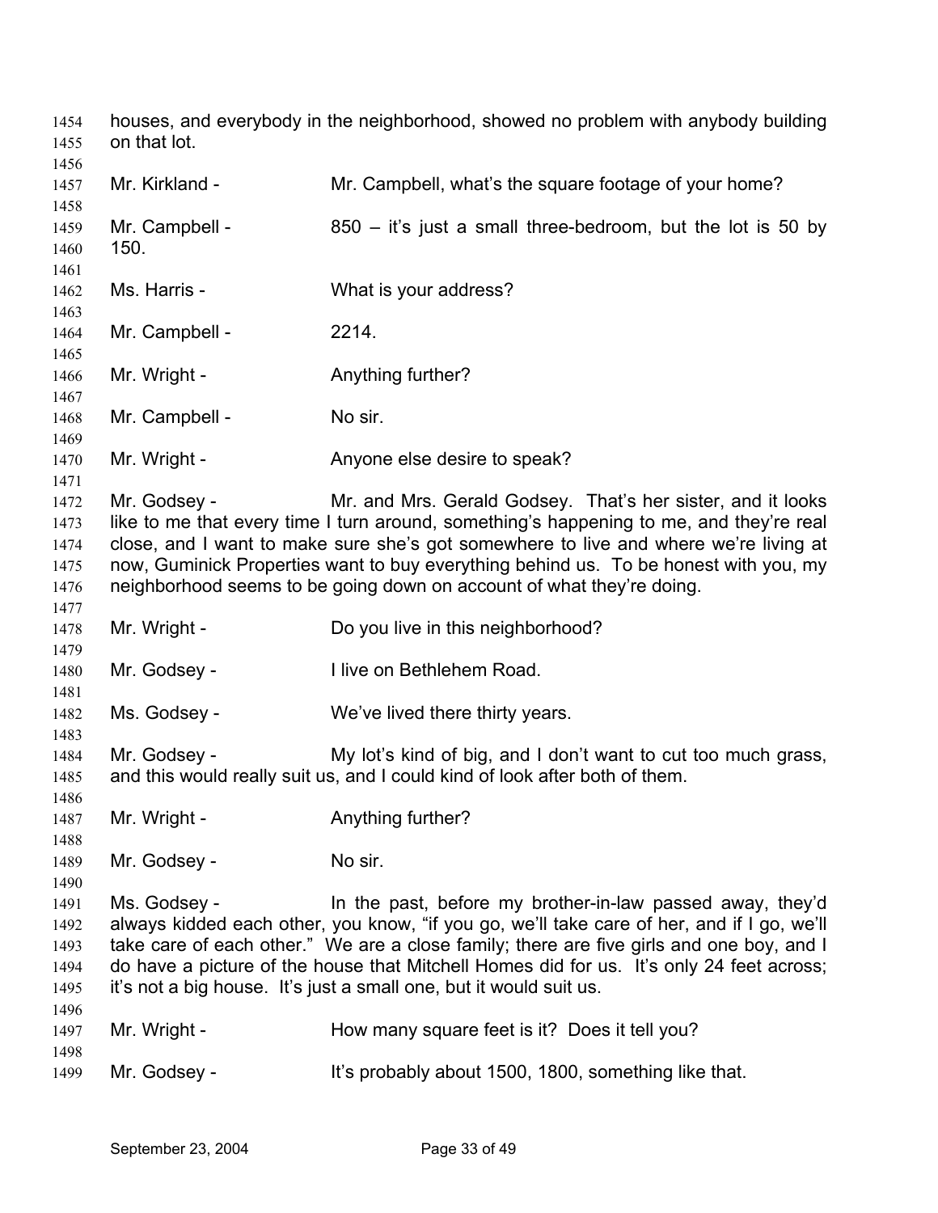houses, and everybody in the neighborhood, showed no problem with anybody building on that lot.

Mr. Kirkland - Mr. Campbell, what's the square footage of your home?

Mr. Campbell - 850 – it's just a small three-bedroom, but the lot is 50 by 150.

Ms. Harris - What is your address?

Mr. Campbell - 2214.

Mr. Wright - Anything further?

Mr. Campbell - No sir.

Mr. Wright - Anyone else desire to speak?

Mr. Godsey - Mr. and Mrs. Gerald Godsey. That's her sister, and it looks like to me that every time I turn around, something's happening to me, and they're real close, and I want to make sure she's got somewhere to live and where we're living at now, Guminick Properties want to buy everything behind us. To be honest with you, my neighborhood seems to be going down on account of what they're doing.

Mr. Wright - Do you live in this neighborhood?

Mr. Godsey - I live on Bethlehem Road.

Ms. Godsey - We've lived there thirty years.

Mr. Godsey - My lot's kind of big, and I don't want to cut too much grass, and this would really suit us, and I could kind of look after both of them.

Mr. Wright - Anything further?

Mr. Godsey - No sir.

Ms. Godsey - In the past, before my brother-in-law passed away, they'd always kidded each other, you know, "if you go, we'll take care of her, and if I go, we'll take care of each other." We are a close family; there are five girls and one boy, and I do have a picture of the house that Mitchell Homes did for us. It's only 24 feet across; it's not a big house. It's just a small one, but it would suit us.

Mr. Wright - How many square feet is it? Does it tell you?

Mr. Godsey - It's probably about 1500, 1800, something like that.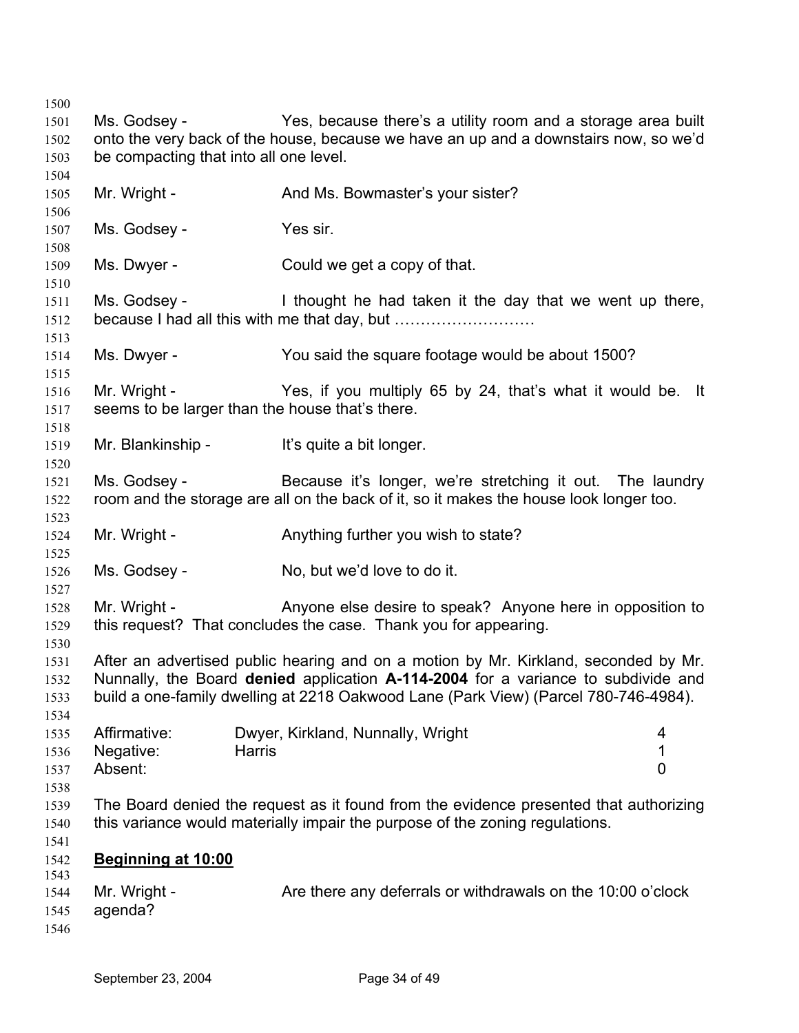Ms. Godsey - Yes, because there's a utility room and a storage area built onto the very back of the house, because we have an up and a downstairs now, so we'd be compacting that into all one level.

Mr. Wright - And Ms. Bowmaster's your sister?

Ms. Godsey - Yes sir.

Ms. Dwyer - Could we get a copy of that.

Ms. Godsey - I thought he had taken it the day that we went up there, because I had all this with me that day, but ………………………

Ms. Dwyer - You said the square footage would be about 1500?

Mr. Wright - Yes, if you multiply 65 by 24, that's what it would be. It seems to be larger than the house that's there.

Mr. Blankinship - It's quite a bit longer.

Ms. Godsey - Because it's longer, we're stretching it out. The laundry room and the storage are all on the back of it, so it makes the house look longer too.

Mr. Wright - Anything further you wish to state?

Ms. Godsey - No, but we'd love to do it.

Mr. Wright - Anyone else desire to speak? Anyone here in opposition to this request? That concludes the case. Thank you for appearing.

After an advertised public hearing and on a motion by Mr. Kirkland, seconded by Mr. Nunnally, the Board **denied** application **A-114-2004** for a variance to subdivide and build a one-family dwelling at 2218 Oakwood Lane (Park View) (Parcel 780-746-4984).

| | | |
|---|---|---|
| Affirmative: | Dwyer, Kirkland, Nunnally, Wright | 4 |
| Negative: | Harris | 1 |
| Absent: | | 0 |

The Board denied the request as it found from the evidence presented that authorizing this variance would materially impair the purpose of the zoning regulations.

**<u>Beginning at 10:00</u>**

Mr. Wright - Are there any deferrals or withdrawals on the 10:00 o'clock agenda?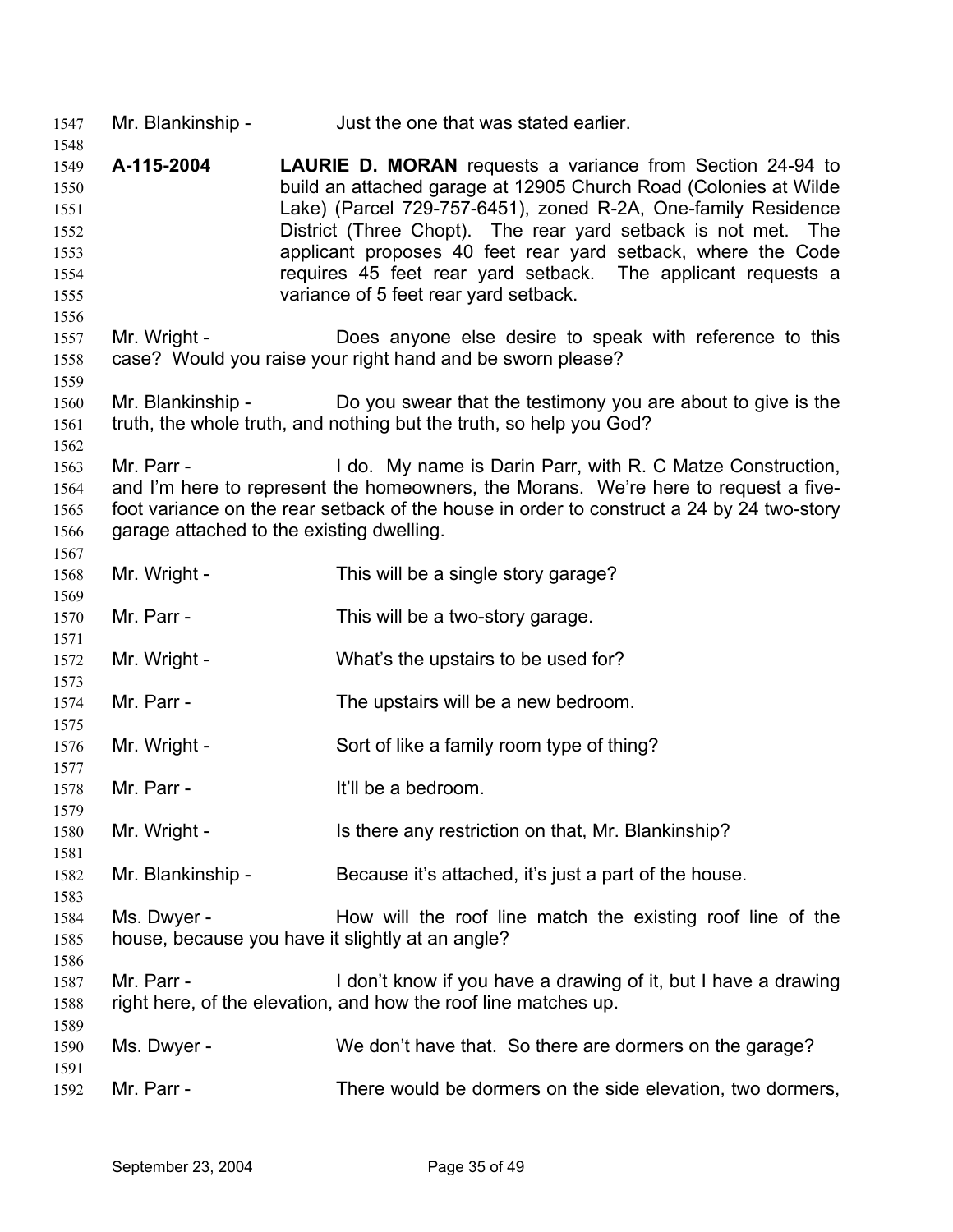Mr. Blankinship - Just the one that was stated earlier.

**A-115-2004** **LAURIE D. MORAN** requests a variance from Section 24-94 to build an attached garage at 12905 Church Road (Colonies at Wilde Lake) (Parcel 729-757-6451), zoned R-2A, One-family Residence District (Three Chopt). The rear yard setback is not met. The applicant proposes 40 feet rear yard setback, where the Code requires 45 feet rear yard setback. The applicant requests a variance of 5 feet rear yard setback.

Mr. Wright - Does anyone else desire to speak with reference to this case? Would you raise your right hand and be sworn please?

Mr. Blankinship - Do you swear that the testimony you are about to give is the truth, the whole truth, and nothing but the truth, so help you God?

Mr. Parr - I do. My name is Darin Parr, with R. C Matze Construction, and I'm here to represent the homeowners, the Morans. We're here to request a five-foot variance on the rear setback of the house in order to construct a 24 by 24 two-story garage attached to the existing dwelling.

Mr. Wright - This will be a single story garage?

Mr. Parr - This will be a two-story garage.

Mr. Wright - What's the upstairs to be used for?

Mr. Parr - The upstairs will be a new bedroom.

Mr. Wright - Sort of like a family room type of thing?

Mr. Parr - It'll be a bedroom.

Mr. Wright - Is there any restriction on that, Mr. Blankinship?

Mr. Blankinship - Because it's attached, it's just a part of the house.

Ms. Dwyer - How will the roof line match the existing roof line of the house, because you have it slightly at an angle?

Mr. Parr - I don't know if you have a drawing of it, but I have a drawing right here, of the elevation, and how the roof line matches up.

Ms. Dwyer - We don't have that. So there are dormers on the garage?

Mr. Parr - There would be dormers on the side elevation, two dormers,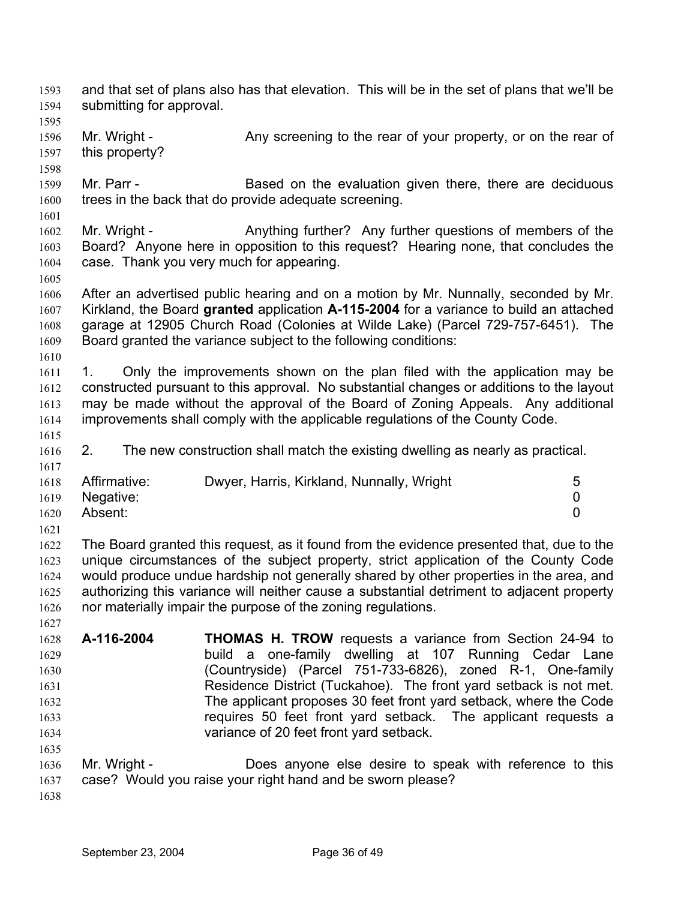and that set of plans also has that elevation. This will be in the set of plans that we'll be submitting for approval.

Mr. Wright - Any screening to the rear of your property, or on the rear of this property?

Mr. Parr - Based on the evaluation given there, there are deciduous trees in the back that do provide adequate screening.

Mr. Wright - Anything further? Any further questions of members of the Board? Anyone here in opposition to this request? Hearing none, that concludes the case. Thank you very much for appearing.

After an advertised public hearing and on a motion by Mr. Nunnally, seconded by Mr. Kirkland, the Board **granted** application **A-115-2004** for a variance to build an attached garage at 12905 Church Road (Colonies at Wilde Lake) (Parcel 729-757-6451). The Board granted the variance subject to the following conditions:

1. Only the improvements shown on the plan filed with the application may be constructed pursuant to this approval. No substantial changes or additions to the layout may be made without the approval of the Board of Zoning Appeals. Any additional improvements shall comply with the applicable regulations of the County Code.

2. The new construction shall match the existing dwelling as nearly as practical.

| | | |
|---|---|---|
| Affirmative: | Dwyer, Harris, Kirkland, Nunnally, Wright | 5 |
| Negative: | | 0 |
| Absent: | | 0 |

The Board granted this request, as it found from the evidence presented that, due to the unique circumstances of the subject property, strict application of the County Code would produce undue hardship not generally shared by other properties in the area, and authorizing this variance will neither cause a substantial detriment to adjacent property nor materially impair the purpose of the zoning regulations.

**A-116-2004** **THOMAS H. TROW** requests a variance from Section 24-94 to build a one-family dwelling at 107 Running Cedar Lane (Countryside) (Parcel 751-733-6826), zoned R-1, One-family Residence District (Tuckahoe). The front yard setback is not met. The applicant proposes 30 feet front yard setback, where the Code requires 50 feet front yard setback. The applicant requests a variance of 20 feet front yard setback.

Mr. Wright - Does anyone else desire to speak with reference to this case? Would you raise your right hand and be sworn please?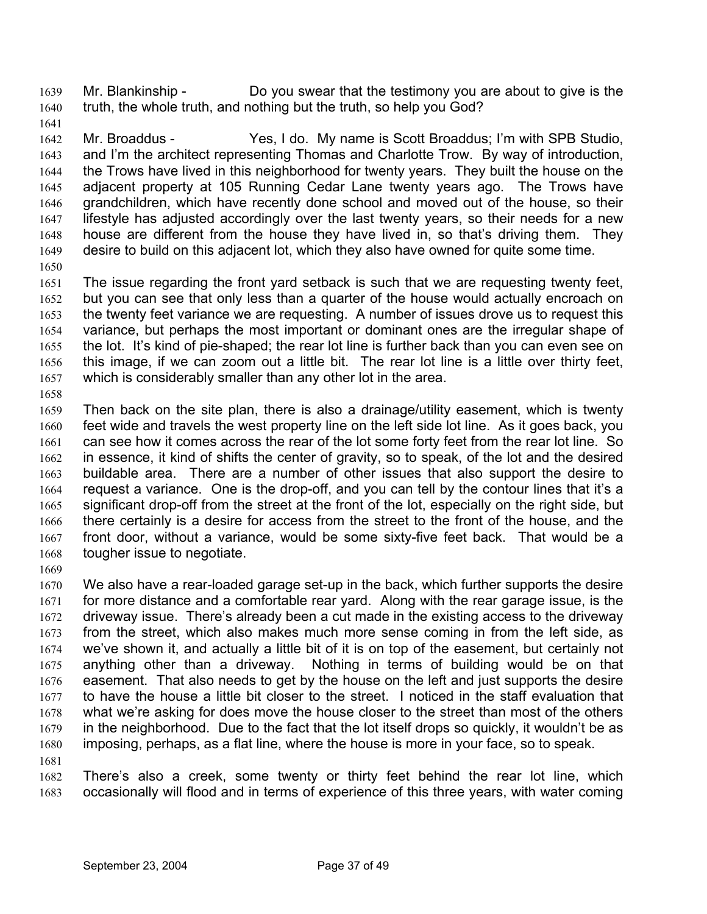Mr. Blankinship - Do you swear that the testimony you are about to give is the truth, the whole truth, and nothing but the truth, so help you God?

Mr. Broaddus - Yes, I do. My name is Scott Broaddus; I'm with SPB Studio, and I'm the architect representing Thomas and Charlotte Trow. By way of introduction, the Trows have lived in this neighborhood for twenty years. They built the house on the adjacent property at 105 Running Cedar Lane twenty years ago. The Trows have grandchildren, which have recently done school and moved out of the house, so their lifestyle has adjusted accordingly over the last twenty years, so their needs for a new house are different from the house they have lived in, so that's driving them. They desire to build on this adjacent lot, which they also have owned for quite some time.

The issue regarding the front yard setback is such that we are requesting twenty feet, but you can see that only less than a quarter of the house would actually encroach on the twenty feet variance we are requesting. A number of issues drove us to request this variance, but perhaps the most important or dominant ones are the irregular shape of the lot. It's kind of pie-shaped; the rear lot line is further back than you can even see on this image, if we can zoom out a little bit. The rear lot line is a little over thirty feet, which is considerably smaller than any other lot in the area.

Then back on the site plan, there is also a drainage/utility easement, which is twenty feet wide and travels the west property line on the left side lot line. As it goes back, you can see how it comes across the rear of the lot some forty feet from the rear lot line. So in essence, it kind of shifts the center of gravity, so to speak, of the lot and the desired buildable area. There are a number of other issues that also support the desire to request a variance. One is the drop-off, and you can tell by the contour lines that it's a significant drop-off from the street at the front of the lot, especially on the right side, but there certainly is a desire for access from the street to the front of the house, and the front door, without a variance, would be some sixty-five feet back. That would be a tougher issue to negotiate.

We also have a rear-loaded garage set-up in the back, which further supports the desire for more distance and a comfortable rear yard. Along with the rear garage issue, is the driveway issue. There's already been a cut made in the existing access to the driveway from the street, which also makes much more sense coming in from the left side, as we've shown it, and actually a little bit of it is on top of the easement, but certainly not anything other than a driveway. Nothing in terms of building would be on that easement. That also needs to get by the house on the left and just supports the desire to have the house a little bit closer to the street. I noticed in the staff evaluation that what we're asking for does move the house closer to the street than most of the others in the neighborhood. Due to the fact that the lot itself drops so quickly, it wouldn't be as imposing, perhaps, as a flat line, where the house is more in your face, so to speak.

There's also a creek, some twenty or thirty feet behind the rear lot line, which occasionally will flood and in terms of experience of this three years, with water coming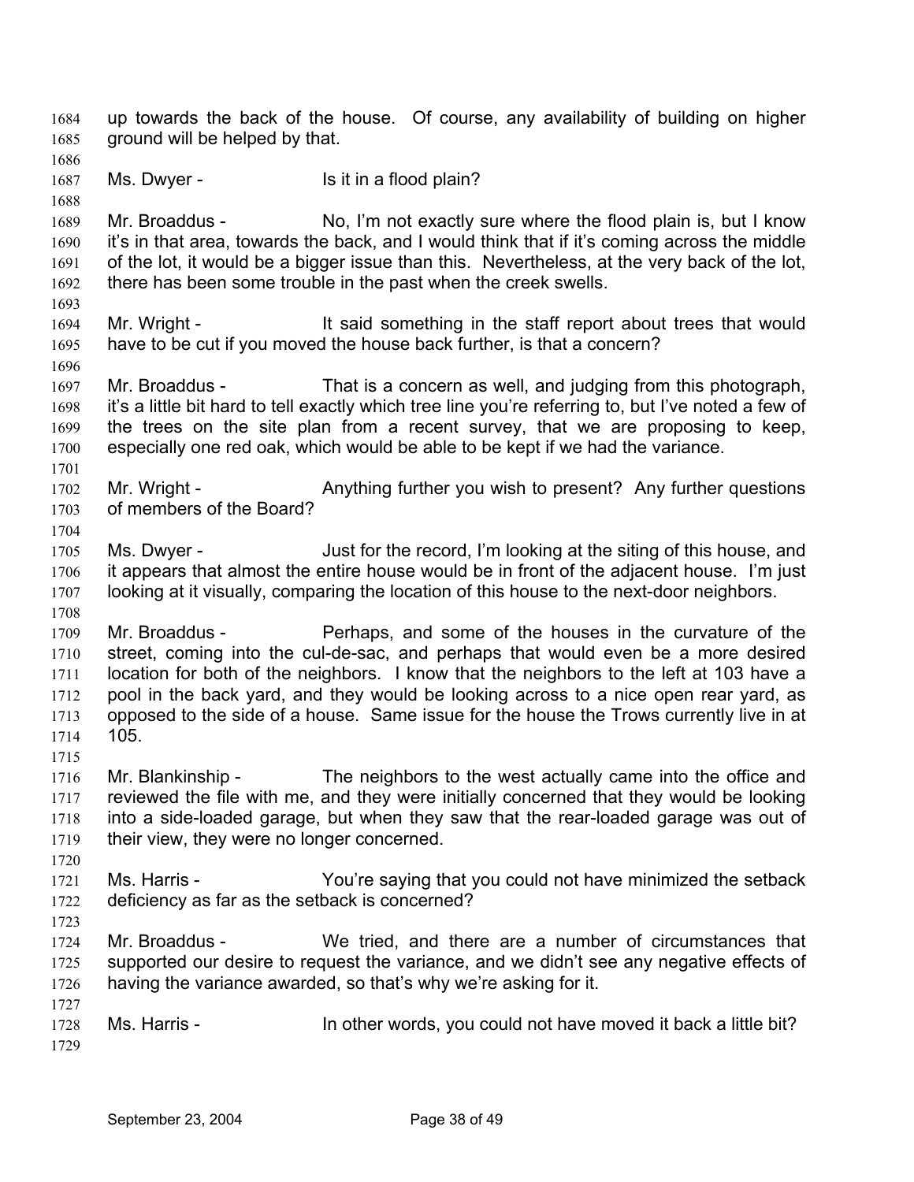up towards the back of the house. Of course, any availability of building on higher ground will be helped by that.

Ms. Dwyer - Is it in a flood plain?

Mr. Broaddus - No, I'm not exactly sure where the flood plain is, but I know it's in that area, towards the back, and I would think that if it's coming across the middle of the lot, it would be a bigger issue than this. Nevertheless, at the very back of the lot, there has been some trouble in the past when the creek swells.

Mr. Wright - It said something in the staff report about trees that would have to be cut if you moved the house back further, is that a concern?

Mr. Broaddus - That is a concern as well, and judging from this photograph, it's a little bit hard to tell exactly which tree line you're referring to, but I've noted a few of the trees on the site plan from a recent survey, that we are proposing to keep, especially one red oak, which would be able to be kept if we had the variance.

Mr. Wright - Anything further you wish to present? Any further questions of members of the Board?

Ms. Dwyer - Just for the record, I'm looking at the siting of this house, and it appears that almost the entire house would be in front of the adjacent house. I'm just looking at it visually, comparing the location of this house to the next-door neighbors.

Mr. Broaddus - Perhaps, and some of the houses in the curvature of the street, coming into the cul-de-sac, and perhaps that would even be a more desired location for both of the neighbors. I know that the neighbors to the left at 103 have a pool in the back yard, and they would be looking across to a nice open rear yard, as opposed to the side of a house. Same issue for the house the Trows currently live in at 105.

Mr. Blankinship - The neighbors to the west actually came into the office and reviewed the file with me, and they were initially concerned that they would be looking into a side-loaded garage, but when they saw that the rear-loaded garage was out of their view, they were no longer concerned.

Ms. Harris - You're saying that you could not have minimized the setback deficiency as far as the setback is concerned?

Mr. Broaddus - We tried, and there are a number of circumstances that supported our desire to request the variance, and we didn't see any negative effects of having the variance awarded, so that's why we're asking for it.

Ms. Harris - In other words, you could not have moved it back a little bit?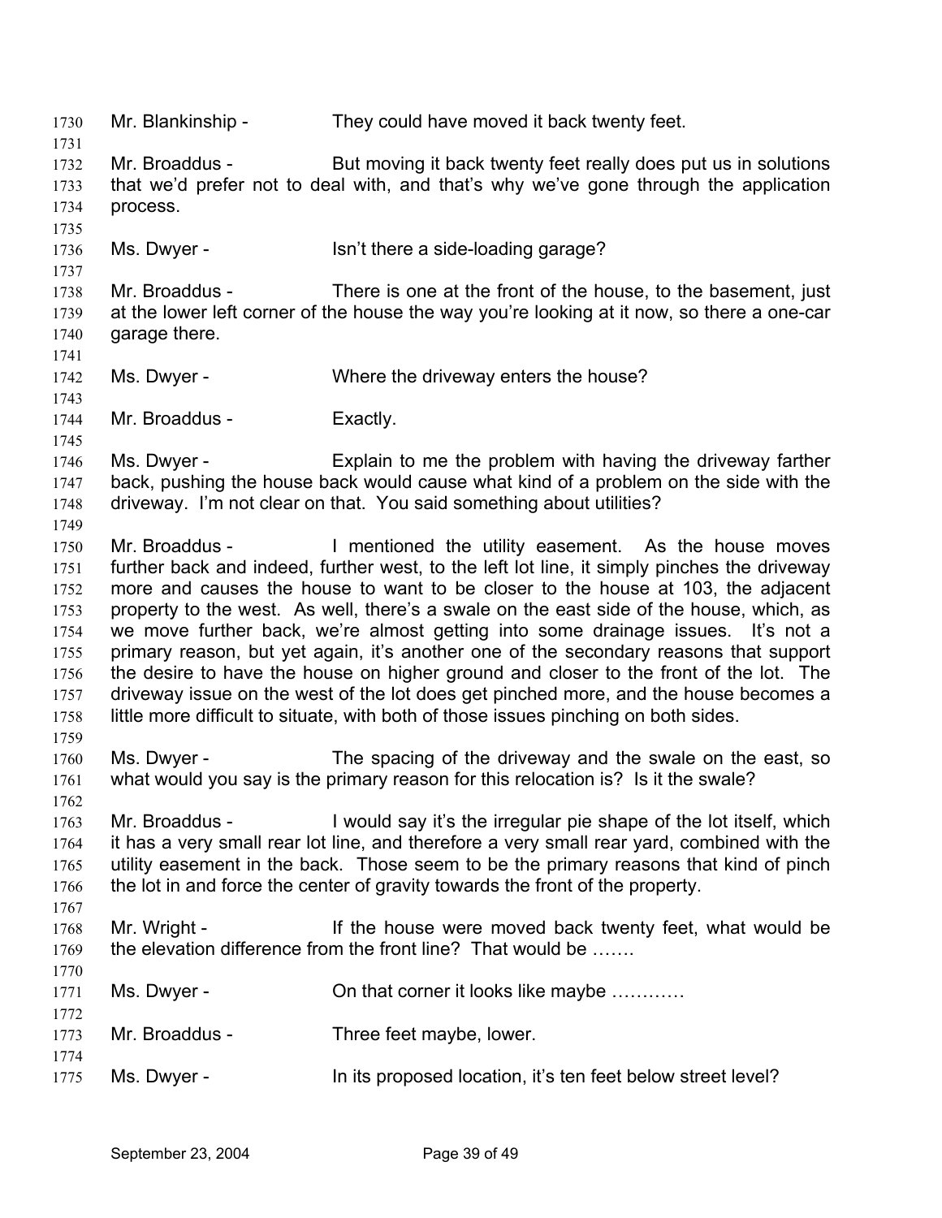Mr. Blankinship - They could have moved it back twenty feet.

Mr. Broaddus - But moving it back twenty feet really does put us in solutions that we'd prefer not to deal with, and that's why we've gone through the application process.

Ms. Dwyer - Isn't there a side-loading garage?

Mr. Broaddus - There is one at the front of the house, to the basement, just at the lower left corner of the house the way you're looking at it now, so there a one-car garage there.

Ms. Dwyer - Where the driveway enters the house?

Mr. Broaddus - Exactly.

Ms. Dwyer - Explain to me the problem with having the driveway farther back, pushing the house back would cause what kind of a problem on the side with the driveway. I'm not clear on that. You said something about utilities?

Mr. Broaddus - I mentioned the utility easement. As the house moves further back and indeed, further west, to the left lot line, it simply pinches the driveway more and causes the house to want to be closer to the house at 103, the adjacent property to the west. As well, there's a swale on the east side of the house, which, as we move further back, we're almost getting into some drainage issues. It's not a primary reason, but yet again, it's another one of the secondary reasons that support the desire to have the house on higher ground and closer to the front of the lot. The driveway issue on the west of the lot does get pinched more, and the house becomes a little more difficult to situate, with both of those issues pinching on both sides.

Ms. Dwyer - The spacing of the driveway and the swale on the east, so what would you say is the primary reason for this relocation is? Is it the swale?

Mr. Broaddus - I would say it's the irregular pie shape of the lot itself, which it has a very small rear lot line, and therefore a very small rear yard, combined with the utility easement in the back. Those seem to be the primary reasons that kind of pinch the lot in and force the center of gravity towards the front of the property.

Mr. Wright - If the house were moved back twenty feet, what would be the elevation difference from the front line? That would be …….

Ms. Dwyer - On that corner it looks like maybe …………

Mr. Broaddus - Three feet maybe, lower.

Ms. Dwyer - In its proposed location, it's ten feet below street level?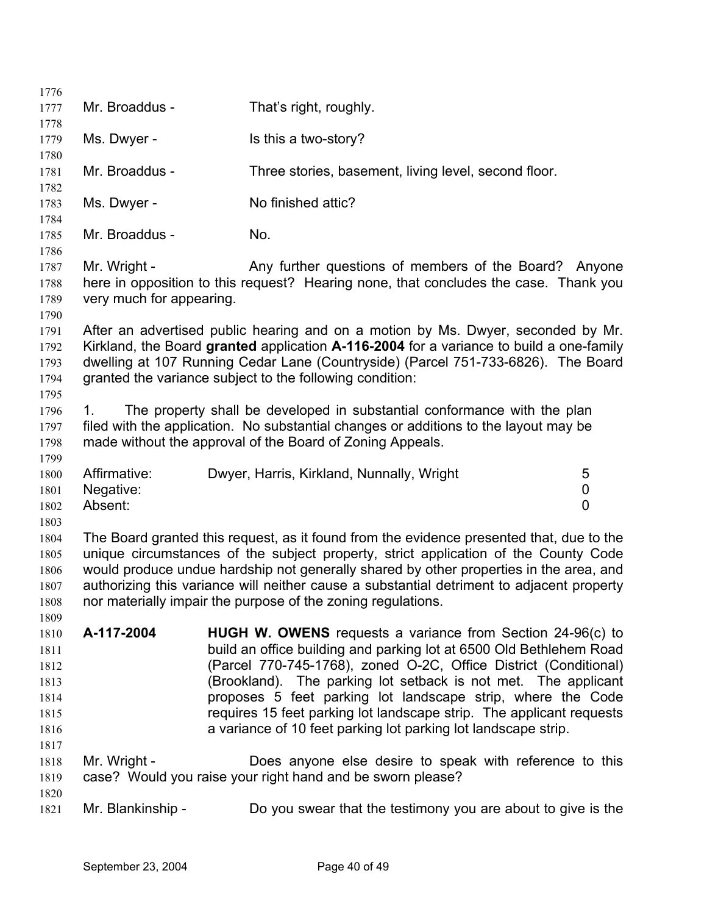Mr. Broaddus - That's right, roughly.

Ms. Dwyer - Is this a two-story?

Mr. Broaddus - Three stories, basement, living level, second floor.

Ms. Dwyer - No finished attic?

Mr. Broaddus - No.

Mr. Wright - Any further questions of members of the Board? Anyone here in opposition to this request? Hearing none, that concludes the case. Thank you very much for appearing.

After an advertised public hearing and on a motion by Ms. Dwyer, seconded by Mr. Kirkland, the Board **granted** application **A-116-2004** for a variance to build a one-family dwelling at 107 Running Cedar Lane (Countryside) (Parcel 751-733-6826). The Board granted the variance subject to the following condition:

1. The property shall be developed in substantial conformance with the plan filed with the application. No substantial changes or additions to the layout may be made without the approval of the Board of Zoning Appeals.

| | | |
|---|---|---|
| Affirmative: | Dwyer, Harris, Kirkland, Nunnally, Wright | 5 |
| Negative: | | 0 |
| Absent: | | 0 |

The Board granted this request, as it found from the evidence presented that, due to the unique circumstances of the subject property, strict application of the County Code would produce undue hardship not generally shared by other properties in the area, and authorizing this variance will neither cause a substantial detriment to adjacent property nor materially impair the purpose of the zoning regulations.

**A-117-2004** **HUGH W. OWENS** requests a variance from Section 24-96(c) to build an office building and parking lot at 6500 Old Bethlehem Road (Parcel 770-745-1768), zoned O-2C, Office District (Conditional) (Brookland). The parking lot setback is not met. The applicant proposes 5 feet parking lot landscape strip, where the Code requires 15 feet parking lot landscape strip. The applicant requests a variance of 10 feet parking lot parking lot landscape strip.

Mr. Wright - Does anyone else desire to speak with reference to this case? Would you raise your right hand and be sworn please?

Mr. Blankinship - Do you swear that the testimony you are about to give is the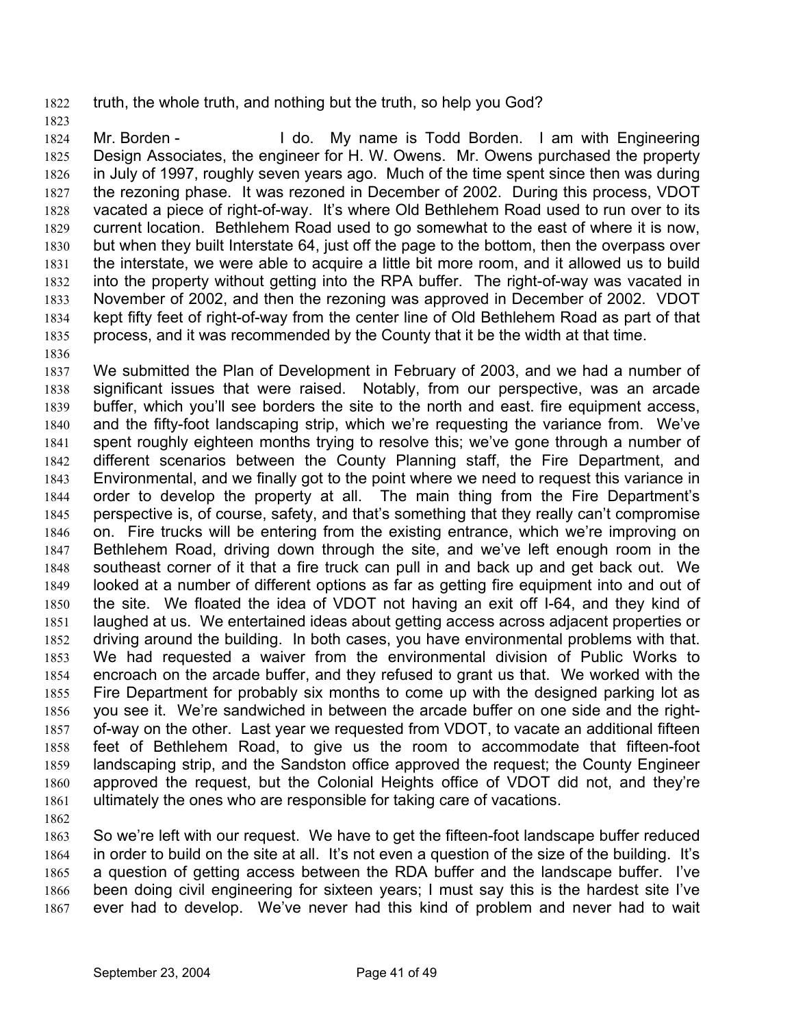truth, the whole truth, and nothing but the truth, so help you God?

Mr. Borden - I do. My name is Todd Borden. I am with Engineering Design Associates, the engineer for H. W. Owens. Mr. Owens purchased the property in July of 1997, roughly seven years ago. Much of the time spent since then was during the rezoning phase. It was rezoned in December of 2002. During this process, VDOT vacated a piece of right-of-way. It's where Old Bethlehem Road used to run over to its current location. Bethlehem Road used to go somewhat to the east of where it is now, but when they built Interstate 64, just off the page to the bottom, then the overpass over the interstate, we were able to acquire a little bit more room, and it allowed us to build into the property without getting into the RPA buffer. The right-of-way was vacated in November of 2002, and then the rezoning was approved in December of 2002. VDOT kept fifty feet of right-of-way from the center line of Old Bethlehem Road as part of that process, and it was recommended by the County that it be the width at that time.

We submitted the Plan of Development in February of 2003, and we had a number of significant issues that were raised. Notably, from our perspective, was an arcade buffer, which you'll see borders the site to the north and east. fire equipment access, and the fifty-foot landscaping strip, which we're requesting the variance from. We've spent roughly eighteen months trying to resolve this; we've gone through a number of different scenarios between the County Planning staff, the Fire Department, and Environmental, and we finally got to the point where we need to request this variance in order to develop the property at all. The main thing from the Fire Department's perspective is, of course, safety, and that's something that they really can't compromise on. Fire trucks will be entering from the existing entrance, which we're improving on Bethlehem Road, driving down through the site, and we've left enough room in the southeast corner of it that a fire truck can pull in and back up and get back out. We looked at a number of different options as far as getting fire equipment into and out of the site. We floated the idea of VDOT not having an exit off I-64, and they kind of laughed at us. We entertained ideas about getting access across adjacent properties or driving around the building. In both cases, you have environmental problems with that. We had requested a waiver from the environmental division of Public Works to encroach on the arcade buffer, and they refused to grant us that. We worked with the Fire Department for probably six months to come up with the designed parking lot as you see it. We're sandwiched in between the arcade buffer on one side and the right-of-way on the other. Last year we requested from VDOT, to vacate an additional fifteen feet of Bethlehem Road, to give us the room to accommodate that fifteen-foot landscaping strip, and the Sandston office approved the request; the County Engineer approved the request, but the Colonial Heights office of VDOT did not, and they're ultimately the ones who are responsible for taking care of vacations.

So we're left with our request. We have to get the fifteen-foot landscape buffer reduced in order to build on the site at all. It's not even a question of the size of the building. It's a question of getting access between the RDA buffer and the landscape buffer. I've been doing civil engineering for sixteen years; I must say this is the hardest site I've ever had to develop. We've never had this kind of problem and never had to wait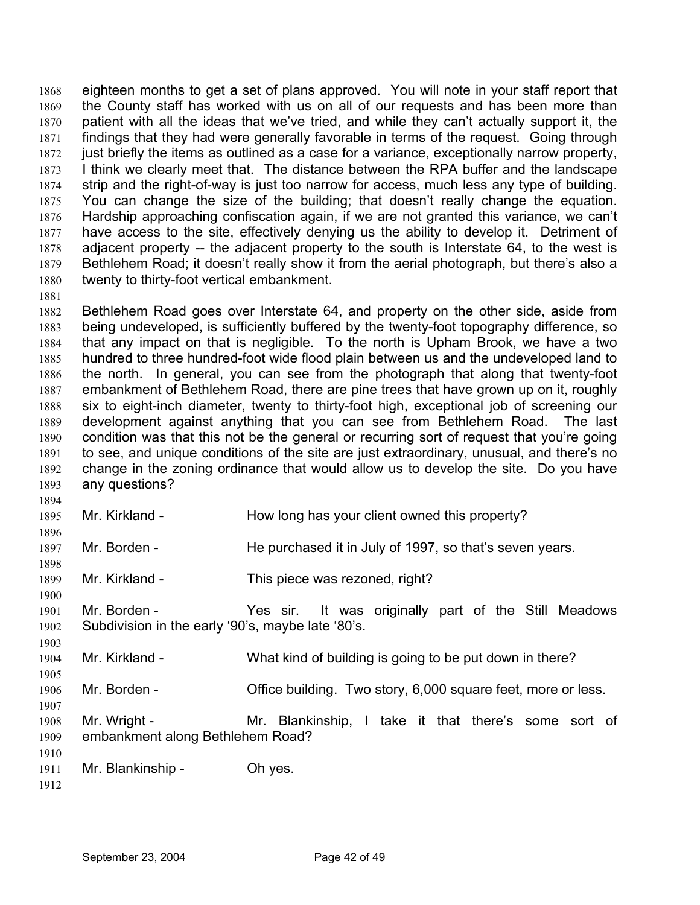eighteen months to get a set of plans approved. You will note in your staff report that the County staff has worked with us on all of our requests and has been more than patient with all the ideas that we've tried, and while they can't actually support it, the findings that they had were generally favorable in terms of the request. Going through just briefly the items as outlined as a case for a variance, exceptionally narrow property, I think we clearly meet that. The distance between the RPA buffer and the landscape strip and the right-of-way is just too narrow for access, much less any type of building. You can change the size of the building; that doesn't really change the equation. Hardship approaching confiscation again, if we are not granted this variance, we can't have access to the site, effectively denying us the ability to develop it. Detriment of adjacent property -- the adjacent property to the south is Interstate 64, to the west is Bethlehem Road; it doesn't really show it from the aerial photograph, but there's also a twenty to thirty-foot vertical embankment.

Bethlehem Road goes over Interstate 64, and property on the other side, aside from being undeveloped, is sufficiently buffered by the twenty-foot topography difference, so that any impact on that is negligible. To the north is Upham Brook, we have a two hundred to three hundred-foot wide flood plain between us and the undeveloped land to the north. In general, you can see from the photograph that along that twenty-foot embankment of Bethlehem Road, there are pine trees that have grown up on it, roughly six to eight-inch diameter, twenty to thirty-foot high, exceptional job of screening our development against anything that you can see from Bethlehem Road. The last condition was that this not be the general or recurring sort of request that you're going to see, and unique conditions of the site are just extraordinary, unusual, and there's no change in the zoning ordinance that would allow us to develop the site. Do you have any questions?

Mr. Kirkland - How long has your client owned this property?

Mr. Borden - He purchased it in July of 1997, so that's seven years.

Mr. Kirkland - This piece was rezoned, right?

Mr. Borden - Yes sir. It was originally part of the Still Meadows Subdivision in the early '90's, maybe late '80's.

Mr. Kirkland - What kind of building is going to be put down in there?

Mr. Borden - Office building. Two story, 6,000 square feet, more or less.

Mr. Wright - Mr. Blankinship, I take it that there's some sort of embankment along Bethlehem Road?

Mr. Blankinship - Oh yes.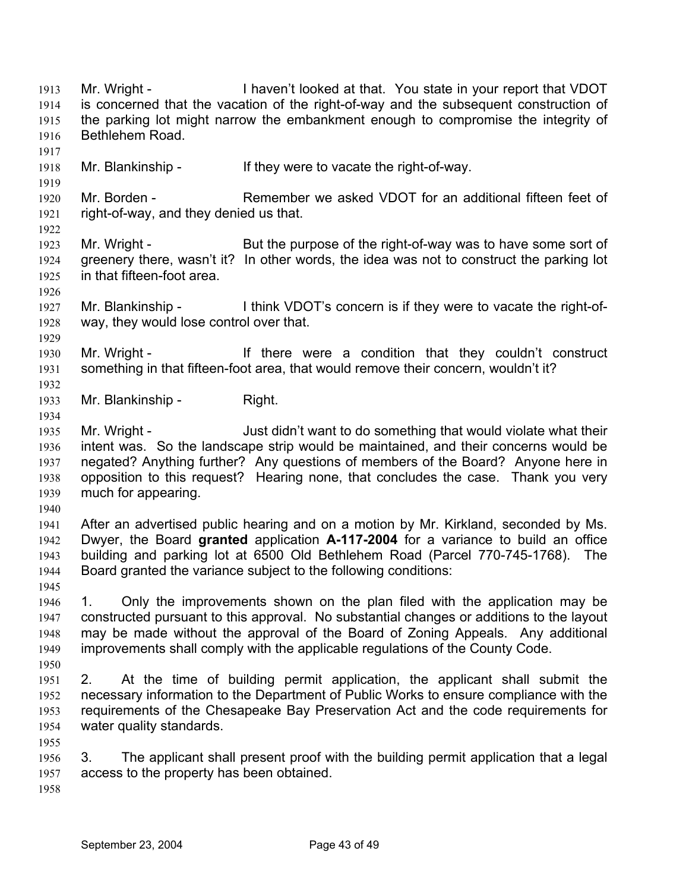Mr. Wright - I haven't looked at that. You state in your report that VDOT is concerned that the vacation of the right-of-way and the subsequent construction of the parking lot might narrow the embankment enough to compromise the integrity of Bethlehem Road.

Mr. Blankinship - If they were to vacate the right-of-way.

Mr. Borden - Remember we asked VDOT for an additional fifteen feet of right-of-way, and they denied us that.

Mr. Wright - But the purpose of the right-of-way was to have some sort of greenery there, wasn't it? In other words, the idea was not to construct the parking lot in that fifteen-foot area.

Mr. Blankinship - I think VDOT's concern is if they were to vacate the right-of-way, they would lose control over that.

Mr. Wright - If there were a condition that they couldn't construct something in that fifteen-foot area, that would remove their concern, wouldn't it?

Mr. Blankinship - Right.

Mr. Wright - Just didn't want to do something that would violate what their intent was. So the landscape strip would be maintained, and their concerns would be negated? Anything further? Any questions of members of the Board? Anyone here in opposition to this request? Hearing none, that concludes the case. Thank you very much for appearing.

After an advertised public hearing and on a motion by Mr. Kirkland, seconded by Ms. Dwyer, the Board **granted** application **A-117-2004** for a variance to build an office building and parking lot at 6500 Old Bethlehem Road (Parcel 770-745-1768). The Board granted the variance subject to the following conditions:

1. Only the improvements shown on the plan filed with the application may be constructed pursuant to this approval. No substantial changes or additions to the layout may be made without the approval of the Board of Zoning Appeals. Any additional improvements shall comply with the applicable regulations of the County Code.

2. At the time of building permit application, the applicant shall submit the necessary information to the Department of Public Works to ensure compliance with the requirements of the Chesapeake Bay Preservation Act and the code requirements for water quality standards.

3. The applicant shall present proof with the building permit application that a legal access to the property has been obtained.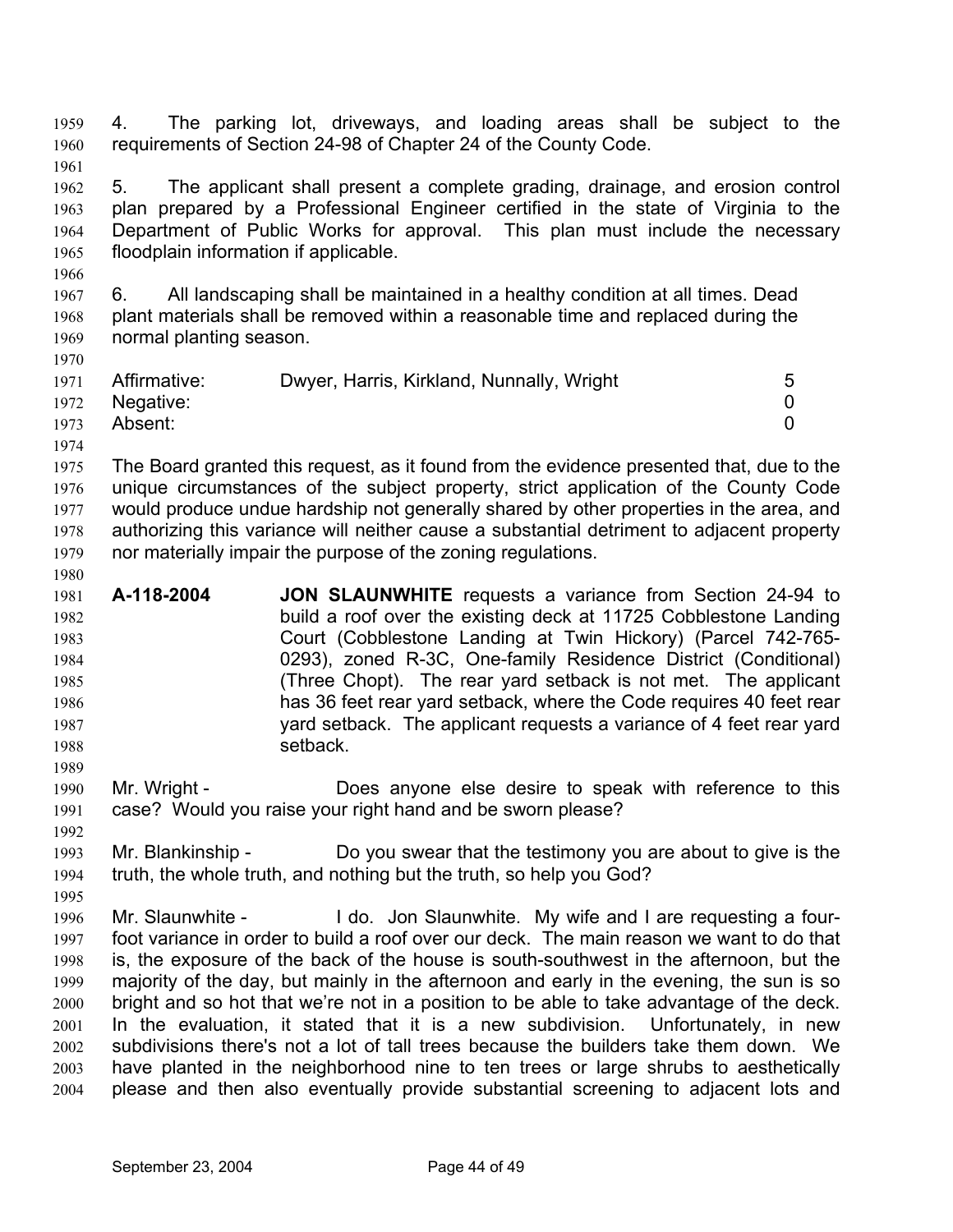4. The parking lot, driveways, and loading areas shall be subject to the requirements of Section 24-98 of Chapter 24 of the County Code.

5. The applicant shall present a complete grading, drainage, and erosion control plan prepared by a Professional Engineer certified in the state of Virginia to the Department of Public Works for approval. This plan must include the necessary floodplain information if applicable.

6. All landscaping shall be maintained in a healthy condition at all times. Dead plant materials shall be removed within a reasonable time and replaced during the normal planting season.

| | | |
|---|---|---|
| Affirmative: | Dwyer, Harris, Kirkland, Nunnally, Wright | 5 |
| Negative: | | 0 |
| Absent: | | 0 |

The Board granted this request, as it found from the evidence presented that, due to the unique circumstances of the subject property, strict application of the County Code would produce undue hardship not generally shared by other properties in the area, and authorizing this variance will neither cause a substantial detriment to adjacent property nor materially impair the purpose of the zoning regulations.

**A-118-2004** **JON SLAUNWHITE** requests a variance from Section 24-94 to build a roof over the existing deck at 11725 Cobblestone Landing Court (Cobblestone Landing at Twin Hickory) (Parcel 742-765-0293), zoned R-3C, One-family Residence District (Conditional) (Three Chopt). The rear yard setback is not met. The applicant has 36 feet rear yard setback, where the Code requires 40 feet rear yard setback. The applicant requests a variance of 4 feet rear yard setback.

Mr. Wright - Does anyone else desire to speak with reference to this case? Would you raise your right hand and be sworn please?

Mr. Blankinship - Do you swear that the testimony you are about to give is the truth, the whole truth, and nothing but the truth, so help you God?

Mr. Slaunwhite - I do. Jon Slaunwhite. My wife and I are requesting a four-foot variance in order to build a roof over our deck. The main reason we want to do that is, the exposure of the back of the house is south-southwest in the afternoon, but the majority of the day, but mainly in the afternoon and early in the evening, the sun is so bright and so hot that we're not in a position to be able to take advantage of the deck. In the evaluation, it stated that it is a new subdivision. Unfortunately, in new subdivisions there's not a lot of tall trees because the builders take them down. We have planted in the neighborhood nine to ten trees or large shrubs to aesthetically please and then also eventually provide substantial screening to adjacent lots and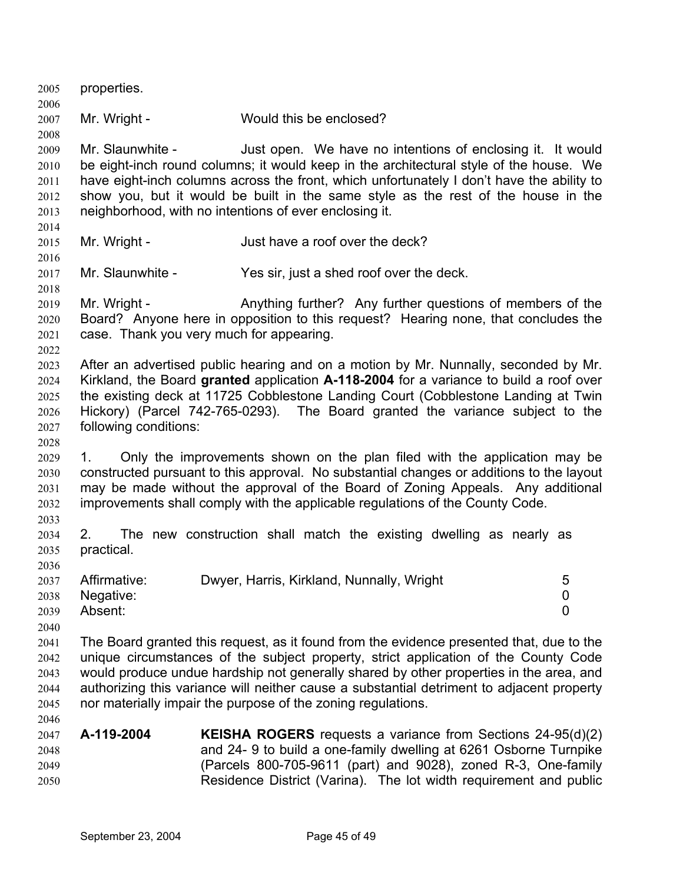properties.

Mr. Wright - Would this be enclosed?

Mr. Slaunwhite - Just open. We have no intentions of enclosing it. It would be eight-inch round columns; it would keep in the architectural style of the house. We have eight-inch columns across the front, which unfortunately I don't have the ability to show you, but it would be built in the same style as the rest of the house in the neighborhood, with no intentions of ever enclosing it.

Mr. Wright - Just have a roof over the deck?

Mr. Slaunwhite - Yes sir, just a shed roof over the deck.

Mr. Wright - Anything further? Any further questions of members of the Board? Anyone here in opposition to this request? Hearing none, that concludes the case. Thank you very much for appearing.

After an advertised public hearing and on a motion by Mr. Nunnally, seconded by Mr. Kirkland, the Board **granted** application **A-118-2004** for a variance to build a roof over the existing deck at 11725 Cobblestone Landing Court (Cobblestone Landing at Twin Hickory) (Parcel 742-765-0293). The Board granted the variance subject to the following conditions:

1. Only the improvements shown on the plan filed with the application may be constructed pursuant to this approval. No substantial changes or additions to the layout may be made without the approval of the Board of Zoning Appeals. Any additional improvements shall comply with the applicable regulations of the County Code.

2. The new construction shall match the existing dwelling as nearly as practical.

| | | |
|---|---|---|
| Affirmative: | Dwyer, Harris, Kirkland, Nunnally, Wright | 5 |
| Negative: | | 0 |
| Absent: | | 0 |

The Board granted this request, as it found from the evidence presented that, due to the unique circumstances of the subject property, strict application of the County Code would produce undue hardship not generally shared by other properties in the area, and authorizing this variance will neither cause a substantial detriment to adjacent property nor materially impair the purpose of the zoning regulations.

**A-119-2004** **KEISHA ROGERS** requests a variance from Sections 24-95(d)(2) and 24- 9 to build a one-family dwelling at 6261 Osborne Turnpike (Parcels 800-705-9611 (part) and 9028), zoned R-3, One-family Residence District (Varina). The lot width requirement and public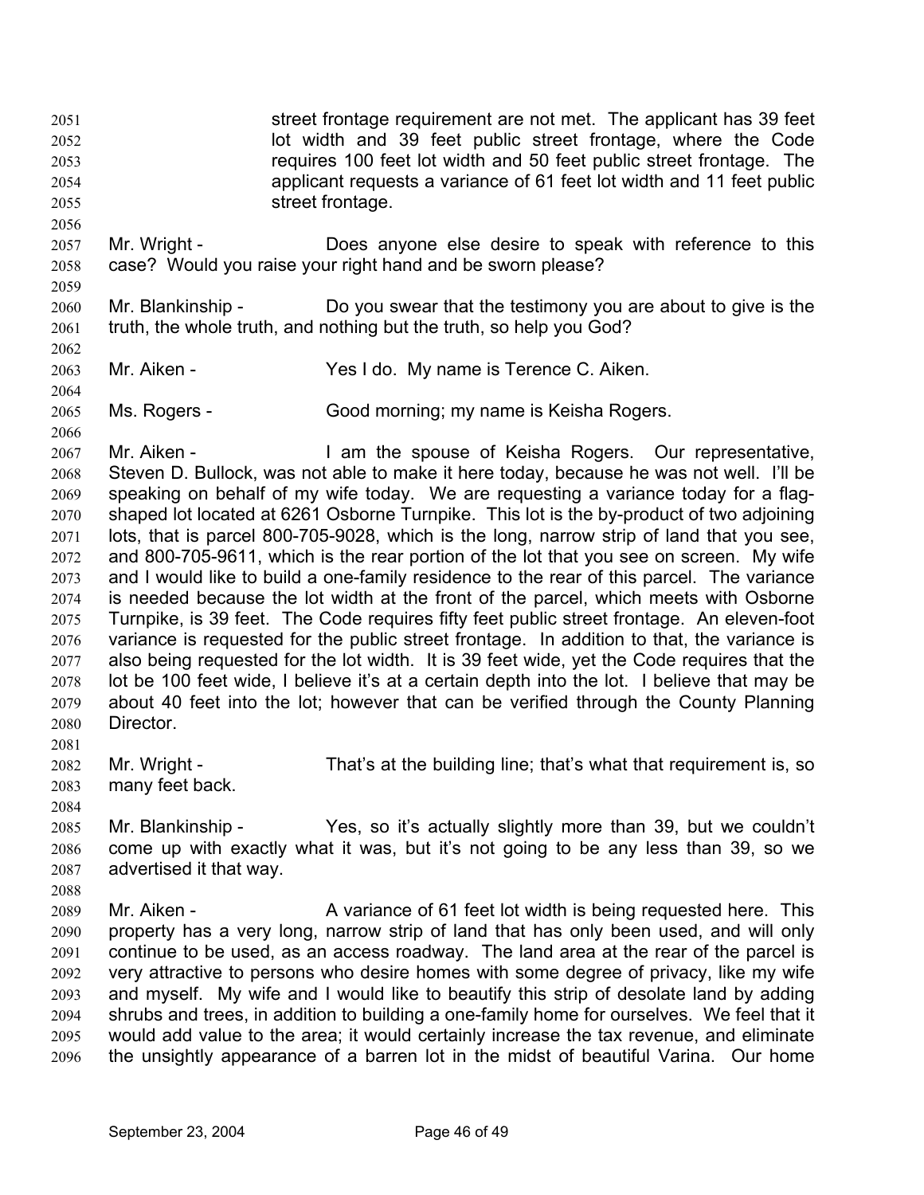street frontage requirement are not met. The applicant has 39 feet lot width and 39 feet public street frontage, where the Code requires 100 feet lot width and 50 feet public street frontage. The applicant requests a variance of 61 feet lot width and 11 feet public street frontage.

Mr. Wright - Does anyone else desire to speak with reference to this case? Would you raise your right hand and be sworn please?

Mr. Blankinship - Do you swear that the testimony you are about to give is the truth, the whole truth, and nothing but the truth, so help you God?

Mr. Aiken - Yes I do. My name is Terence C. Aiken.

Ms. Rogers - Good morning; my name is Keisha Rogers.

Mr. Aiken - I am the spouse of Keisha Rogers. Our representative, Steven D. Bullock, was not able to make it here today, because he was not well. I'll be speaking on behalf of my wife today. We are requesting a variance today for a flag-shaped lot located at 6261 Osborne Turnpike. This lot is the by-product of two adjoining lots, that is parcel 800-705-9028, which is the long, narrow strip of land that you see, and 800-705-9611, which is the rear portion of the lot that you see on screen. My wife and I would like to build a one-family residence to the rear of this parcel. The variance is needed because the lot width at the front of the parcel, which meets with Osborne Turnpike, is 39 feet. The Code requires fifty feet public street frontage. An eleven-foot variance is requested for the public street frontage. In addition to that, the variance is also being requested for the lot width. It is 39 feet wide, yet the Code requires that the lot be 100 feet wide, I believe it's at a certain depth into the lot. I believe that may be about 40 feet into the lot; however that can be verified through the County Planning Director.

Mr. Wright - That's at the building line; that's what that requirement is, so many feet back.

Mr. Blankinship - Yes, so it's actually slightly more than 39, but we couldn't come up with exactly what it was, but it's not going to be any less than 39, so we advertised it that way.

Mr. Aiken - A variance of 61 feet lot width is being requested here. This property has a very long, narrow strip of land that has only been used, and will only continue to be used, as an access roadway. The land area at the rear of the parcel is very attractive to persons who desire homes with some degree of privacy, like my wife and myself. My wife and I would like to beautify this strip of desolate land by adding shrubs and trees, in addition to building a one-family home for ourselves. We feel that it would add value to the area; it would certainly increase the tax revenue, and eliminate the unsightly appearance of a barren lot in the midst of beautiful Varina. Our home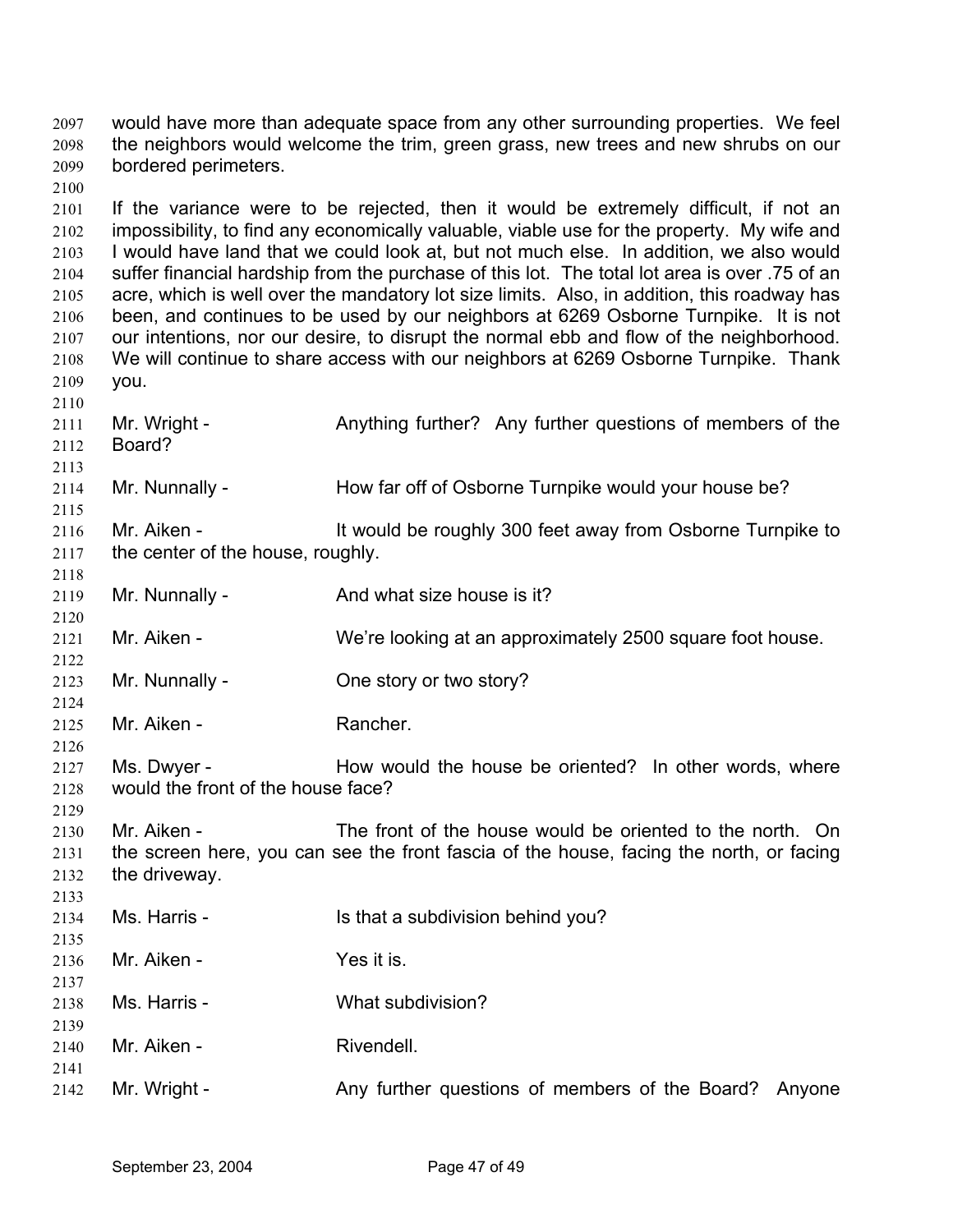would have more than adequate space from any other surrounding properties. We feel the neighbors would welcome the trim, green grass, new trees and new shrubs on our bordered perimeters.

If the variance were to be rejected, then it would be extremely difficult, if not an impossibility, to find any economically valuable, viable use for the property. My wife and I would have land that we could look at, but not much else. In addition, we also would suffer financial hardship from the purchase of this lot. The total lot area is over .75 of an acre, which is well over the mandatory lot size limits. Also, in addition, this roadway has been, and continues to be used by our neighbors at 6269 Osborne Turnpike. It is not our intentions, nor our desire, to disrupt the normal ebb and flow of the neighborhood. We will continue to share access with our neighbors at 6269 Osborne Turnpike. Thank you.

Mr. Wright - Anything further? Any further questions of members of the Board?

Mr. Nunnally - How far off of Osborne Turnpike would your house be?

Mr. Aiken - It would be roughly 300 feet away from Osborne Turnpike to the center of the house, roughly.

Mr. Nunnally - And what size house is it?

Mr. Aiken - We're looking at an approximately 2500 square foot house.

Mr. Nunnally - One story or two story?

Mr. Aiken - Rancher.

Ms. Dwyer - How would the house be oriented? In other words, where would the front of the house face?

Mr. Aiken - The front of the house would be oriented to the north. On the screen here, you can see the front fascia of the house, facing the north, or facing the driveway.

Ms. Harris - Is that a subdivision behind you?

Mr. Aiken - Yes it is.

Ms. Harris - What subdivision?

Mr. Aiken - Rivendell.

Mr. Wright - Any further questions of members of the Board? Anyone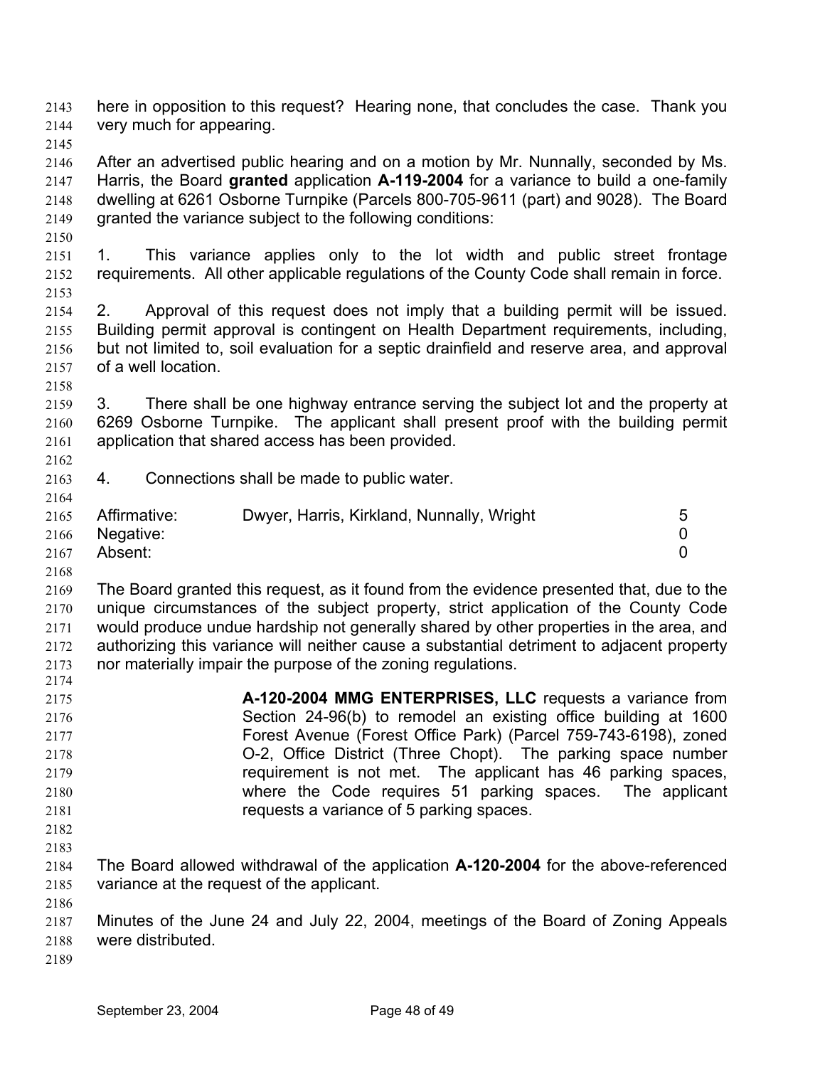here in opposition to this request? Hearing none, that concludes the case. Thank you very much for appearing.

After an advertised public hearing and on a motion by Mr. Nunnally, seconded by Ms. Harris, the Board **granted** application **A-119-2004** for a variance to build a one-family dwelling at 6261 Osborne Turnpike (Parcels 800-705-9611 (part) and 9028). The Board granted the variance subject to the following conditions:

1. This variance applies only to the lot width and public street frontage requirements. All other applicable regulations of the County Code shall remain in force.

2. Approval of this request does not imply that a building permit will be issued. Building permit approval is contingent on Health Department requirements, including, but not limited to, soil evaluation for a septic drainfield and reserve area, and approval of a well location.

3. There shall be one highway entrance serving the subject lot and the property at 6269 Osborne Turnpike. The applicant shall present proof with the building permit application that shared access has been provided.

4. Connections shall be made to public water.

| | | |
|---|---|---|
| Affirmative: | Dwyer, Harris, Kirkland, Nunnally, Wright | 5 |
| Negative: | | 0 |
| Absent: | | 0 |

The Board granted this request, as it found from the evidence presented that, due to the unique circumstances of the subject property, strict application of the County Code would produce undue hardship not generally shared by other properties in the area, and authorizing this variance will neither cause a substantial detriment to adjacent property nor materially impair the purpose of the zoning regulations.

**A-120-2004 MMG ENTERPRISES, LLC** requests a variance from Section 24-96(b) to remodel an existing office building at 1600 Forest Avenue (Forest Office Park) (Parcel 759-743-6198), zoned O-2, Office District (Three Chopt). The parking space number requirement is not met. The applicant has 46 parking spaces, where the Code requires 51 parking spaces. The applicant requests a variance of 5 parking spaces.

The Board allowed withdrawal of the application **A-120-2004** for the above-referenced variance at the request of the applicant.

Minutes of the June 24 and July 22, 2004, meetings of the Board of Zoning Appeals were distributed.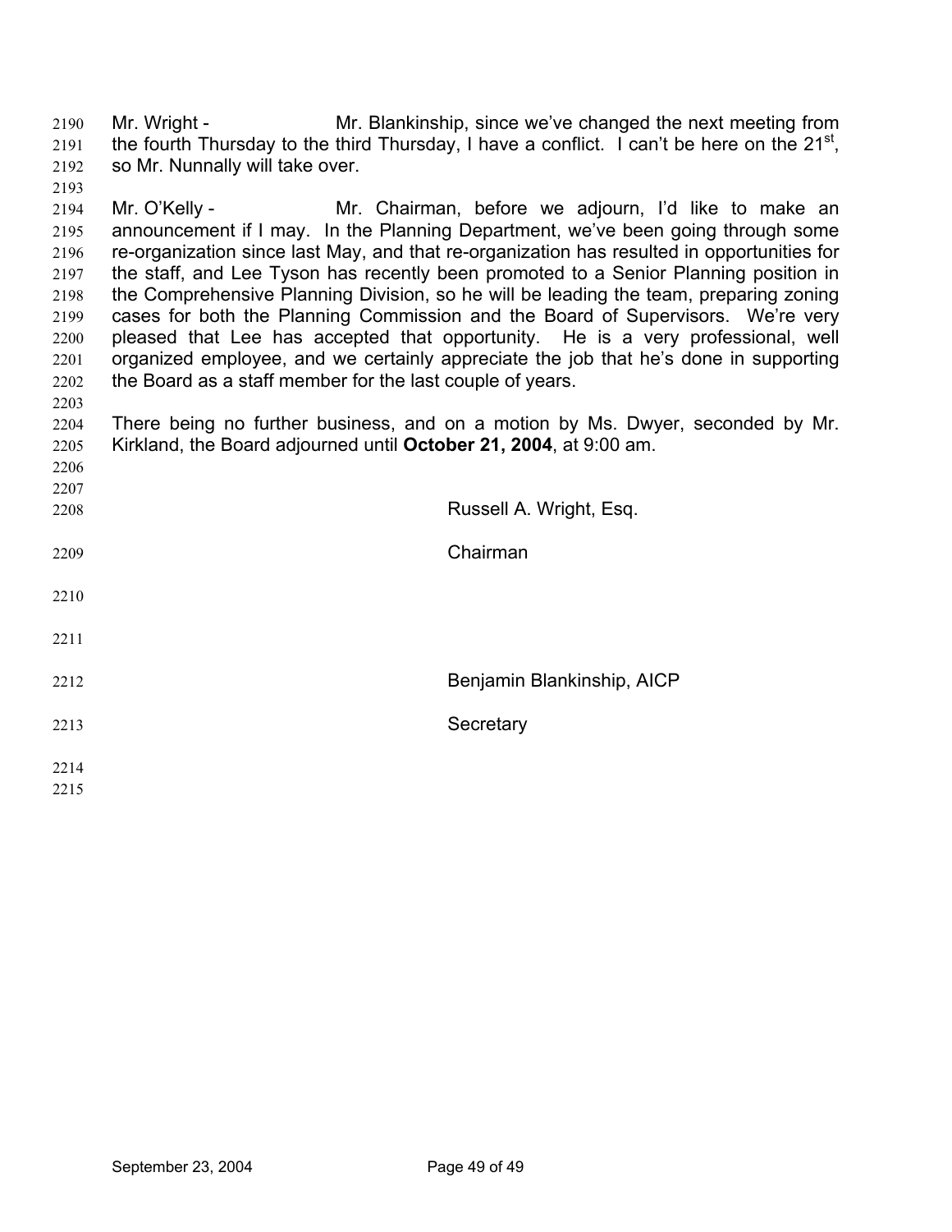Mr. Wright - Mr. Blankinship, since we've changed the next meeting from the fourth Thursday to the third Thursday, I have a conflict. I can't be here on the 21st, so Mr. Nunnally will take over.

Mr. O'Kelly - Mr. Chairman, before we adjourn, I'd like to make an announcement if I may. In the Planning Department, we've been going through some re-organization since last May, and that re-organization has resulted in opportunities for the staff, and Lee Tyson has recently been promoted to a Senior Planning position in the Comprehensive Planning Division, so he will be leading the team, preparing zoning cases for both the Planning Commission and the Board of Supervisors. We're very pleased that Lee has accepted that opportunity. He is a very professional, well organized employee, and we certainly appreciate the job that he's done in supporting the Board as a staff member for the last couple of years.

There being no further business, and on a motion by Ms. Dwyer, seconded by Mr. Kirkland, the Board adjourned until **October 21, 2004**, at 9:00 am.

Russell A. Wright, Esq.

Chairman

Benjamin Blankinship, AICP

Secretary